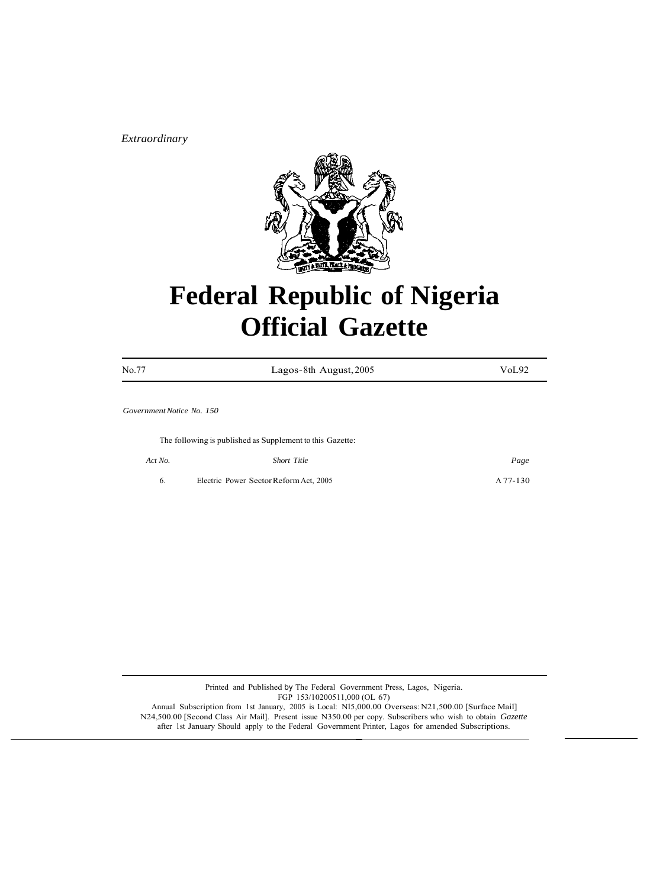*Extraordinary*

# Federal Republic of Nigeria
# Official Gazette

| No.77 | Lagos-8th August, 2005 | VoL92 |
|---|---|---|

*Government Notice No. 150*

The following is published as Supplement to this Gazette:

| *Act No.* | *Short Title* | *Page* |
|---|---|---|
| 6. | Electric Power Sector Reform Act, 2005 | A 77-130 |

Printed and Published by The Federal Government Press, Lagos, Nigeria.
FGP 153/10200511,000 (OL 67)
Annual Subscription from 1st January, 2005 is Local: Nl5,000.00 Overseas: N21,500.00 [Surface Mail] N24,500.00 [Second Class Air Mail]. Present issue N350.00 per copy. Subscribers who wish to obtain *Gazette* after 1st January Should apply to the Federal Government Printer, Lagos for amended Subscriptions.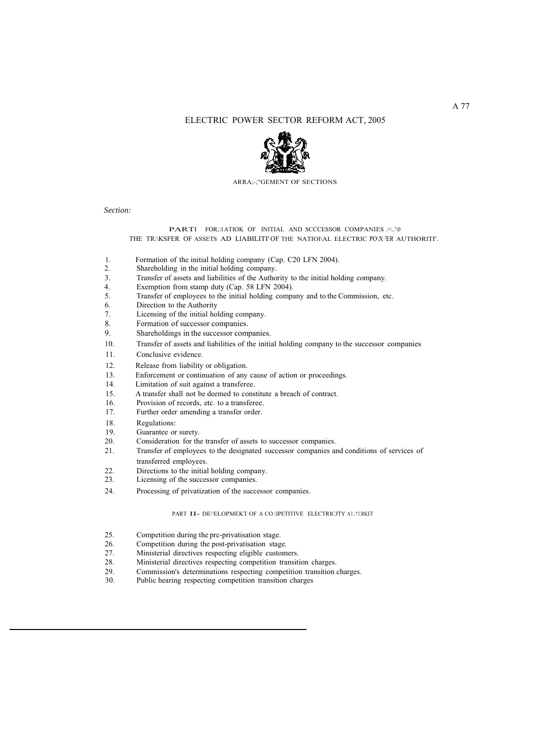# ELECTRIC POWER SECTOR REFORM ACT, 2005

ARRA;-;"GEMENT OF SECTIONS

*Section:*

## PART I FOR,\1ATIOK OF INITIAL AND SCCCESSOR COMPANIES .>\..'\0 THE TR:\KSFER OF ASSETS AD LIABILITI' OF THE NATIOI\AL ELECTRIC PO\X-'ER AUTHORITI'.

1. Formation of the initial holding company (Cap. C20 LFN 2004).
2. Shareholding in the initial holding company.
3. Transfer of assets and liabilities of the Authority to the initial holding company.
4. Exemption from stamp duty (Cap. 58 LFN 2004).
5. Transfer of employees to the initial holding company and to the Commission, etc.
6. Direction to the Authority
7. Licensing of the initial holding company.
8. Formation of successor companies.
9. Shareholdings in the successor companies.
10. Transfer of assets and liabilities of the initial holding company to the successor companies
11. Conclusive evidence.
12. Release from liability or obligation.
13. Enforcement or continuation of any cause of action or proceedings.
14. Limitation of suit against a transferee.
15. A transfer shall not be deemed to constitute a breach of contract.
16. Provision of records, etc. to a transferee.
17. Further order amending a transfer order.
18. Regulations:
19. Guarantee or surety.
20. Consideration for the transfer of assets to successor companies.
21. Transfer of employees to the designated successor companies and conditions of services of transferred employees.
22. Directions to the initial holding company.
23. Licensing of the successor companies.
24. Processing of privatization of the successor companies.

## PART II– DE\'ELOPMEKT OF A CO.\lPETITIVE ELECTRICJTY A1..''l.RKET

25. Competition during the prc-privatisation stage.
26. Competition during the post-privatisation stage.
27. Ministerial directives respecting eligible customers.
28. Ministerial directives respecting competition transition charges.
29. Commission's determinations respecting competition transition charges.
30. Public hearing respecting competition transition charges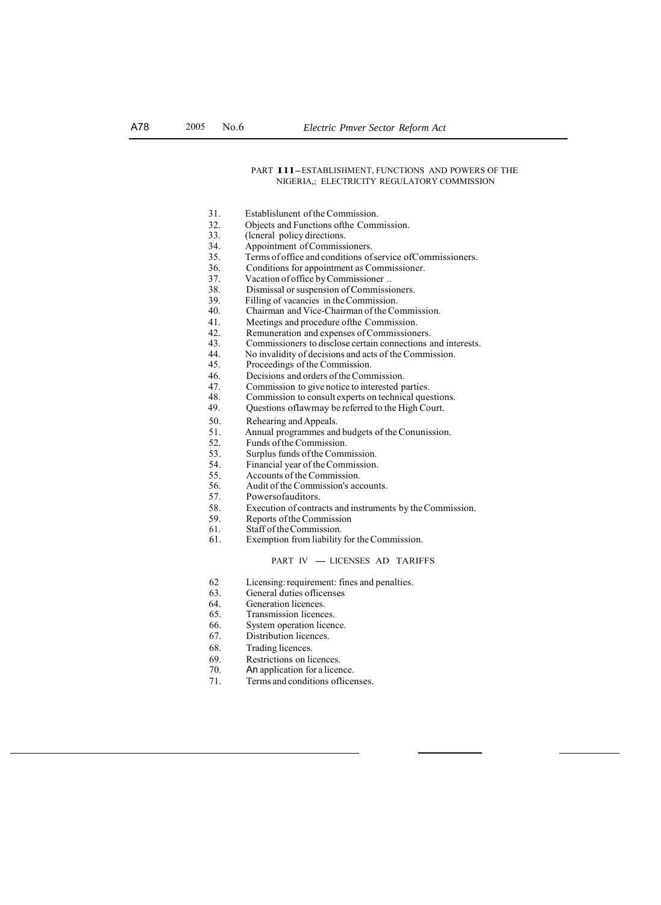PART III–ESTABLISHMENT, FUNCTIONS AND POWERS OF THE NIGERIA,; ELECTRICITY REGULATORY COMMISSION

31. Establislunent of the Commission.
32. Objects and Functions ofthe Commission.
33. (lcneral policy directions.
34. Appointment of Commissioners.
35. Terms of office and conditions of service ofCommissioners.
36. Conditions for appointment as Commissioner.
37. Vacation of office by Commissioner ..
38. Dismissal or suspension of Commissioners.
39. Filling of vacancies in the Commission.
40. Chairman and Vice-Chairman of the Commission.
41. Meetings and procedure ofthe Commission.
42. Remuneration and expenses of Commissioners.
43. Commissioners to disclose certain connections and interests.
44. No invalidity of decisions and acts of the Commission.
45. Proceedings of the Commission.
46. Decisions and orders of the Commission.
47. Commission to give notice to interested parties.
48. Commission to consult experts on technical questions.
49. Questions oflawmay be referred to the High Court.
50. Rehearing and Appeals.
51. Annual programmes and budgets of the Conunission.
52. Funds of the Commission.
53. Surplus funds of the Commission.
54. Financial year of the Commission.
55. Accounts of the Commission.
56. Audit of the Commission's accounts.
57. Powersofauditors.
58. Execution of contracts and instruments by the Commission.
59. Reports of the Commission
61. Staff of the Commission.
61. Exemption from liability for the Commission.

PART IV — LICENSES AD TARIFFS

62 Licensing: requirement: fines and penalties.
63. General duties oflicenses
64. Generation licences.
65. Transmission licences.
66. System operation licence.
67. Distribution licences.
68. Trading licences.
69. Restrictions on licences.
70. An application for a licence.
71. Terms and conditions oflicenses.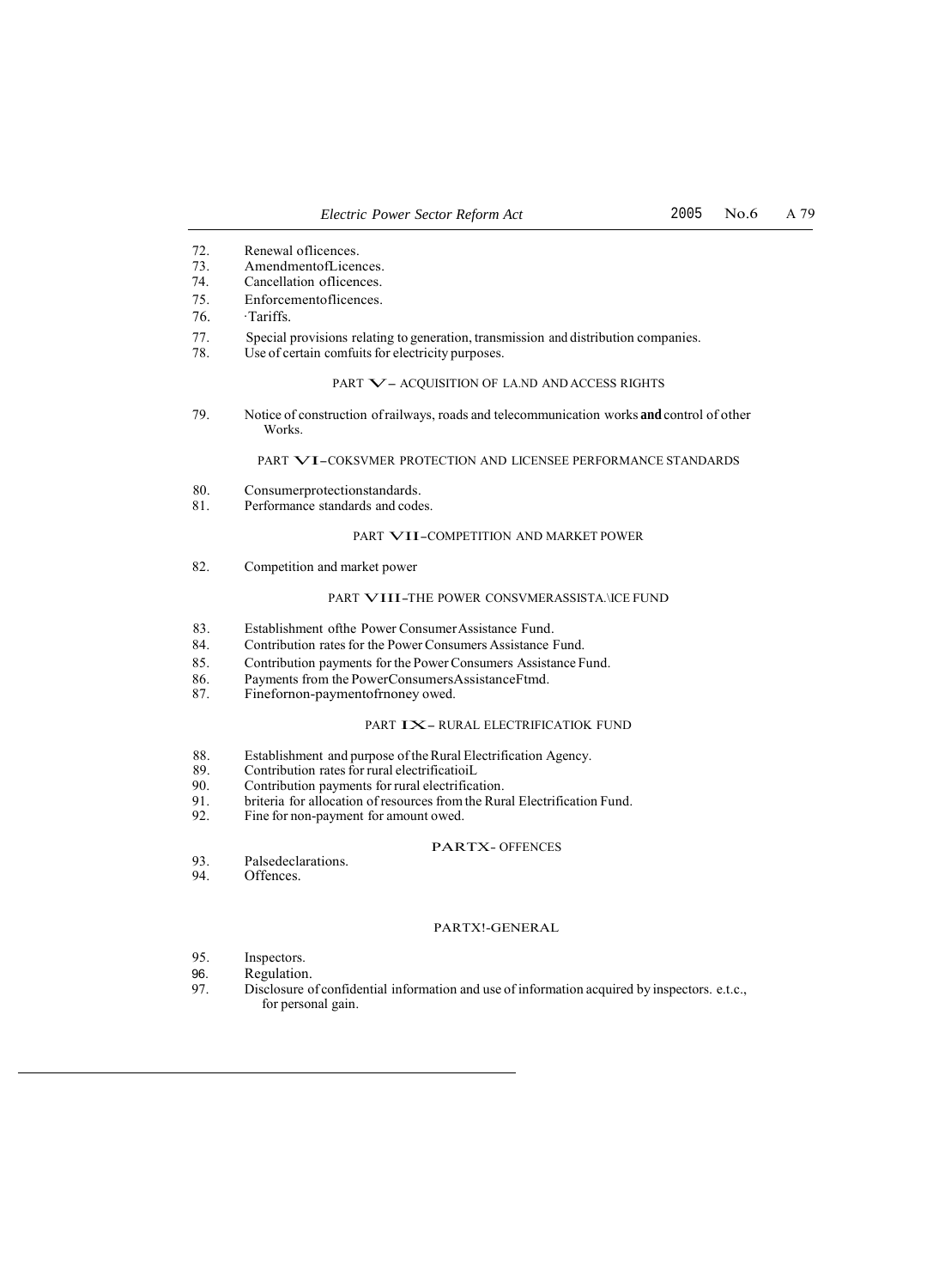72. Renewal oflicences.
73. AmendmentofLicences.
74. Cancellation oflicences.
75. Enforcementoflicences.
76. ·Tariffs.
77. Special provisions relating to generation, transmission and distribution companies.
78. Use of certain comfuits for electricity purposes.

PART V – ACQUISITION OF LA.ND AND ACCESS RIGHTS

79. Notice of construction of railways, roads and telecommunication works **and** control of other Works.

PART VI–COKSVMER PROTECTION AND LICENSEE PERFORMANCE STANDARDS

80. Consumerprotectionstandards.
81. Performance standards and codes.

PART VII–COMPETITION AND MARKET POWER

82. Competition and market power

PART VIII–THE POWER CONSVMERASSISTA.\ICE FUND

83. Establishment ofthe Power ConsumerAssistance Fund.
84. Contribution rates for the Power Consumers Assistance Fund.
85. Contribution payments for the Power Consumers Assistance Fund.
86. Payments from the PowerConsumersAssistanceFtmd.
87. Finefornon-paymentofrnoney owed.

PART IX– RURAL ELECTRIFICATIOK FUND

88. Establishment and purpose of the Rural Electrification Agency.
89. Contribution rates for rural electrificatioiL
90. Contribution payments for rural electrification.
91. briteria for allocation of resources from the Rural Electrification Fund.
92. Fine for non-payment for amount owed.

PARTX- OFFENCES

93. Palsedeclarations.
94. Offences.

PARTX!-GENERAL

95. Inspectors.
96. Regulation.
97. Disclosure of confidential information and use of information acquired by inspectors. e.t.c., for personal gain.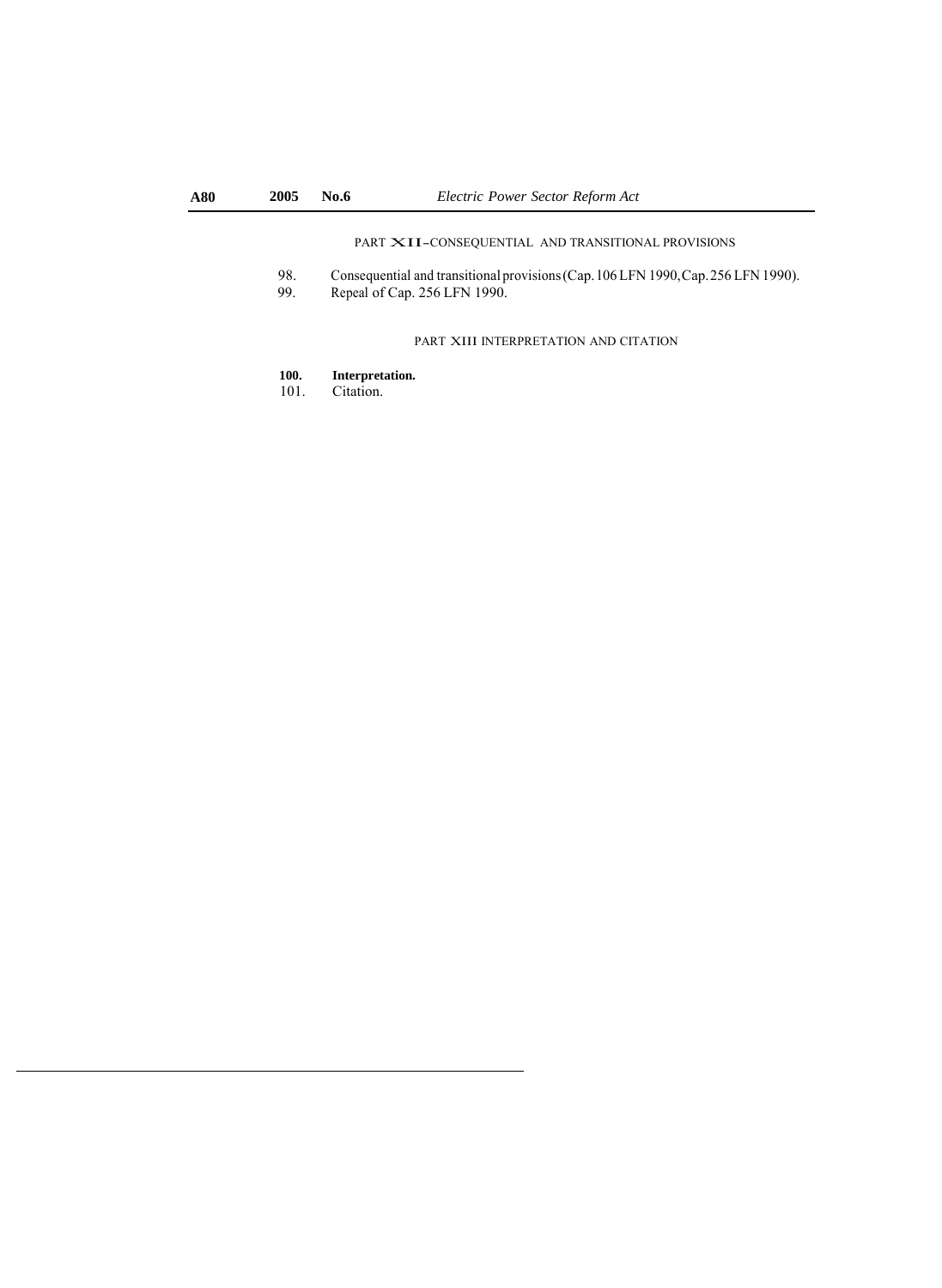PART XII–CONSEQUENTIAL AND TRANSITIONAL PROVISIONS

98. Consequential and transitional provisions (Cap. 106 LFN 1990, Cap. 256 LFN 1990).
99. Repeal of Cap. 256 LFN 1990.

PART XIII INTERPRETATION AND CITATION

**100. Interpretation.**
101. Citation.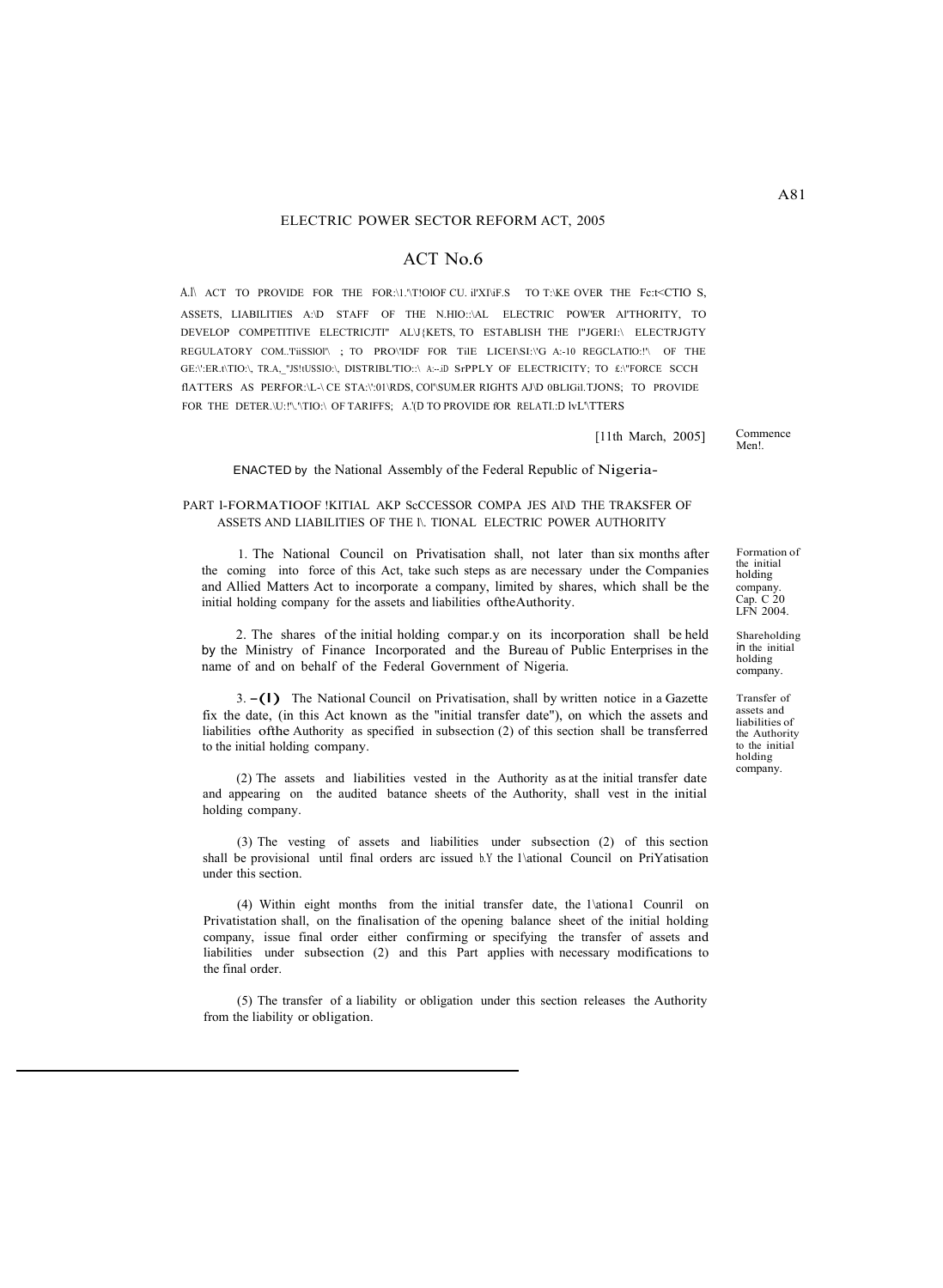# ELECTRIC POWER SECTOR REFORM ACT, 2005

## ACT No.6

A.l\ ACT TO PROVIDE FOR THE FOR:\1."\T!OlOF CU. il'XI\iF.S TO T:\KE OVER THE Fc:t<CTIO S, ASSETS, LIABILITIES A:\D STAFF OF THE N.HIO::\AL ELECTRIC POW'ER AI'THORITY, TO DEVELOP COMPETITIVE ELECTRICJTI" AL\J{KETS, TO ESTABLISH THE I"JGERI:\ ELECTRJGTY REGULATORY COM..'T'iiSSlOl'\ ; TO PRO\'IDF FOR TilE LICEI\SI:\'G A:-10 REGCLATIO:!'\ OF THE GE:\':ER.t\TIO:\, TR.A,_"JS!tUSSIO:\, DISTRIBL'TIO::\ A:--iD SrPPLY OF ELECTRICITY; TO £:\"FORCE SCCH flATTERS AS PERFOR:\L-\ CE STA:\':01\RDS, COl"\SUM.ER RIGHTS AJ\D 0BLIGil.TJONS; TO PROVIDE FOR THE DETER.\U:!"\."\TIO:\ OF TARIFFS; A.'(D TO PROVIDE fOR RELATI.:D lvL"\TTERS

[11th March, 2005] — Commence Men!.

ENACTED by the National Assembly of the Federal Republic of Nigeria-

### PART l-FORMATIOOF !KITIAL AKP ScCCESSOR COMPA JES AI\D THE TRAKSFER OF ASSETS AND LIABILITIES OF THE l\. TIONAL ELECTRIC POWER AUTHORITY

*Formation of the initial holding company. Cap. C 20 LFN 2004.*

1. The National Council on Privatisation shall, not later than six months after the coming into force of this Act, take such steps as are necessary under the Companies and Allied Matters Act to incorporate a company, limited by shares, which shall be the initial holding company for the assets and liabilities oftheAuthority.

*Shareholding in the initial holding company.*

2. The shares of the initial holding compar.y on its incorporation shall be held by the Ministry of Finance Incorporated and the Bureau of Public Enterprises in the name of and on behalf of the Federal Government of Nigeria.

*Transfer of assets and liabilities of the Authority to the initial holding company.*

3. -(1) The National Council on Privatisation, shall by written notice in a Gazette fix the date, (in this Act known as the "initial transfer date"), on which the assets and liabilities ofthe Authority as specified in subsection (2) of this section shall be transferred to the initial holding company.

(2) The assets and liabilities vested in the Authority as at the initial transfer date and appearing on the audited batance sheets of the Authority, shall vest in the initial holding company.

(3) The vesting of assets and liabilities under subsection (2) of this section shall be provisional until final orders arc issued b.Y the l\ational Council on PriYatisation under this section.

(4) Within eight months from the initial transfer date, the l\ationa1 Counril on Privatistation shall, on the finalisation of the opening balance sheet of the initial holding company, issue final order either confirming or specifying the transfer of assets and liabilities under subsection (2) and this Part applies with necessary modifications to the final order.

(5) The transfer of a liability or obligation under this section releases the Authority from the liability or obligation.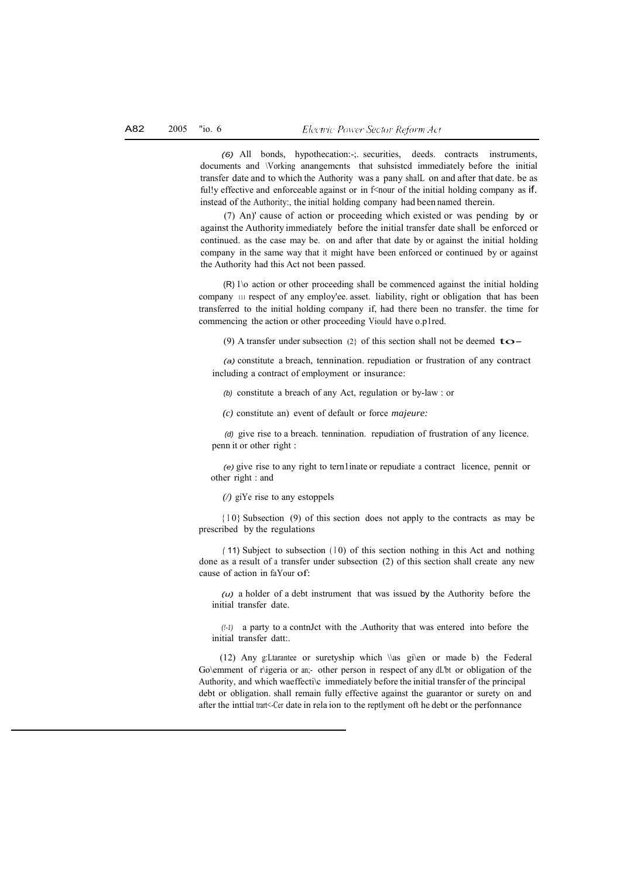(6) All bonds, hypothecation:-;. securities, deeds. contracts instruments, documents and \Vorking anangemcnts that suhsistcd immediately before the initial transfer date and to which the Authority was a pany shalL on and after that date. be as ful!y effective and enforceable against or in f<nour of the initial holding company as if. instead of the Authority:, the initial holding company had been named therein.

(7) An)' cause of action or proceeding which existed or was pending by or against the Authority immediately before the initial transfer date shall be enforced or continued. as the case may be. on and after that date by or against the initial holding company in the same way that it might have been enforced or continued by or against the Authority had this Act not been passed.

(R) 1\o action or other proceeding shall be commenced against the initial holding company 111 respect of any employ'ee. asset. liability, right or obligation that has been transferred to the initial holding company if, had there been no transfer. the time for commencing the action or other proceeding Viould have o.p1red.

(9) A transfer under subsection (2} of this section shall not be deemed to–

(a) constitute a breach, tennination. repudiation or frustration of any contract including a contract of employment or insurance:

(b) constitute a breach of any Act, regulation or by-law : or

(c) constitute an) event of default or force *majeure:*

(d) give rise to a breach. tennination. repudiation of frustration of any licence. penn it or other right :

(e) give rise to any right to tern1inate or repudiate a contract licence, pennit or other right : and

(/) giYe rise to any estoppels

{10} Subsection (9) of this section does not apply to the contracts as may be prescribed by the regulations

( 11) Subject to subsection (10) of this section nothing in this Act and nothing done as a result of a transfer under subsection (2) of this section shall create any new cause of action in faYour of:

(u) a holder of a debt instrument that was issued by the Authority before the initial transfer date.

(!-1) a party to a contnJct with the .Authority that was entered into before the initial transfer datt:.

(12) Any g:Ltarantee or suretyship which \\as gi\en or made b) the Federal Go\emment of r\igeria or an;- other person in respect of any dL'bt or obligation of the Authority, and which waeffecti\c immediately before the initial transfer of the principal debt or obligation. shall remain fully effective against the guarantor or surety on and after the inttial trart<-Cer date in rela ion to the reptlyment oft he debt or the perfonnance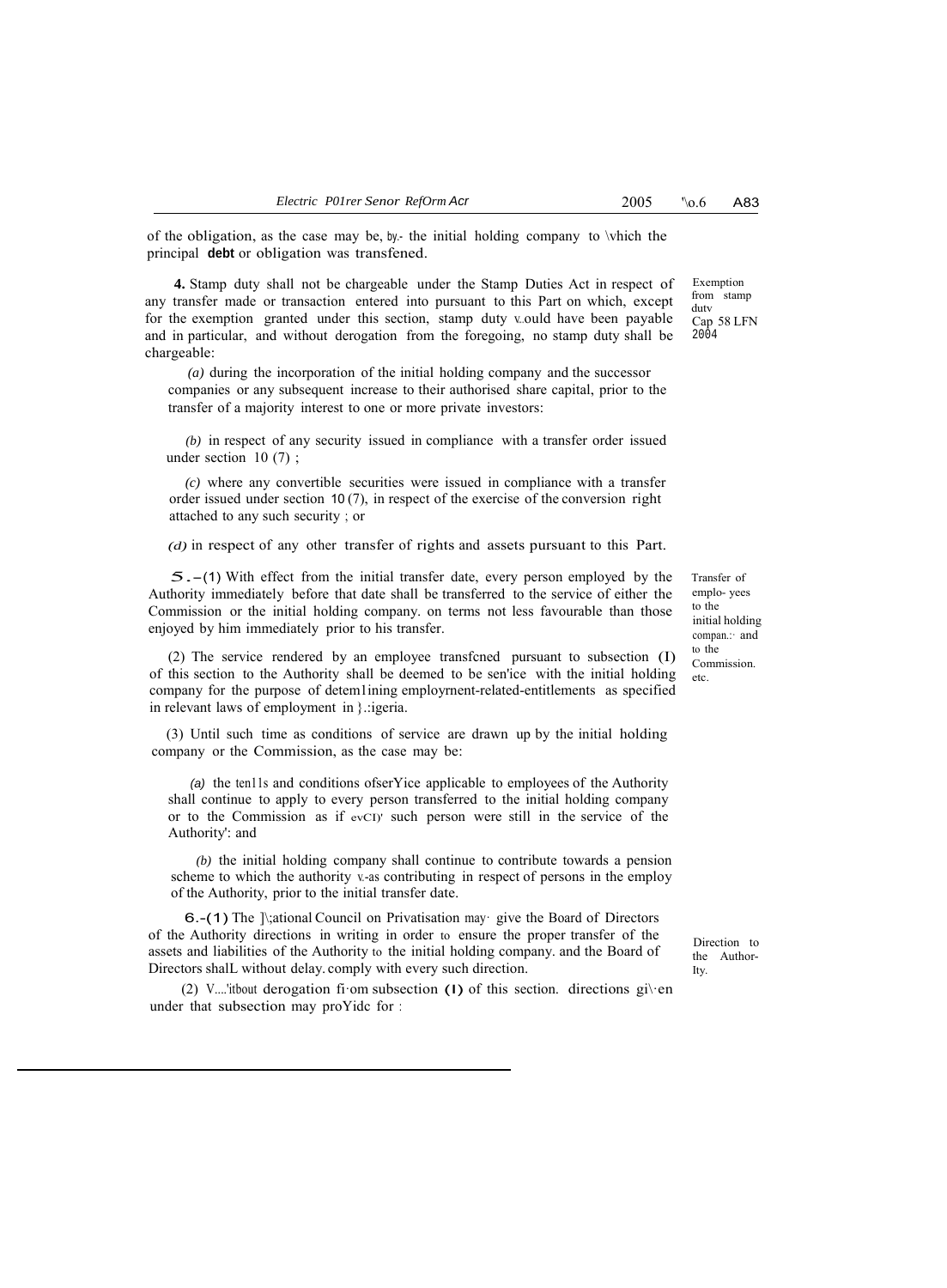of the obligation, as the case may be, by the initial holding company to which the principal **debt** or obligation was transfened.

Exemption from stamp duty Cap 58 LFN 2004

**4.** Stamp duty shall not be chargeable under the Stamp Duties Act in respect of any transfer made or transaction entered into pursuant to this Part on which, except for the exemption granted under this section, stamp duty would have been payable and in particular, and without derogation from the foregoing, no stamp duty shall be chargeable:

*(a)* during the incorporation of the initial holding company and the successor companies or any subsequent increase to their authorised share capital, prior to the transfer of a majority interest to one or more private investors:

*(b)* in respect of any security issued in compliance with a transfer order issued under section 10 (7) ;

*(c)* where any convertible securities were issued in compliance with a transfer order issued under section 10 (7), in respect of the exercise of the conversion right attached to any such security ; or

*(d)* in respect of any other transfer of rights and assets pursuant to this Part.

Transfer of employees to the initial holding company and to the Commission. etc.

**5.**-(1) With effect from the initial transfer date, every person employed by the Authority immediately before that date shall be transferred to the service of either the Commission or the initial holding company. on terms not less favourable than those enjoyed by him immediately prior to his transfer.

(2) The service rendered by an employee transfcned pursuant to subsection (1) of this section to the Authority shall be deemed to be sen'ice with the initial holding company for the purpose of detem1ining employrnent-related-entitlements as specified in relevant laws of employment in Nigeria.

(3) Until such time as conditions of service are drawn up by the initial holding company or the Commission, as the case may be:

*(a)* the terms and conditions ofserYice applicable to employees of the Authority shall continue to apply to every person transferred to the initial holding company or to the Commission as if every such person were still in the service of the Authority': and

*(b)* the initial holding company shall continue to contribute towards a pension scheme to which the authority was contributing in respect of persons in the employ of the Authority, prior to the initial transfer date.

Direction to the Authority.

**6.**-(1) The National Council on Privatisation may give the Board of Directors of the Authority directions in writing in order to ensure the proper transfer of the assets and liabilities of the Authority to the initial holding company. and the Board of Directors shalL without delay. comply with every such direction.

(2) Without derogation from subsection (1) of this section. directions given under that subsection may proYide for :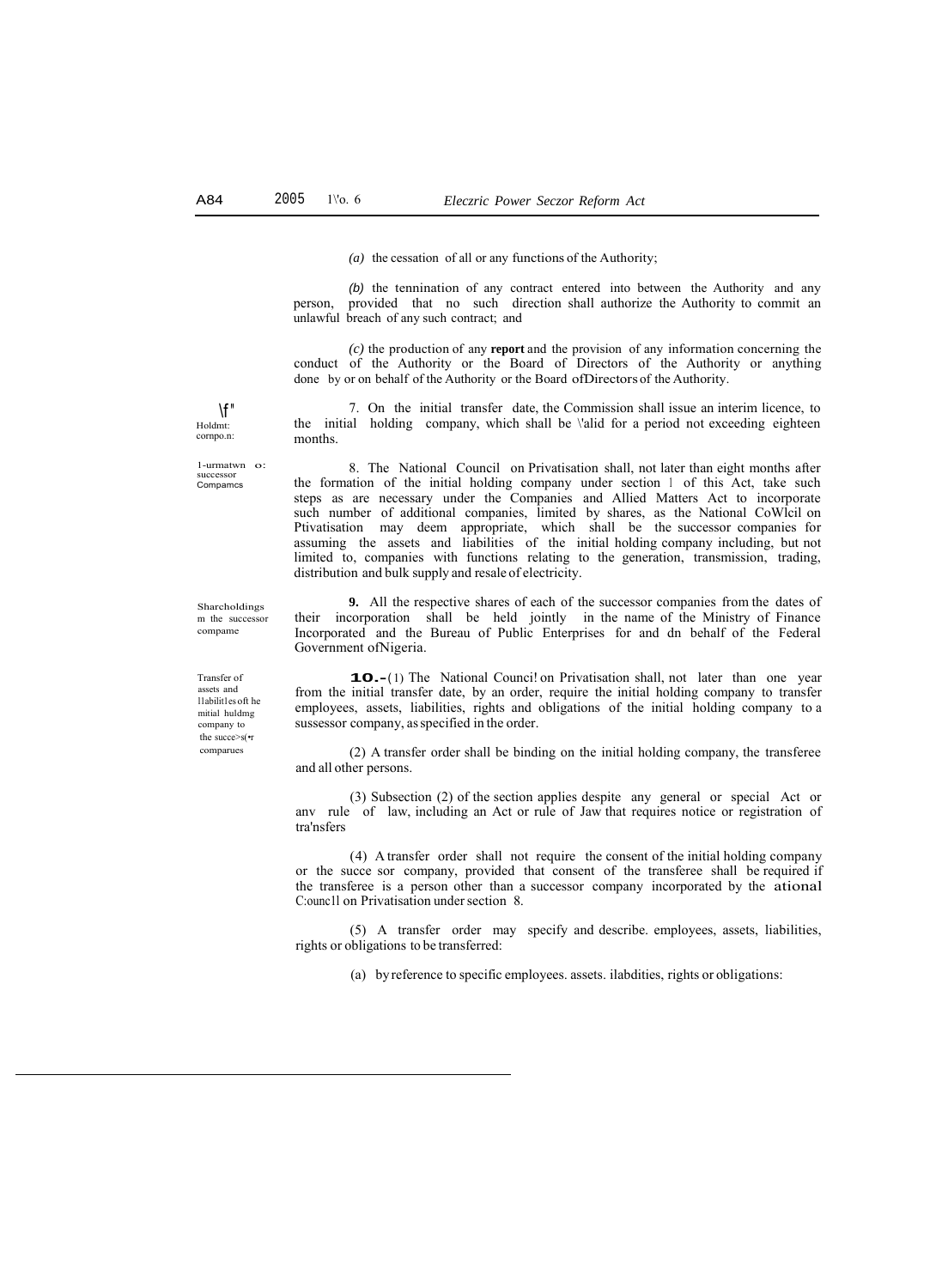(a) the cessation of all or any functions of the Authority;

(b) the tennination of any contract entered into between the Authority and any person, provided that no such direction shall authorize the Authority to commit an unlawful breach of any such contract; and

(c) the production of any **report** and the provision of any information concerning the conduct of the Authority or the Board of Directors of the Authority or anything done by or on behalf of the Authority or the Board ofDirectors of the Authority.

*\f" Holdmt: cornpo.n:*

7. On the initial transfer date, the Commission shall issue an interim licence, to the initial holding company, which shall be \'alid for a period not exceeding eighteen months.

*1-urmatwn o: successor Compamcs*

8. The National Council on Privatisation shall, not later than eight months after the formation of the initial holding company under section 1 of this Act, take such steps as are necessary under the Companies and Allied Matters Act to incorporate such number of additional companies, limited by shares, as the National CoWlcil on Ptivatisation may deem appropriate, which shall be the successor companies for assuming the assets and liabilities of the initial holding company including, but not limited to, companies with functions relating to the generation, transmission, trading, distribution and bulk supply and resale of electricity.

*Sharcholdings m the successor compame*

**9.** All the respective shares of each of the successor companies from the dates of their incorporation shall be held jointly in the name of the Ministry of Finance Incorporated and the Bureau of Public Enterprises for and dn behalf of the Federal Government ofNigeria.

*Transfer of assets and l1abilit1es oft he mitial huldmg company to the succe>s(•r comparues*

**10.-**(1) The National Counci! on Privatisation shall, not later than one year from the initial transfer date, by an order, require the initial holding company to transfer employees, assets, liabilities, rights and obligations of the initial holding company to a sussessor company, as specified in the order.

(2) A transfer order shall be binding on the initial holding company, the transferee and all other persons.

(3) Subsection (2) of the section applies despite any general or special Act or anv rule of law, including an Act or rule of Jaw that requires notice or registration of tra'nsfers

(4) A transfer order shall not require the consent of the initial holding company or the succe sor company, provided that consent of the transferee shall be required if the transferee is a person other than a successor company incorporated by the ational C:ouncl1 on Privatisation under section 8.

(5) A transfer order may specify and describe. employees, assets, liabilities, rights or obligations to be transferred:

(a) by reference to specific employees. assets. ilabdities, rights or obligations: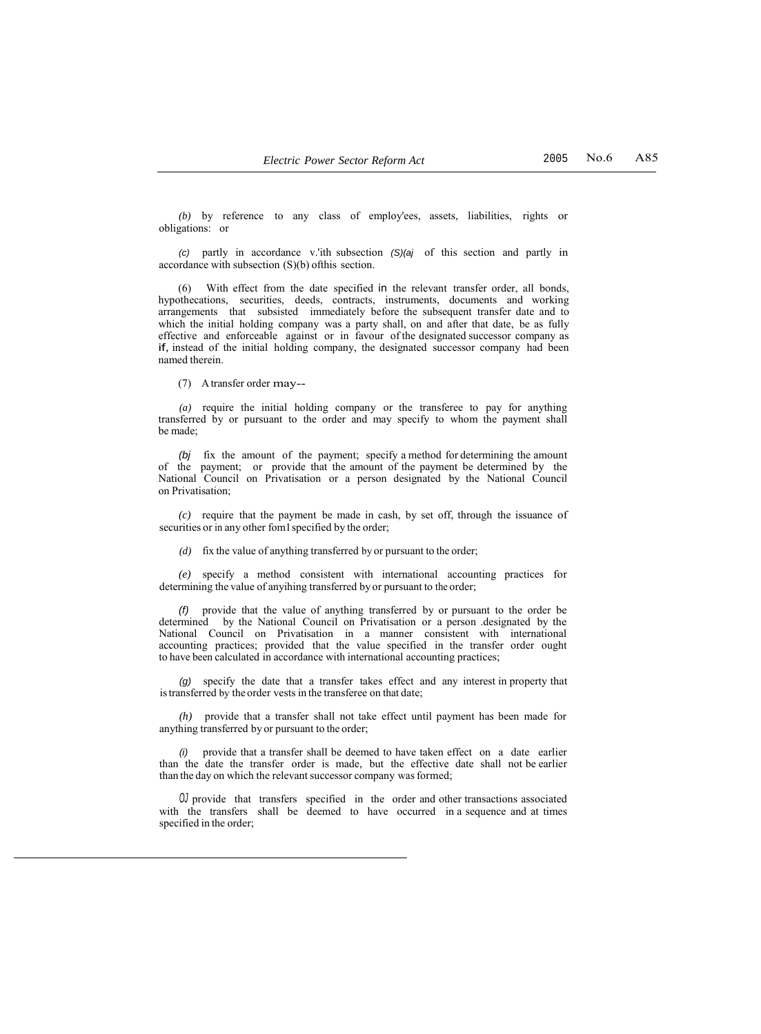*(b)* by reference to any class of employ'ees, assets, liabilities, rights or obligations: or

*(c)* partly in accordance v.'ith subsection *(S)(aj* of this section and partly in accordance with subsection (S)(b) ofthis section.

(6) With effect from the date specified in the relevant transfer order, all bonds, hypothecations, securities, deeds, contracts, instruments, documents and working arrangements that subsisted immediately before the subsequent transfer date and to which the initial holding company was a party shall, on and after that date, be as fully effective and enforceable against or in favour of the designated successor company as if, instead of the initial holding company, the designated successor company had been named therein.

(7) A transfer order may--

*(a)* require the initial holding company or the transferee to pay for anything transferred by or pursuant to the order and may specify to whom the payment shall be made;

*(bj* fix the amount of the payment; specify a method for determining the amount of the payment; or provide that the amount of the payment be determined by the National Council on Privatisation or a person designated by the National Council on Privatisation;

*(c)* require that the payment be made in cash, by set off, through the issuance of securities or in any other fom1 specified by the order;

*(d)* fix the value of anything transferred by or pursuant to the order;

*(e)* specify a method consistent with international accounting practices for determining the value of anyihing transferred by or pursuant to the order;

*(f)* provide that the value of anything transferred by or pursuant to the order be determined by the National Council on Privatisation or a person .designated by the National Council on Privatisation in a manner consistent with international accounting practices; provided that the value specified in the transfer order ought to have been calculated in accordance with international accounting practices;

*(g)* specify the date that a transfer takes effect and any interest in property that is transferred by the order vests in the transferee on that date;

*(h)* provide that a transfer shall not take effect until payment has been made for anything transferred by or pursuant to the order;

*(i)* provide that a transfer shall be deemed to have taken effect on a date earlier than the date the transfer order is made, but the effective date shall not be earlier than the day on which the relevant successor company was formed;

*0J* provide that transfers specified in the order and other transactions associated with the transfers shall be deemed to have occurred in a sequence and at times specified in the order;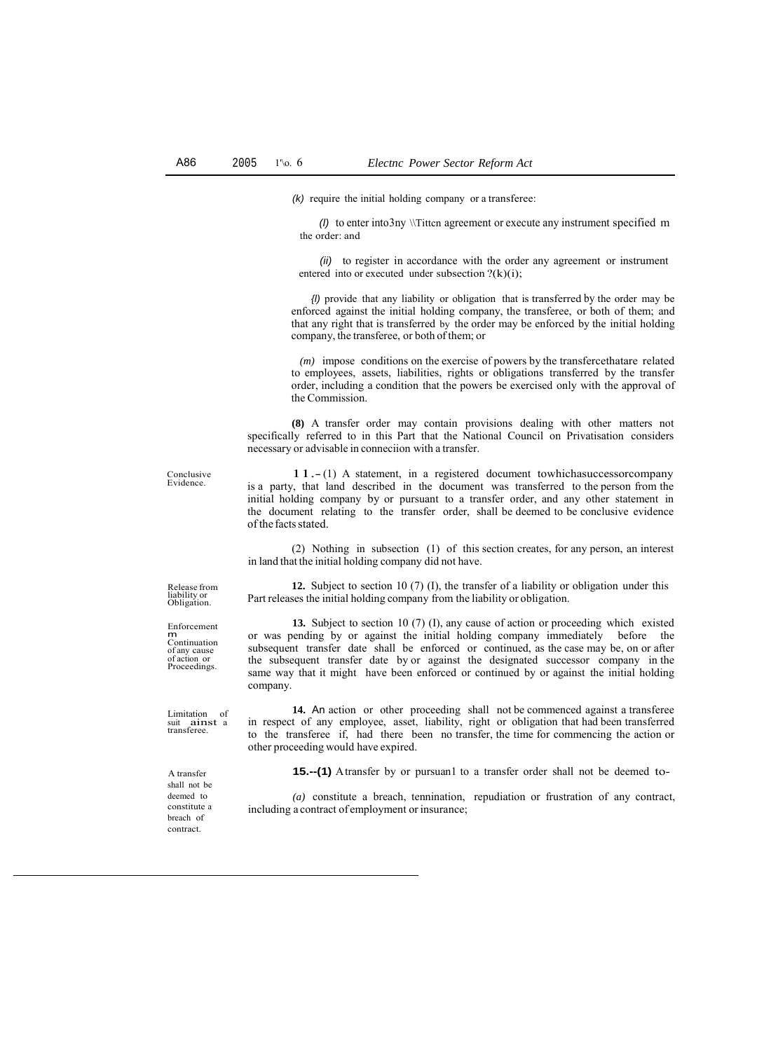*(k)* require the initial holding company or a transferee:

*(I)* to enter into3ny \\Tittcn agreement or execute any instrument specified m the order: and

*(ii)* to register in accordance with the order any agreement or instrument entered into or executed under subsection ?(k)(i);

*(l)* provide that any liability or obligation that is transferred by the order may be enforced against the initial holding company, the transferee, or both of them; and that any right that is transferred by the order may be enforced by the initial holding company, the transferee, or both of them; or

*(m)* impose conditions on the exercise of powers by the transfercethatare related to employees, assets, liabilities, rights or obligations transferred by the transfer order, including a condition that the powers be exercised only with the approval of the Commission.

**(8)** A transfer order may contain provisions dealing with other matters not specifically referred to in this Part that the National Council on Privatisation considers necessary or advisable in conneciion with a transfer.

Conclusive Evidence.

**11.**–(1) A statement, in a registered document towhichasuccessorcompany is a party, that land described in the document was transferred to the person from the initial holding company by or pursuant to a transfer order, and any other statement in the document relating to the transfer order, shall be deemed to be conclusive evidence of the facts stated.

(2) Nothing in subsection (1) of this section creates, for any person, an interest in land that the initial holding company did not have.

Release from liability or Obligation.

**12.** Subject to section 10 (7) (I), the transfer of a liability or obligation under this Part releases the initial holding company from the liability or obligation.

Enforcement m Continuation of any cause of action or Proceedings.

**13.** Subject to section 10 (7) (I), any cause of action or proceeding which existed or was pending by or against the initial holding company immediately before the subsequent transfer date shall be enforced or continued, as the case may be, on or after the subsequent transfer date by or against the designated successor company in the same way that it might have been enforced or continued by or against the initial holding company.

Limitation of suit ainst a transferee.

**14.** An action or other proceeding shall not be commenced against a transferee in respect of any employee, asset, liability, right or obligation that had been transferred to the transferee if, had there been no transfer, the time for commencing the action or other proceeding would have expired.

A transfer shall not be deemed to constitute a breach of contract.

**15.--(1)** Atransfer by or pursuan1 to a transfer order shall not be deemed to-

*(a)* constitute a breach, tennination, repudiation or frustration of any contract, including a contract of employment or insurance;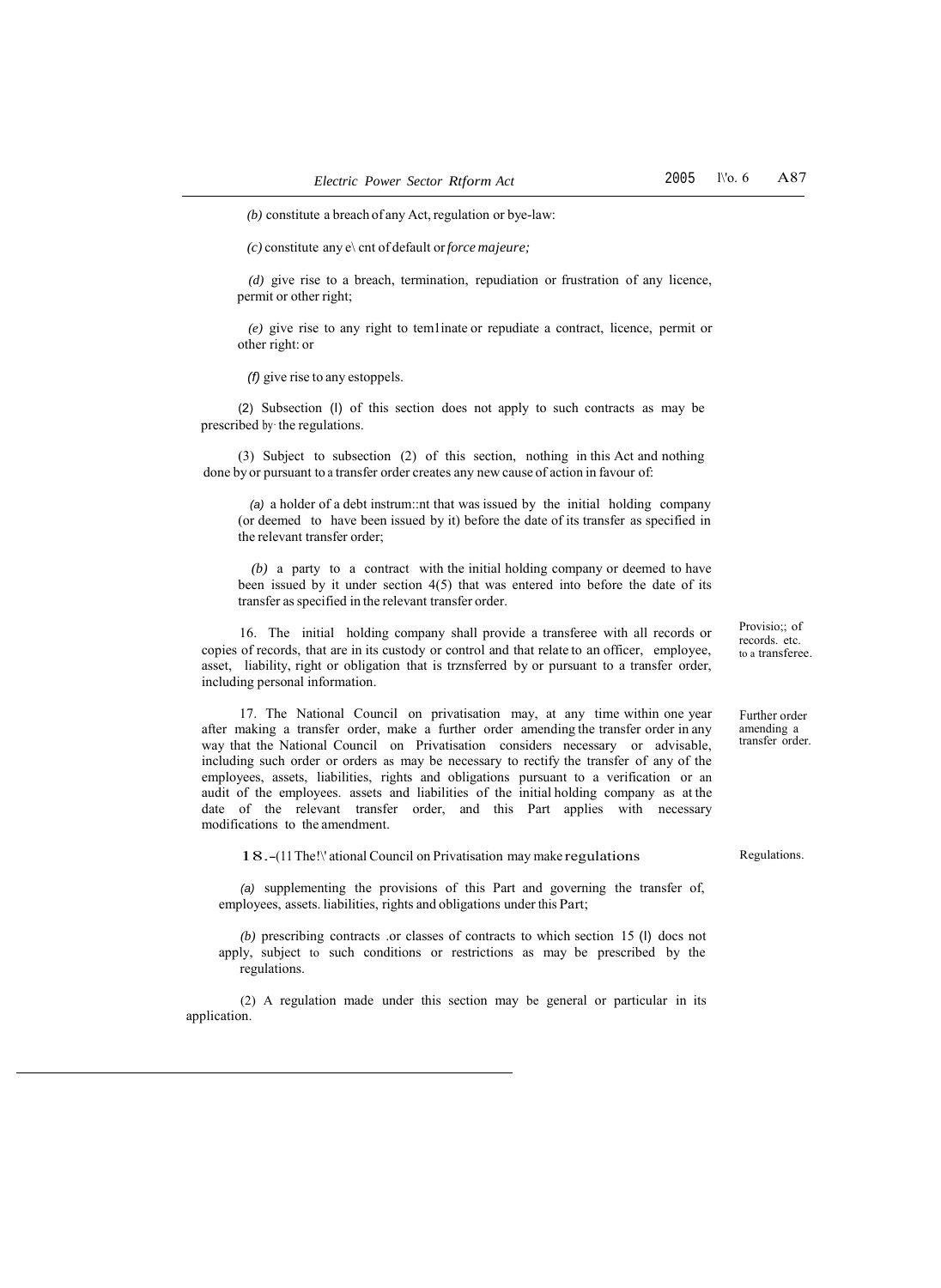*(b)* constitute a breach of any Act, regulation or bye-law:

*(c)* constitute any e\ cnt of default or *force majeure;*

*(d)* give rise to a breach, termination, repudiation or frustration of any licence, permit or other right;

*(e)* give rise to any right to tem1inate or repudiate a contract, licence, permit or other right: or

*(f)* give rise to any estoppels.

(2) Subsection (l) of this section does not apply to such contracts as may be prescribed by· the regulations.

(3) Subject to subsection (2) of this section, nothing in this Act and nothing done by or pursuant to a transfer order creates any new cause of action in favour of:

*(a)* a holder of a debt instrum::nt that was issued by the initial holding company (or deemed to have been issued by it) before the date of its transfer as specified in the relevant transfer order;

*(b)* a party to a contract with the initial holding company or deemed to have been issued by it under section 4(5) that was entered into before the date of its transfer as specified in the relevant transfer order.

Provisio;; of records. etc. to a transferee.

16. The initial holding company shall provide a transferee with all records or copies of records, that are in its custody or control and that relate to an officer, employee, asset, liability, right or obligation that is trznsferred by or pursuant to a transfer order, including personal information.

Further order amending a transfer order.

17. The National Council on privatisation may, at any time within one year after making a transfer order, make a further order amending the transfer order in any way that the National Council on Privatisation considers necessary or advisable, including such order or orders as may be necessary to rectify the transfer of any of the employees, assets, liabilities, rights and obligations pursuant to a verification or an audit of the employees. assets and liabilities of the initial holding company as at the date of the relevant transfer order, and this Part applies with necessary modifications to the amendment.

Regulations.

18.–(11 The!\' ational Council on Privatisation may make regulations

*(a)* supplementing the provisions of this Part and governing the transfer of, employees, assets. liabilities, rights and obligations under this Part;

*(b)* prescribing contracts .or classes of contracts to which section 15 (l) docs not apply, subject to such conditions or restrictions as may be prescribed by the regulations.

(2) A regulation made under this section may be general or particular in its application.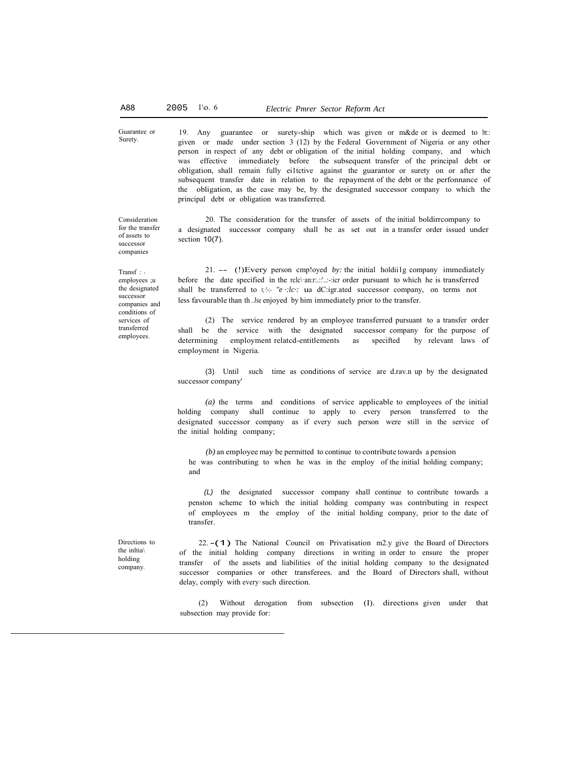Guarantee or Surety.

19. Any guarantee or surety-ship which was given or m&de or is deemed to bt:: given or made under section 3 (12) by the Federal Government of Nigeria or any other person in respect of any debt or obligation of the initial holding company, and which was effective immediately before the subsequent transfer of the principal debt or obligation, shall remain fully ei1tctive against the guarantor or surety on or after the subsequent transfer date in relation to the repayment of the debt or the perfonnance of the obligation, as the case may be, by the designated successor company to which the principal debt or obligation was transferred.

Consideration for the transfer of assets to successor companies

20. The consideration for the transfer of assets of the initial boldirrcompany to a designated successor company shall be as set out in a transfer order issued under section 10(7).

Transf : , employees ;u the designated successor companies and conditions of services of transferred employees.

21. -- (!)Every person cmp!oyed *by:* the initial holdii1g company immediately before the date specified in the rclc\·an:r::.:'..:-:icr order pursuant to which he is transferred shall be transferred to t;·l-:- *"e ·:lc·:* ua dC:igr.ated successor company, on terms not less favourable than th ..Jse enjoyed by him immediately prior to the transfer.

(2) The service rendered by an employee transferred pursuant to a transfer order shall be the service with the designated successor company for the purpose of determining employment relatcd-entitlements as specifted by relevant laws of employment in Nigeria.

(3) Until such time as conditions of service are d.rav.n up by the designated successor company'

*(a)* the terms and conditions of service applicable to employees of the initial holding company shall continue to apply to every person transferred to the designated successor company as if every such person were still in the service of the initial holding company;

*(b)* an employee may be permitted to continue to contribute towards a pension he was contributing to when he was in the employ of the initial holding company; and

*(L)* the designated successor company shall continue to contribute towards a penston scheme to which the initial holding company was contributing in respect of employees m the employ of the initial holding company, prior to the date of transfer.

Directions to the inltia\ holding company.

22. -(1) The National Council on Privatisation m2.y give the Board of Directors of the initial holding company directions in writing in order to ensure the proper transfer of the assets and liabilities of the initial holding company to the designated successor companies or other transferees. and the Board of Directors shall, without delay, comply with every· such direction.

(2) Without derogation from subsection (I). directions given under that subsection may provide for: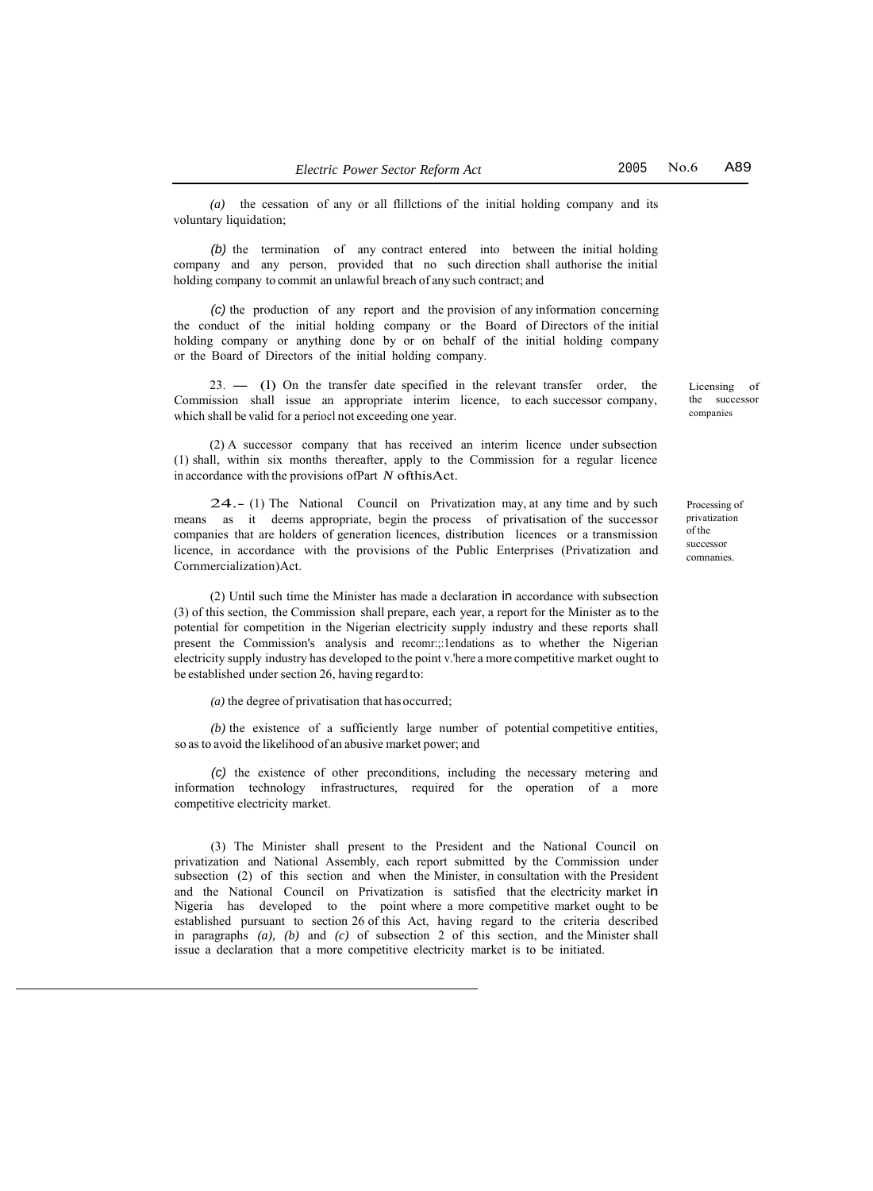(a) the cessation of any or all flillctions of the initial holding company and its voluntary liquidation;

(b) the termination of any contract entered into between the initial holding company and any person, provided that no such direction shall authorise the initial holding company to commit an unlawful breach of any such contract; and

(c) the production of any report and the provision of any information concerning the conduct of the initial holding company or the Board of Directors of the initial holding company or anything done by or on behalf of the initial holding company or the Board of Directors of the initial holding company.

*Licensing of the successor companies*

23. — (1) On the transfer date specified in the relevant transfer order, the Commission shall issue an appropriate interim licence, to each successor company, which shall be valid for a periocl not exceeding one year.

(2) A successor company that has received an interim licence under subsection (1) shall, within six months thereafter, apply to the Commission for a regular licence in accordance with the provisions ofPart *N* ofthisAct.

*Processing of privatization of the successor comnanies.*

24.- (1) The National Council on Privatization may, at any time and by such means as it deems appropriate, begin the process of privatisation of the successor companies that are holders of generation licences, distribution licences or a transmission licence, in accordance with the provisions of the Public Enterprises (Privatization and Cornmercialization)Act.

(2) Until such time the Minister has made a declaration in accordance with subsection (3) of this section, the Commission shall prepare, each year, a report for the Minister as to the potential for competition in the Nigerian electricity supply industry and these reports shall present the Commission's analysis and recomr:;:1endations as to whether the Nigerian electricity supply industry has developed to the point v.'here a more competitive market ought to be established under section 26, having regard to:

(a) the degree of privatisation that has occurred;

(b) the existence of a sufficiently large number of potential competitive entities, so as to avoid the likelihood of an abusive market power; and

(c) the existence of other preconditions, including the necessary metering and information technology infrastructures, required for the operation of a more competitive electricity market.

(3) The Minister shall present to the President and the National Council on privatization and National Assembly, each report submitted by the Commission under subsection (2) of this section and when the Minister, in consultation with the President and the National Council on Privatization is satisfied that the electricity market in Nigeria has developed to the point where a more competitive market ought to be established pursuant to section 26 of this Act, having regard to the criteria described in paragraphs (a), (b) and (c) of subsection 2 of this section, and the Minister shall issue a declaration that a more competitive electricity market is to be initiated.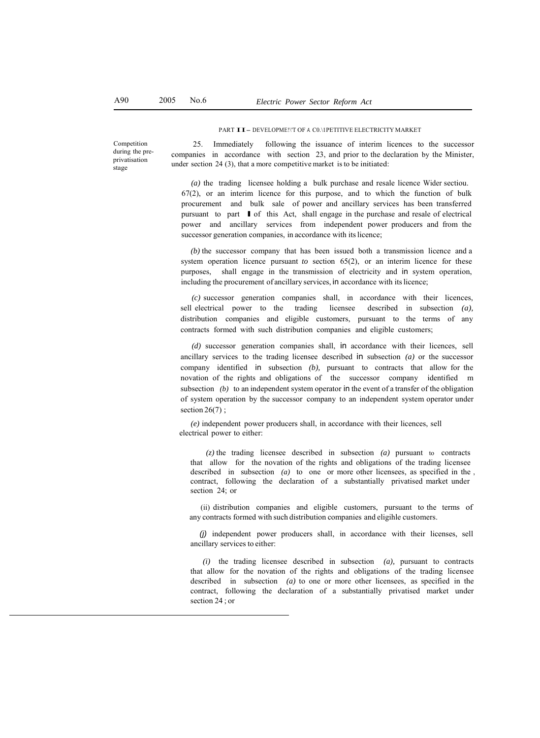PART II – DEVELOPMENT OF A COMPETITIVE ELECTRICITY MARKET

Competition during the pre-privatisation stage

25. Immediately following the issuance of interim licences to the successor companies in accordance with section 23, and prior to the declaration by the Minister, under section 24 (3), that a more competitive market is to be initiated:

*(a)* the trading licensee holding a bulk purchase and resale licence under section 67(2), or an interim licence for this purpose, and to which the function of bulk procurement and bulk sale of power and ancillary services has been transferred pursuant to part I of this Act, shall engage in the purchase and resale of electrical power and ancillary services from independent power producers and from the successor generation companies, in accordance with its licence;

*(b)* the successor company that has been issued both a transmission licence and a system operation licence pursuant *to* section 65(2), or an interim licence for these purposes, shall engage in the transmission of electricity and in system operation, including the procurement of ancillary services, in accordance with its licence;

*(c)* successor generation companies shall, in accordance with their licences, sell electrical power to the trading licensee described in subsection *(a)*, distribution companies and eligible customers, pursuant to the terms of any contracts formed with such distribution companies and eligible customers;

*(d)* successor generation companies shall, in accordance with their licences, sell ancillary services to the trading licensee described in subsection *(a)* or the successor company identified in subsection *(b)*, pursuant to contracts that allow for the novation of the rights and obligations of the successor company identified in subsection *(b)* to an independent system operator in the event of a transfer of the obligation of system operation by the successor company to an independent system operator under section 26(7);

*(e)* independent power producers shall, in accordance with their licences, sell electrical power to either:

*(i)* the trading licensee described in subsection *(a)* pursuant to contracts that allow for the novation of the rights and obligations of the trading licensee described in subsection *(a)* to one or more other licensees, as specified in the contract, following the declaration of a substantially privatised market under section 24; or

(ii) distribution companies and eligible customers, pursuant to the terms of any contracts formed with such distribution companies and eligible customers.

*(f)* independent power producers shall, in accordance with their licenses, sell ancillary services to either:

*(i)* the trading licensee described in subsection *(a)*, pursuant to contracts that allow for the novation of the rights and obligations of the trading licensee described in subsection *(a)* to one or more other licensees, as specified in the contract, following the declaration of a substantially privatised market under section 24; or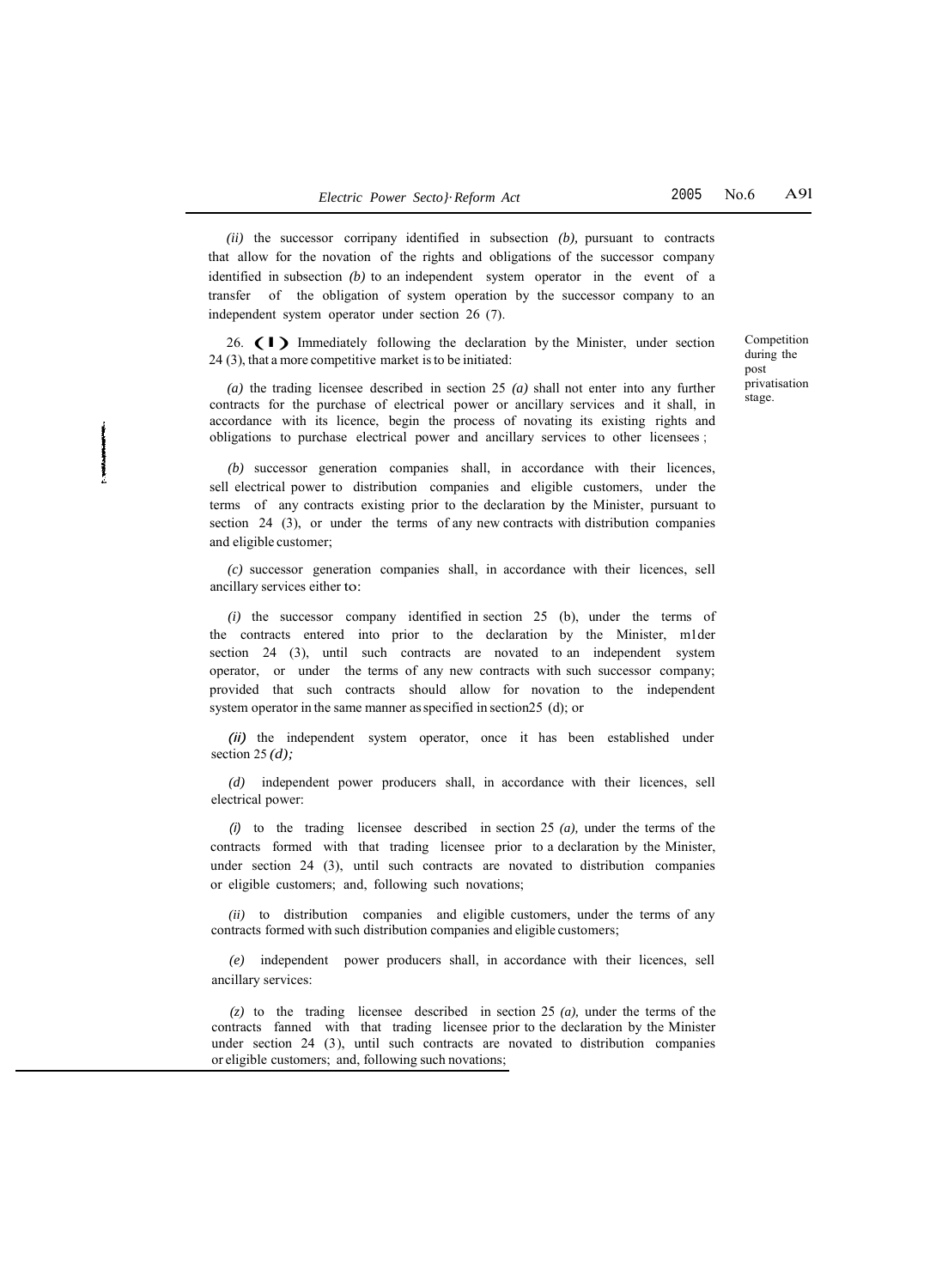*(ii)* the successor corripany identified in subsection *(b),* pursuant to contracts that allow for the novation of the rights and obligations of the successor company identified in subsection *(b)* to an independent system operator in the event of a transfer of the obligation of system operation by the successor company to an independent system operator under section 26 (7).

**Competition during the post privatisation stage.**

26. (1) Immediately following the declaration by the Minister, under section 24 (3), that a more competitive market is to be initiated:

*(a)* the trading licensee described in section 25 *(a)* shall not enter into any further contracts for the purchase of electrical power or ancillary services and it shall, in accordance with its licence, begin the process of novating its existing rights and obligations to purchase electrical power and ancillary services to other licensees ;

*(b)* successor generation companies shall, in accordance with their licences, sell electrical power to distribution companies and eligible customers, under the terms of any contracts existing prior to the declaration by the Minister, pursuant to section 24 (3), or under the terms of any new contracts with distribution companies and eligible customer;

*(c)* successor generation companies shall, in accordance with their licences, sell ancillary services either to:

*(i)* the successor company identified in section 25 (b), under the terms of the contracts entered into prior to the declaration by the Minister, m1der section 24 (3), until such contracts are novated to an independent system operator, or under the terms of any new contracts with such successor company; provided that such contracts should allow for novation to the independent system operator in the same manner as specified in section25 (d); or

*(ii)* the independent system operator, once it has been established under section 25 *(d);*

*(d)* independent power producers shall, in accordance with their licences, sell electrical power:

*(i)* to the trading licensee described in section 25 *(a),* under the terms of the contracts formed with that trading licensee prior to a declaration by the Minister, under section 24 (3), until such contracts are novated to distribution companies or eligible customers; and, following such novations;

*(ii)* to distribution companies and eligible customers, under the terms of any contracts formed with such distribution companies and eligible customers;

*(e)* independent power producers shall, in accordance with their licences, sell ancillary services:

*(z)* to the trading licensee described in section 25 *(a),* under the terms of the contracts fanned with that trading licensee prior to the declaration by the Minister under section 24 (3), until such contracts are novated to distribution companies or eligible customers; and, following such novations;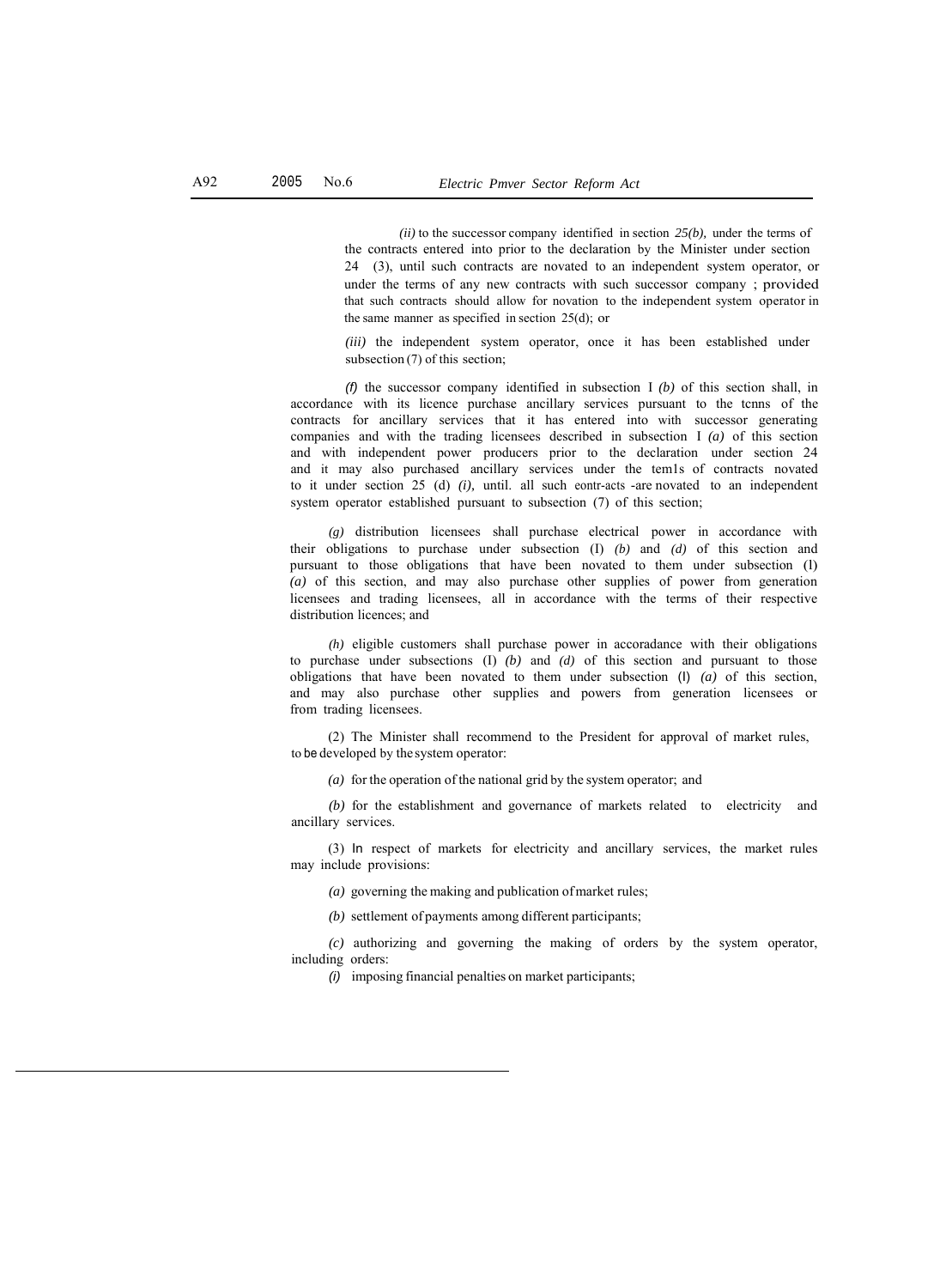*(ii)* to the successor company identified in section *25(b),* under the terms of the contracts entered into prior to the declaration by the Minister under section 24 (3), until such contracts are novated to an independent system operator, or under the terms of any new contracts with such successor company ; provided that such contracts should allow for novation to the independent system operator in the same manner as specified in section 25(d); or

*(iii)* the independent system operator, once it has been established under subsection (7) of this section;

*(f)* the successor company identified in subsection I *(b)* of this section shall, in accordance with its licence purchase ancillary services pursuant to the tcnns of the contracts for ancillary services that it has entered into with successor generating companies and with the trading licensees described in subsection I *(a)* of this section and with independent power producers prior to the declaration under section 24 and it may also purchased ancillary services under the tem1s of contracts novated to it under section 25 (d) *(i),* until. all such eontr-acts -are novated to an independent system operator established pursuant to subsection (7) of this section;

*(g)* distribution licensees shall purchase electrical power in accordance with their obligations to purchase under subsection (I) *(b)* and *(d)* of this section and pursuant to those obligations that have been novated to them under subsection (l) *(a)* of this section, and may also purchase other supplies of power from generation licensees and trading licensees, all in accordance with the terms of their respective distribution licences; and

*(h)* eligible customers shall purchase power in accoradance with their obligations to purchase under subsections (I) *(b)* and *(d)* of this section and pursuant to those obligations that have been novated to them under subsection (l) *(a)* of this section, and may also purchase other supplies and powers from generation licensees or from trading licensees.

(2) The Minister shall recommend to the President for approval of market rules, to be developed by the system operator:

*(a)* for the operation of the national grid by the system operator; and

*(b)* for the establishment and governance of markets related to electricity and ancillary services.

(3) In respect of markets for electricity and ancillary services, the market rules may include provisions:

*(a)* governing the making and publication of market rules;

*(b)* settlement of payments among different participants;

*(c)* authorizing and governing the making of orders by the system operator, including orders:

*(i)* imposing financial penalties on market participants;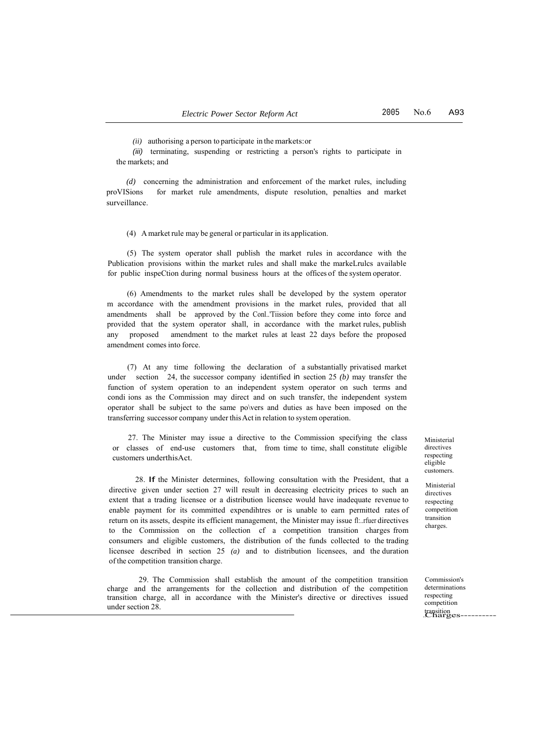(ii) authorising a person to participate in the markets: or

(iii) terminating, suspending or restricting a person's rights to participate in the markets; and

(d) concerning the administration and enforcement of the market rules, including proVISions for market rule amendments, dispute resolution, penalties and market surveillance.

(4) A market rule may be general or particular in its application.

(5) The system operator shall publish the market rules in accordance with the Publication provisions within the market rules and shall make the markeLrulcs available for public inspeCtion during normal business hours at the offices of the system operator.

(6) Amendments to the market rules shall be developed by the system operator m accordance with the amendment provisions in the market rules, provided that all amendments shall be approved by the Conl..'Tiission before they come into force and provided that the system operator shall, in accordance with the market rules, publish any proposed amendment to the market rules at least 22 days before the proposed amendment comes into force.

(7) At any time following the declaration of a substantially privatised market under section 24, the successor company identified in section 25 *(b)* may transfer the function of system operation to an independent system operator on such terms and condi ions as the Commission may direct and on such transfer, the independent system operator shall be subject to the same po\vers and duties as have been imposed on the transferring successor company under this Act in relation to system operation.

Ministerial directives respecting eligible customers.

27. The Minister may issue a directive to the Commission specifying the class or classes of end-use customers that, from time to time, shall constitute eligible customers underthisAct.

Ministerial directives respecting competition transition charges.

28. If the Minister determines, following consultation with the President, that a directive given under section 27 will result in decreasing electricity prices to such an extent that a trading licensee or a distribution licensee would have inadequate revenue to enable payment for its committed expendihtres or is unable to earn permitted rates of return on its assets, despite its efficient management, the Minister may issue fl:..rfuer directives to the Commission on the collection cf a competition transition charges from consumers and eligible customers, the distribution of the funds collected to the trading licensee described in section 25 *(a)* and to distribution licensees, and the duration of the competition transition charge.

Commission's determinations respecting competition transition Charges

29. The Commission shall establish the amount of the competition transition charge and the arrangements for the collection and distribution of the competition transition charge, all in accordance with the Minister's directive or directives issued under section 28.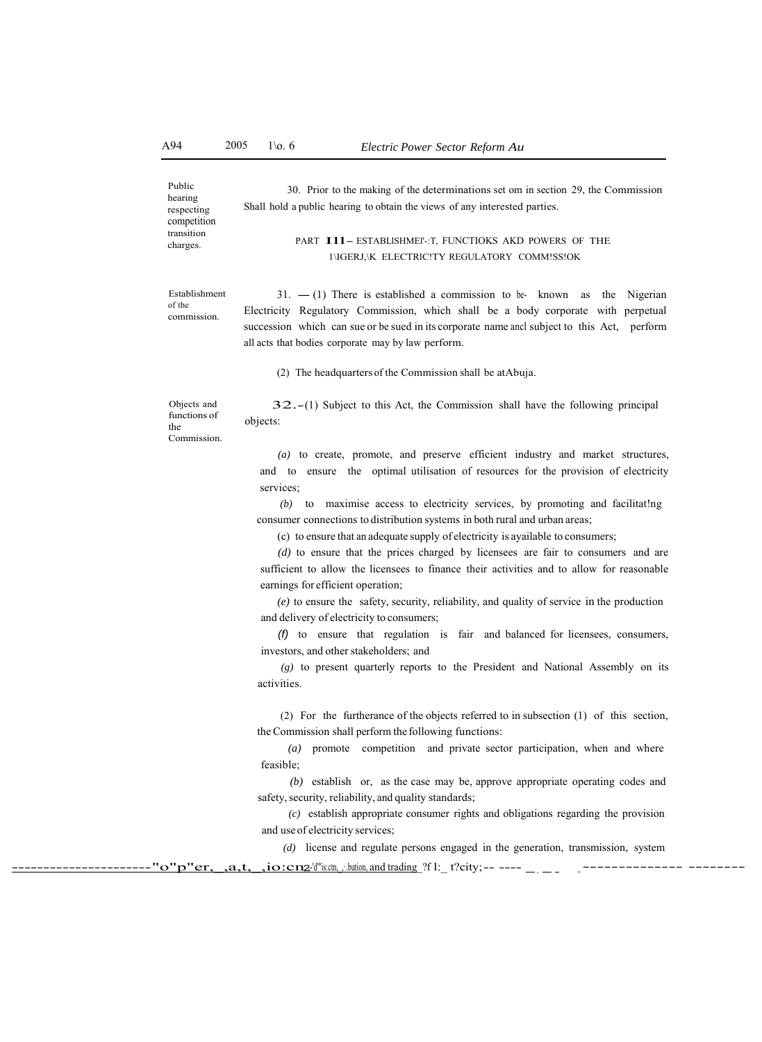Public hearing respecting competition transition charges.

30. Prior to the making of the determinations set om in section 29, the Commission Shall hold a public hearing to obtain the views of any interested parties.

## PART III – ESTABLISHMEI'-:T, FUNCTIOKS AKD POWERS OF THE 1\IGERJ,\K ELECTRIC!TY REGULATORY COMM!SS!OK

Establishment of the commission.

31. — (1) There is established a commission to be known as the Nigerian Electricity Regulatory Commission, which shall be a body corporate with perpetual succession which can sue or be sued in its corporate name ancl subject to this Act, perform all acts that bodies corporate may by law perform.

(2) The headquarters of the Commission shall be atAbuja.

Objects and functions of the Commission.

32.-(1) Subject to this Act, the Commission shall have the following principal objects:

*(a)* to create, promote, and preserve efficient industry and market structures, and to ensure the optimal utilisation of resources for the provision of electricity services;

*(b)* to maximise access to electricity services, by promoting and facilitat!ng consumer connections to distribution systems in both rural and urban areas;

(c) to ensure that an adequate supply of electricity is ayailable to consumers;

*(d)* to ensure that the prices charged by licensees are fair to consumers and are sufficient to allow the licensees to finance their activities and to allow for reasonable earnings for efficient operation;

*(e)* to ensure the safety, security, reliability, and quality of service in the production and delivery of electricity to consumers;

*(f)* to ensure that regulation is fair and balanced for licensees, consumers, investors, and other stakeholders; and

*(g)* to present quarterly reports to the President and National Assembly on its activities.

(2) For the furtherance of the objects referred to in subsection (1) of this section, the Commission shall perform the following functions:

*(a)* promote competition and private sector participation, when and where feasible;

*(b)* establish or, as the case may be, approve appropriate operating codes and safety, security, reliability, and quality standards;

*(c)* establish appropriate consumer rights and obligations regarding the provision and use of electricity services;

*(d)* license and regulate persons engaged in the generation, transmission, system "o"p"er, ,a,t, ,io:cn2·d"is:ctn, ,·.bution, and trading ?f l:_ t?city;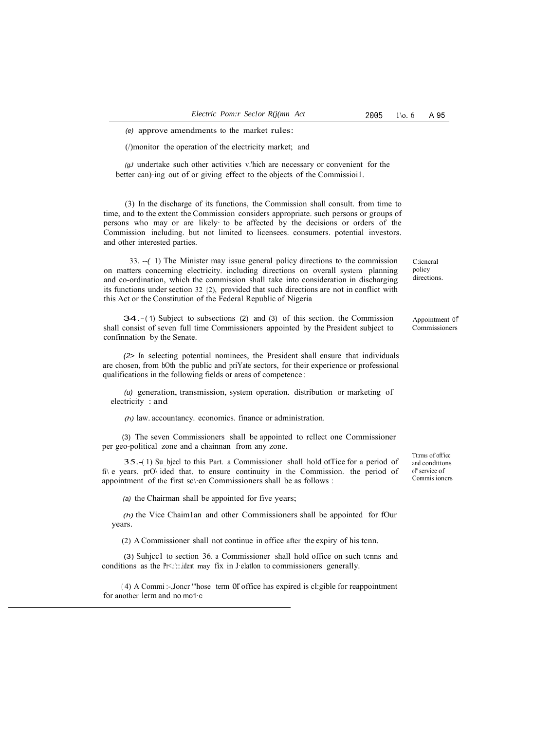(e) approve amendments to the market rules:

(f) monitor the operation of the electricity market; and

(g) undertake such other activities which are necessary or convenient for the better carrying out of or giving effect to the objects of the Commission.

(3) In the discharge of its functions, the Commission shall consult. from time to time, and to the extent the Commission considers appropriate. such persons or groups of persons who may or are likely to be affected by the decisions or orders of the Commission including. but not limited to licensees. consumers. potential investors. and other interested parties.

General policy directions.

33. --(1) The Minister may issue general policy directions to the commission on matters concerning electricity. including directions on overall system planning and co-ordination, which the commission shall take into consideration in discharging its functions under section 32 (2), provided that such directions are not in conflict with this Act or the Constitution of the Federal Republic of Nigeria

Appointment of Commissioners

34.-(1) Subject to subsections (2) and (3) of this section. the Commission shall consist of seven full time Commissioners appointed by the President subject to confinnation by the Senate.

(2) In selecting potential nominees, the President shall ensure that individuals are chosen, from both the public and private sectors, for their experience or professional qualifications in the following fields or areas of competence :

(a) generation, transmission, system operation. distribution or marketing of electricity : and

(b) law. accountancy. economics. finance or administration.

(3) The seven Commissioners shall be appointed to reflect one Commissioner per geo-political zone and a chainnan from any zone.

Terms of office and conditions of service of Commissioners

35.-(1) Subject to this Part. a Commissioner shall hold office for a period of five years. provided that. to ensure continuity in the Commission. the period of appointment of the first seven Commissioners shall be as follows :

(a) the Chairman shall be appointed for five years;

(b) the Vice Chairman and other Commissioners shall be appointed for four years.

(2) A Commissioner shall not continue in office after the expiry of his tenn.

(3) Subject to section 36. a Commissioner shall hold office on such tenns and conditions as the President may fix in relation to commissioners generally.

(4) A Commissioner whose term of office has expired is eligible for reappointment for another term and no more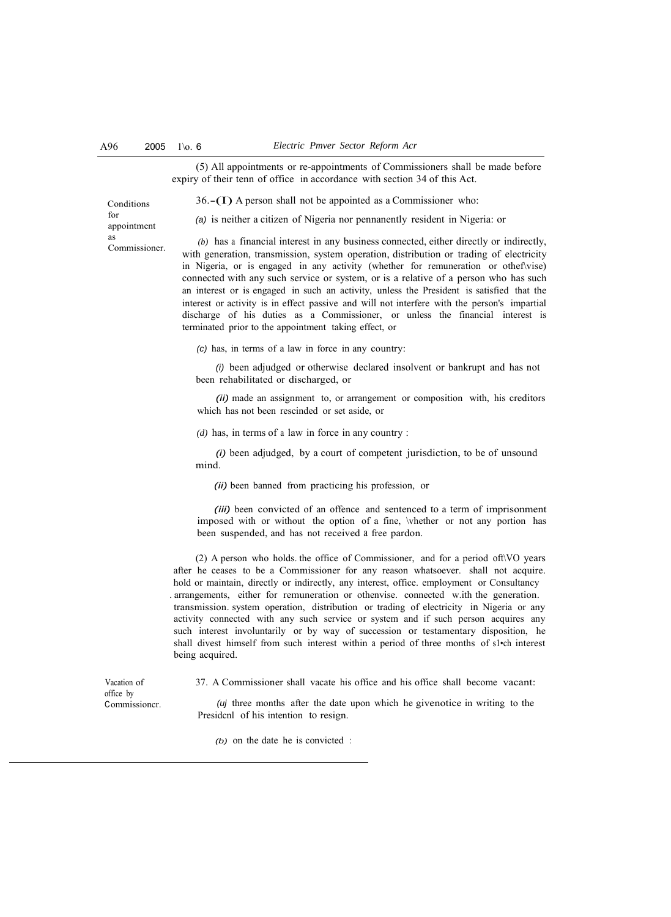(5) All appointments or re-appointments of Commissioners shall be made before expiry of their tenn of office in accordance with section 34 of this Act.

**Conditions for appointment as Commissioner.**

36.-(1) A person shall not be appointed as a Commissioner who:

*(a)* is neither a citizen of Nigeria nor pennanently resident in Nigeria: or

*(b)* has a financial interest in any business connected, either directly or indirectly, with generation, transmission, system operation, distribution or trading of electricity in Nigeria, or is engaged in any activity (whether for remuneration or othef\vise) connected with any such service or system, or is a relative of a person who has such an interest or is engaged in such an activity, unless the President is satisfied that the interest or activity is in effect passive and will not interfere with the person's impartial discharge of his duties as a Commissioner, or unless the financial interest is terminated prior to the appointment taking effect, or

*(c)* has, in terms of a law in force in any country:

*(i)* been adjudged or otherwise declared insolvent or bankrupt and has not been rehabilitated or discharged, or

*(ii)* made an assignment to, or arrangement or composition with, his creditors which has not been rescinded or set aside, or

*(d)* has, in terms of a law in force in any country :

*(i)* been adjudged, by a court of competent jurisdiction, to be of unsound mind.

*(ii)* been banned from practicing his profession, or

*(iii)* been convicted of an offence and sentenced to a term of imprisonment imposed with or without the option of a fine, \whether or not any portion has been suspended, and has not received a free pardon.

(2) A person who holds. the office of Commissioner, and for a period oft\VO years after he ceases to be a Commissioner for any reason whatsoever. shall not acquire. hold or maintain, directly or indirectly, any interest, office. employment or Consultancy arrangements, either for remuneration or othenvise. connected w.ith the generation. transmission. system operation, distribution or trading of electricity in Nigeria or any activity connected with any such service or system and if such person acquires any such interest involuntarily or by way of succession or testamentary disposition, he shall divest himself from such interest within a period of three months of s1•ch interest being acquired.

**Vacation of office by Commissioncr.**

37. A Commissioner shall vacate his office and his office shall become vacant:

*(uj* three months after the date upon which he givenotice in writing to the Presidcnl of his intention to resign.

*(b)* on the date he is convicted :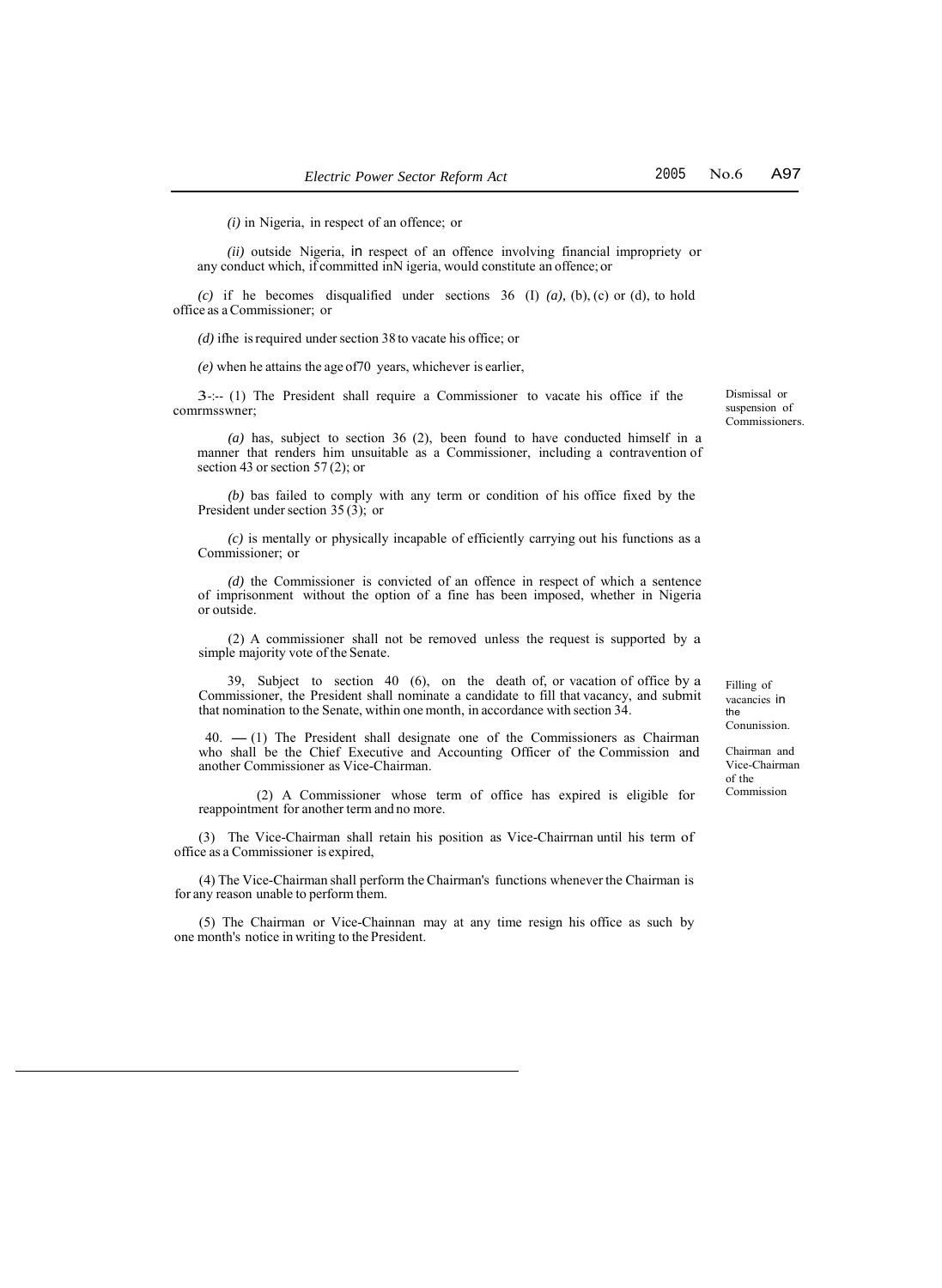*(i)* in Nigeria, in respect of an offence; or

*(ii)* outside Nigeria, in respect of an offence involving financial impropriety or any conduct which, if committed inN igeria, would constitute an offence; or

*(c)* if he becomes disqualified under sections 36 (I) *(a)*, (b), (c) or (d), to hold office as a Commissioner; or

*(d)* ifhe is required under section 38 to vacate his office; or

*(e)* when he attains the age of70 years, whichever is earlier,

Dismissal or suspension of Commissioners.

3-:-- (1) The President shall require a Commissioner to vacate his office if the comrmsswner;

*(a)* has, subject to section 36 (2), been found to have conducted himself in a manner that renders him unsuitable as a Commissioner, including a contravention of section 43 or section 57 (2); or

*(b)* bas failed to comply with any term or condition of his office fixed by the President under section 35 (3); or

*(c)* is mentally or physically incapable of efficiently carrying out his functions as a Commissioner; or

*(d)* the Commissioner is convicted of an offence in respect of which a sentence of imprisonment without the option of a fine has been imposed, whether in Nigeria or outside.

(2) A commissioner shall not be removed unless the request is supported by a simple majority vote of the Senate.

Filling of vacancies in the Conunission.

39, Subject to section 40 (6), on the death of, or vacation of office by a Commissioner, the President shall nominate a candidate to fill that vacancy, and submit that nomination to the Senate, within one month, in accordance with section 34.

Chairman and Vice-Chairman of the Commission

40. — (1) The President shall designate one of the Commissioners as Chairman who shall be the Chief Executive and Accounting Officer of the Commission and another Commissioner as Vice-Chairman.

(2) A Commissioner whose term of office has expired is eligible for reappointment for another term and no more.

(3) The Vice-Chairman shall retain his position as Vice-Chairrnan until his term of office as a Commissioner is expired,

(4) The Vice-Chairman shall perform the Chairman's functions whenever the Chairman is for any reason unable to perform them.

(5) The Chairman or Vice-Chainnan may at any time resign his office as such by one month's notice in writing to the President.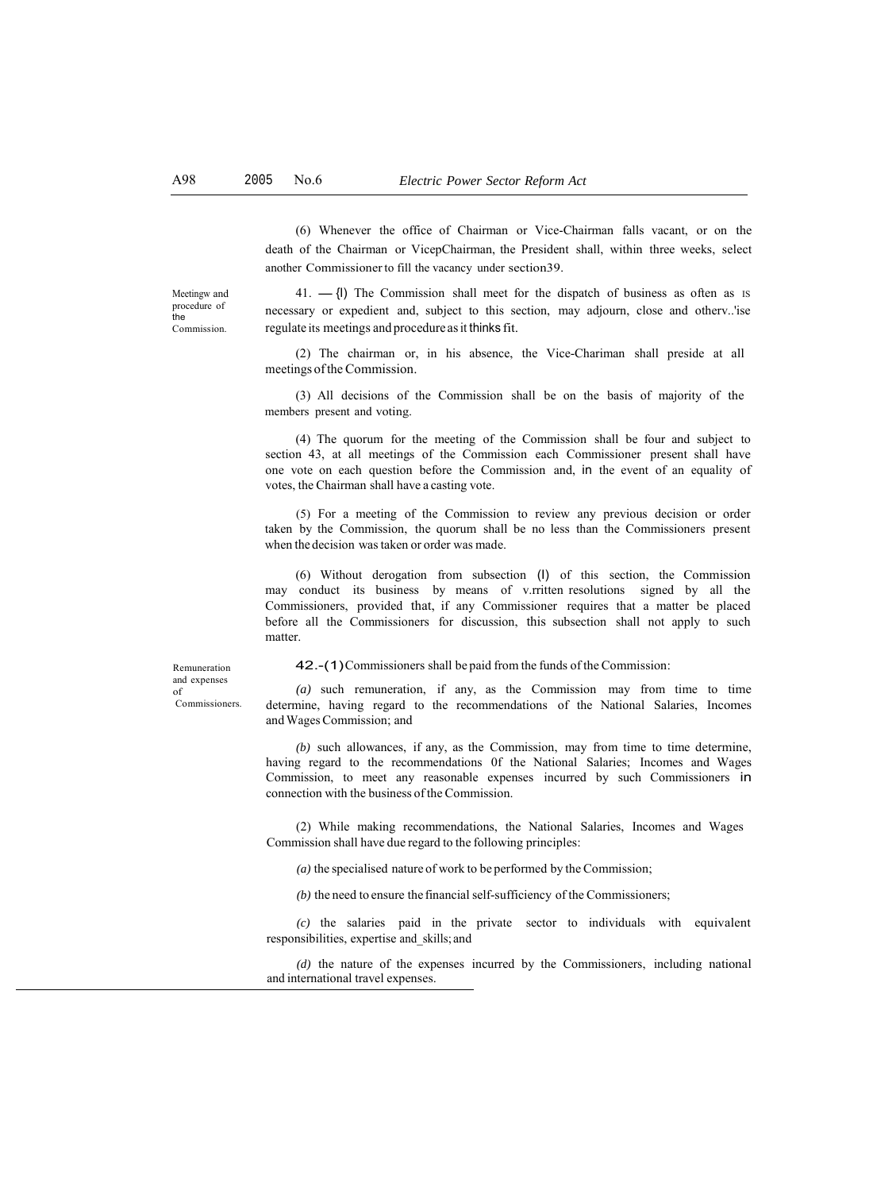(6) Whenever the office of Chairman or Vice-Chairman falls vacant, or on the death of the Chairman or VicepChairman, the President shall, within three weeks, select another Commissioner to fill the vacancy under section39.

Meetingw and procedure of the Commission.

41. —{l) The Commission shall meet for the dispatch of business as often as IS necessary or expedient and, subject to this section, may adjourn, close and otherv..'ise regulate its meetings and procedure as it thinks fit.

(2) The chairman or, in his absence, the Vice-Chariman shall preside at all meetings of the Commission.

(3) All decisions of the Commission shall be on the basis of majority of the members present and voting.

(4) The quorum for the meeting of the Commission shall be four and subject to section 43, at all meetings of the Commission each Commissioner present shall have one vote on each question before the Commission and, in the event of an equality of votes, the Chairman shall have a casting vote.

(5) For a meeting of the Commission to review any previous decision or order taken by the Commission, the quorum shall be no less than the Commissioners present when the decision was taken or order was made.

(6) Without derogation from subsection (l) of this section, the Commission may conduct its business by means of v.rritten resolutions signed by all the Commissioners, provided that, if any Commissioner requires that a matter be placed before all the Commissioners for discussion, this subsection shall not apply to such matter.

Remuneration and expenses of Commissioners.

42.-(1) Commissioners shall be paid from the funds of the Commission:

*(a)* such remuneration, if any, as the Commission may from time to time determine, having regard to the recommendations of the National Salaries, Incomes and Wages Commission; and

*(b)* such allowances, if any, as the Commission, may from time to time determine, having regard to the recommendations 0f the National Salaries; Incomes and Wages Commission, to meet any reasonable expenses incurred by such Commissioners in connection with the business of the Commission.

(2) While making recommendations, the National Salaries, Incomes and Wages Commission shall have due regard to the following principles:

*(a)* the specialised nature of work to be performed by the Commission;

*(b)* the need to ensure the financial self-sufficiency of the Commissioners;

*(c)* the salaries paid in the private sector to individuals with equivalent responsibilities, expertise and_skills; and

*(d)* the nature of the expenses incurred by the Commissioners, including national and international travel expenses.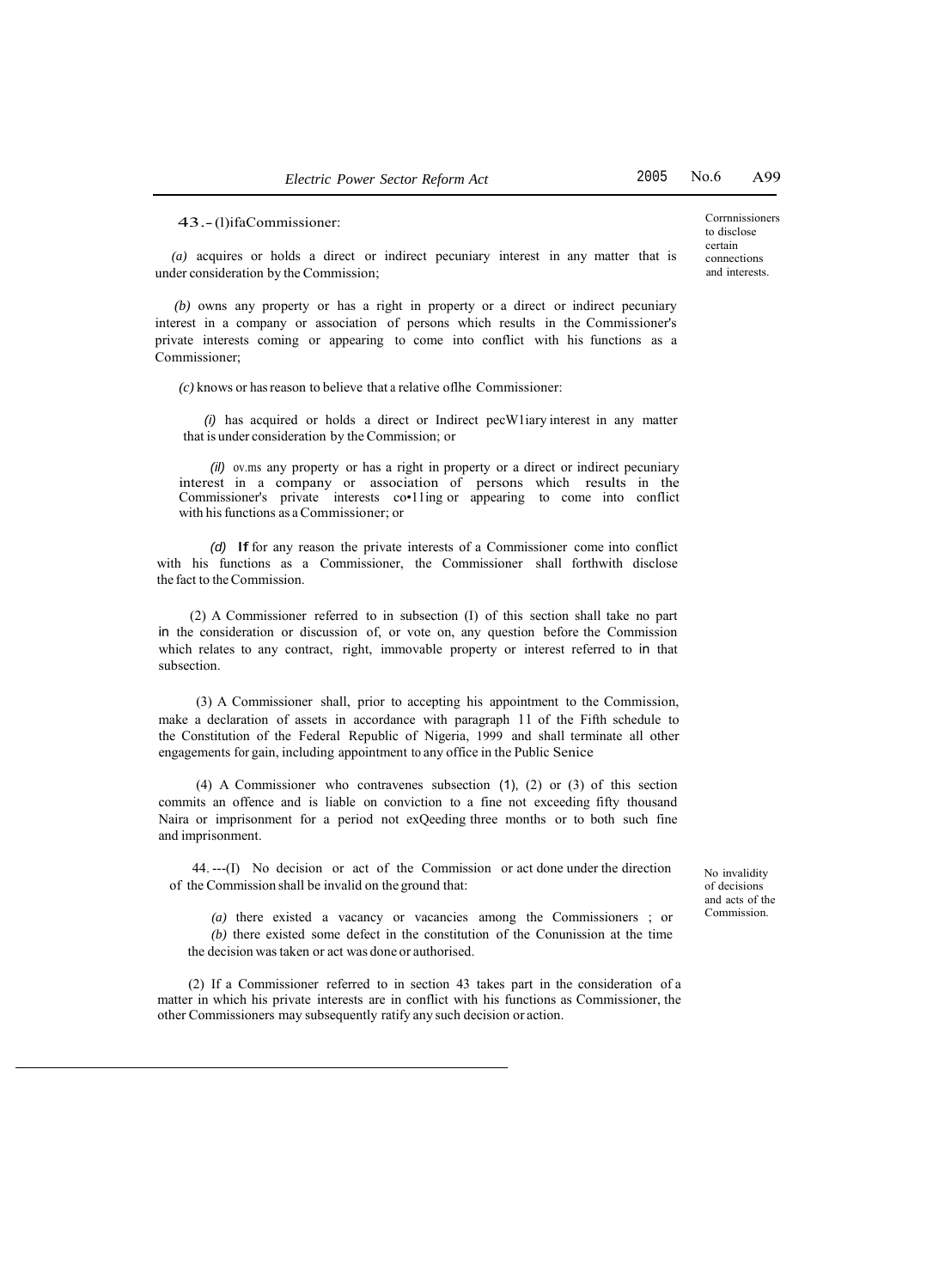**Commissioners to disclose certain connections and interests.**

43.-(1) if a Commissioner:

*(a)* acquires or holds a direct or indirect pecuniary interest in any matter that is under consideration by the Commission;

*(b)* owns any property or has a right in property or a direct or indirect pecuniary interest in a company or association of persons which results in the Commissioner's private interests coming or appearing to come into conflict with his functions as a Commissioner;

*(c)* knows or has reason to believe that a relative oflhe Commissioner:

*(i)* has acquired or holds a direct or Indirect pecW1iary interest in any matter that is under consideration by the Commission; or

*(il)* ov.ms any property or has a right in property or a direct or indirect pecuniary interest in a company or association of persons which results in the Commissioner's private interests co•11ing or appearing to come into conflict with his functions as a Commissioner; or

*(d)* If for any reason the private interests of a Commissioner come into conflict with his functions as a Commissioner, the Commissioner shall forthwith disclose the fact to the Commission.

(2) A Commissioner referred to in subsection (I) of this section shall take no part in the consideration or discussion of, or vote on, any question before the Commission which relates to any contract, right, immovable property or interest referred to in that subsection.

(3) A Commissioner shall, prior to accepting his appointment to the Commission, make a declaration of assets in accordance with paragraph 11 of the Fifth schedule to the Constitution of the Federal Republic of Nigeria, 1999 and shall terminate all other engagements for gain, including appointment to any office in the Public Senice

(4) A Commissioner who contravenes subsection (1), (2) or (3) of this section commits an offence and is liable on conviction to a fine not exceeding fifty thousand Naira or imprisonment for a period not exQeeding three months or to both such fine and imprisonment.

**No invalidity of decisions and acts of the Commission.**

44.---(I) No decision or act of the Commission or act done under the direction of the Commission shall be invalid on the ground that:

*(a)* there existed a vacancy or vacancies among the Commissioners ; or

*(b)* there existed some defect in the constitution of the Conunission at the time the decision was taken or act was done or authorised.

(2) If a Commissioner referred to in section 43 takes part in the consideration of a matter in which his private interests are in conflict with his functions as Commissioner, the other Commissioners may subsequently ratify any such decision or action.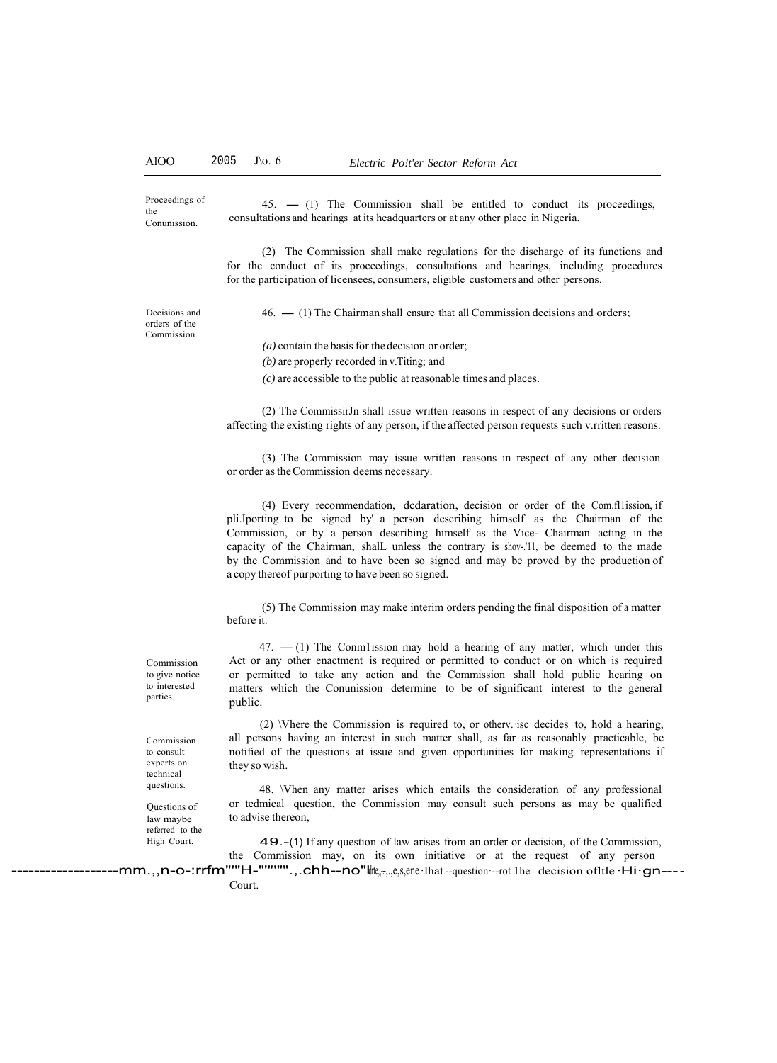**Proceedings of the Commission.**

45. — (1) The Commission shall be entitled to conduct its proceedings, consultations and hearings at its headquarters or at any other place in Nigeria.

(2) The Commission shall make regulations for the discharge of its functions and for the conduct of its proceedings, consultations and hearings, including procedures for the participation of licensees, consumers, eligible customers and other persons.

**Decisions and orders of the Commission.**

46. — (1) The Chairman shall ensure that all Commission decisions and orders;

*(a)* contain the basis for the decision or order;

*(b)* are properly recorded in writing; and

*(c)* are accessible to the public at reasonable times and places.

(2) The Commission shall issue written reasons in respect of any decisions or orders affecting the existing rights of any person, if the affected person requests such written reasons.

(3) The Commission may issue written reasons in respect of any other decision or order as the Commission deems necessary.

(4) Every recommendation, declaration, decision or order of the Commission, if purporting to be signed by a person describing himself as the Chairman of the Commission, or by a person describing himself as the Vice- Chairman acting in the capacity of the Chairman, shall, unless the contrary is shown, be deemed to the made by the Commission and to have been so signed and may be proved by the production of a copy thereof purporting to have been so signed.

(5) The Commission may make interim orders pending the final disposition of a matter before it.

**Commission to give notice to interested parties.**

47. — (1) The Commission may hold a hearing of any matter, which under this Act or any other enactment is required or permitted to conduct or on which is required or permitted to take any action and the Commission shall hold public hearing on matters which the Commission determine to be of significant interest to the general public.

(2) Where the Commission is required to, or otherwise decides to, hold a hearing, all persons having an interest in such matter shall, as far as reasonably practicable, be notified of the questions at issue and given opportunities for making representations if they so wish.

**Commission to consult experts on technical questions.**

48. When any matter arises which entails the consideration of any professional or technical question, the Commission may consult such persons as may be qualified to advise thereon,

**Questions of law maybe referred to the High Court.**

49.-(1) If any question of law arises from an order or decision, of the Commission, the Commission may, on its own initiative or at the request of any person ... that question ... the decision of the High Court.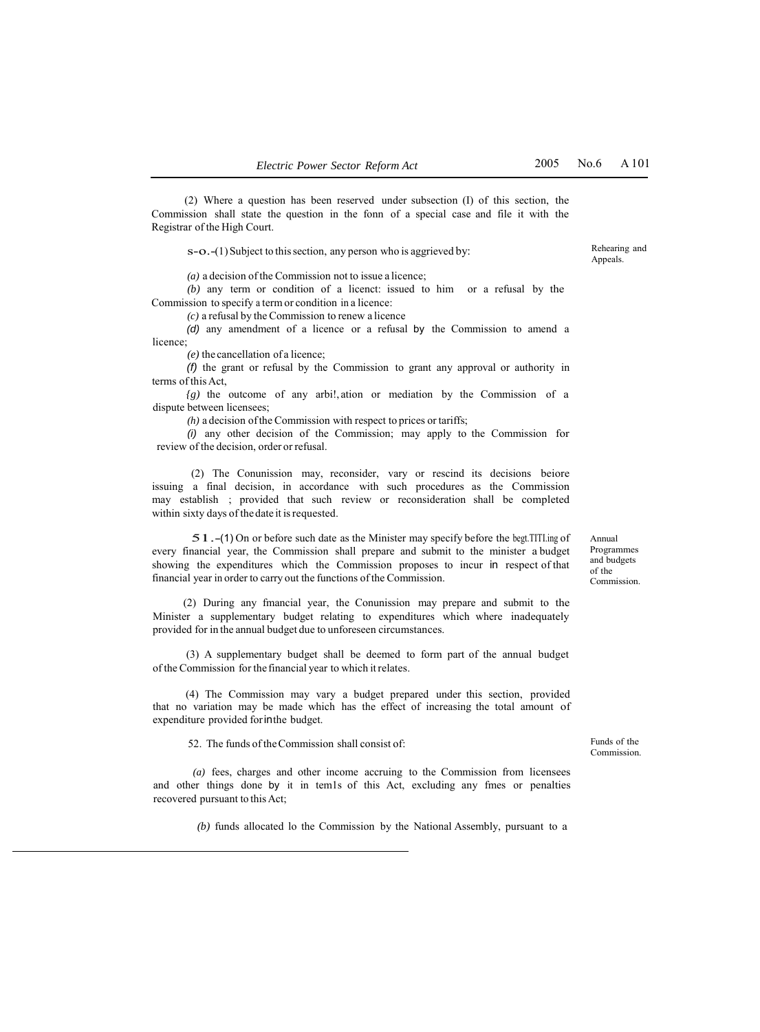(2) Where a question has been reserved under subsection (I) of this section, the Commission shall state the question in the fonn of a special case and file it with the Registrar of the High Court.

**Rehearing and Appeals.**

s-o.-(1) Subject to this section, any person who is aggrieved by:

*(a)* a decision of the Commission not to issue a licence;

*(b)* any term or condition of a licenct: issued to him or a refusal by the Commission to specify a term or condition in a licence:

*(c)* a refusal by the Commission to renew a licence

*(d)* any amendment of a licence or a refusal by the Commission to amend a licence;

*(e)* the cancellation of a licence;

*(f)* the grant or refusal by the Commission to grant any approval or authority in terms of this Act,

*{g)* the outcome of any arbi!,ation or mediation by the Commission of a dispute between licensees;

*(h)* a decision of the Commission with respect to prices or tariffs;

*(i)* any other decision of the Commission; may apply to the Commission for review of the decision, order or refusal.

(2) The Conunission may, reconsider, vary or rescind its decisions beiore issuing a final decision, in accordance with such procedures as the Commission may establish ; provided that such review or reconsideration shall be completed within sixty days of the date it is requested.

**Annual Programmes and budgets of the Commission.**

51.-(1) On or before such date as the Minister may specify before the begt.TITl.ing of every financial year, the Commission shall prepare and submit to the minister a budget showing the expenditures which the Commission proposes to incur in respect of that financial year in order to carry out the functions of the Commission.

(2) During any fmancial year, the Conunission may prepare and submit to the Minister a supplementary budget relating to expenditures which where inadequately provided for in the annual budget due to unforeseen circumstances.

(3) A supplementary budget shall be deemed to form part of the annual budget of the Commission for the financial year to which it relates.

(4) The Commission may vary a budget prepared under this section, provided that no variation may be made which has the effect of increasing the total amount of expenditure provided for in the budget.

**Funds of the Commission.**

52. The funds of the Commission shall consist of:

*(a)* fees, charges and other income accruing to the Commission from licensees and other things done by it in tem1s of this Act, excluding any fmes or penalties recovered pursuant to this Act;

*(b)* funds allocated lo the Commission by the National Assembly, pursuant to a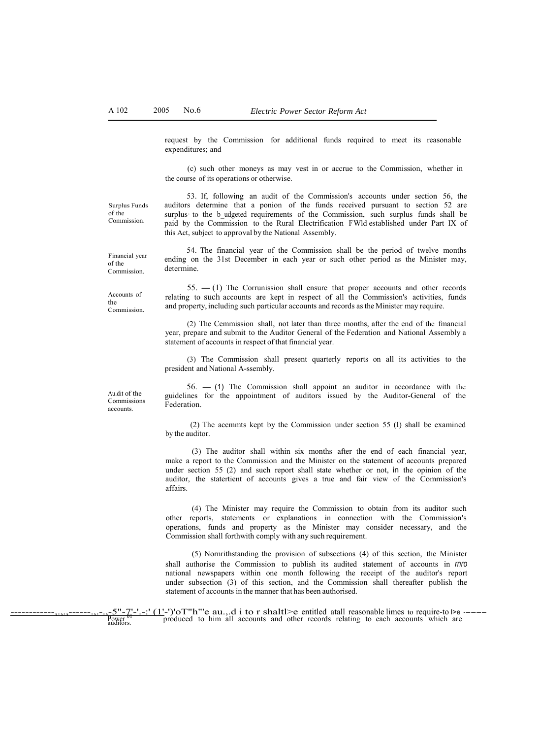request by the Commission for additional funds required to meet its reasonable expenditures; and

(c) such other moneys as may vest in or accrue to the Commission, whether in the course of its operations or otherwise.

Surplus Funds of the Commission.

53. If, following an audit of the Commission's accounts under section 56, the auditors determine that a ponion of the funds received pursuant to section 52 are surplus· to the b_udgeted requirements of the Commission, such surplus funds shall be paid by the Commission to the Rural Electrification FWld established under Part IX of this Act, subject to approval by the National Assembly.

Financial year of the Commission.

54. The financial year of the Commission shall be the period of twelve months ending on the 31st December in each year or such other period as the Minister may, determine.

Accounts of the Commission.

55. — (1) The Corrunission shall ensure that proper accounts and other records relating to such accounts are kept in respect of all the Commission's activities, funds and property, including such particular accounts and records as the Minister may require.

(2) The Cemmission shall, not later than three months, after the end of the fmancial year, prepare and submit to the Auditor General of the Federation and National Assembly a statement of accounts in respect of that financial year.

(3) The Commission shall present quarterly reports on all its activities to the president and National A-ssembly.

Au.dit of the Commissions accounts.

56. — (1) The Commission shall appoint an auditor in accordance with the guidelines for the appointment of auditors issued by the Auditor-General of the Federation.

(2) The accmmts kept by the Commission under section 55 (I) shall be examined by the auditor.

(3) The auditor shall within six months after the end of each financial year, make a report to the Commission and the Minister on the statement of accounts prepared under section 55 (2) and such report shall state whether or not, in the opinion of the auditor, the statertient of accounts gives a true and fair view of the Commission's affairs.

(4) The Minister may require the Commission to obtain from its auditor such other reports, statements or explanations in connection with the Commission's operations, funds and property as the Minister may consider necessary, and the Commission shall forthwith comply with any such requirement.

(5) Nornrithstanding the provision of subsections (4) of this section, the Minister shall authorise the Commission to publish its audited statement of accounts in rnro national newspapers within one month following the receipt of the auditor's report under subsection (3) of this section, and the Commission shall thereafter publish the statement of accounts in the manner that has been authorised.

Power of auditors.

57. (1) The auditor shall be entitled at all reasonable limes to require to be produced to him all accounts and other records relating to each accounts which are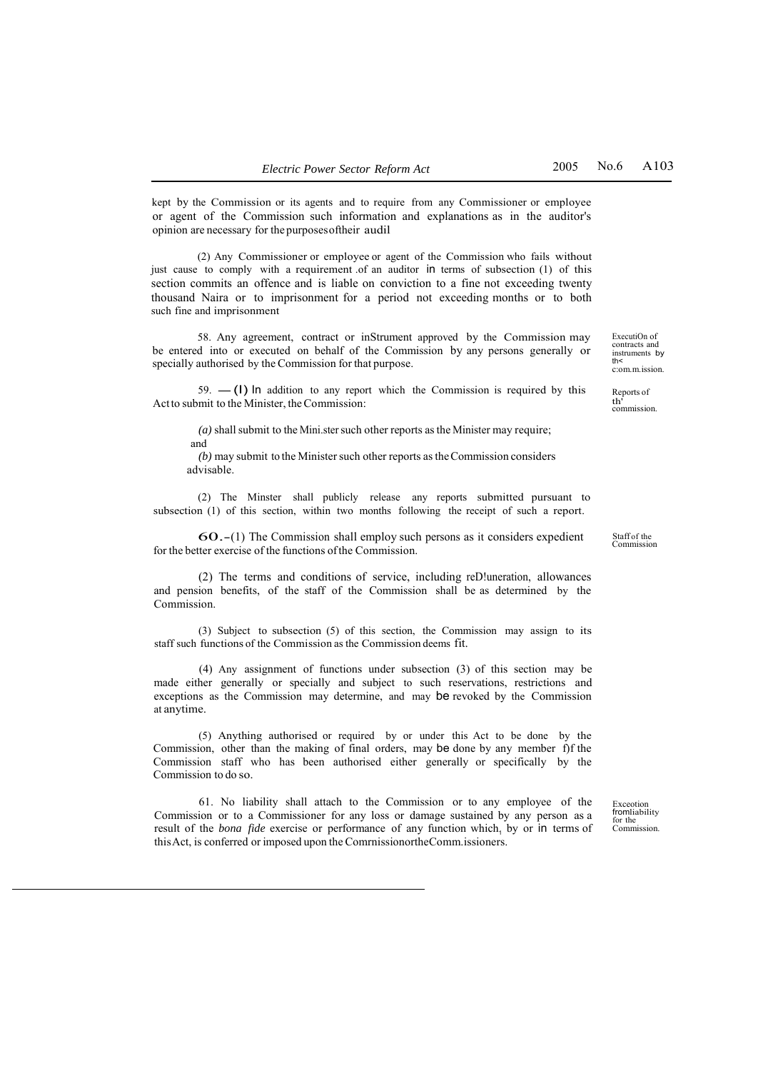kept by the Commission or its agents and to require from any Commissioner or employee or agent of the Commission such information and explanations as in the auditor's opinion are necessary for the purposes of their audil

(2) Any Commissioner or employee or agent of the Commission who fails without just cause to comply with a requirement of an auditor in terms of subsection (1) of this section commits an offence and is liable on conviction to a fine not exceeding twenty thousand Naira or to imprisonment for a period not exceeding months or to both such fine and imprisonment

Execution of contracts and instruments by the Commission.

58. Any agreement, contract or instrument approved by the Commission may be entered into or executed on behalf of the Commission by any persons generally or specially authorised by the Commission for that purpose.

Reports of the commission.

59. — (1) In addition to any report which the Commission is required by this Act to submit to the Minister, the Commission:

*(a)* shall submit to the Minister such other reports as the Minister may require; and

*(b)* may submit to the Minister such other reports as the Commission considers advisable.

(2) The Minster shall publicly release any reports submitted pursuant to subsection (1) of this section, within two months following the receipt of such a report.

Staff of the Commission

60.-(1) The Commission shall employ such persons as it considers expedient for the better exercise of the functions of the Commission.

(2) The terms and conditions of service, including remuneration, allowances and pension benefits, of the staff of the Commission shall be as determined by the Commission.

(3) Subject to subsection (5) of this section, the Commission may assign to its staff such functions of the Commission as the Commission deems fit.

(4) Any assignment of functions under subsection (3) of this section may be made either generally or specially and subject to such reservations, restrictions and exceptions as the Commission may determine, and may be revoked by the Commission at anytime.

(5) Anything authorised or required by or under this Act to be done by the Commission, other than the making of final orders, may be done by any member of the Commission staff who has been authorised either generally or specifically by the Commission to do so.

Exception from liability for the Commission.

61. No liability shall attach to the Commission or to any employee of the Commission or to a Commissioner for any loss or damage sustained by any person as a result of the *bona fide* exercise or performance of any function which, by or in terms of this Act, is conferred or imposed upon the Commission or the Commissioners.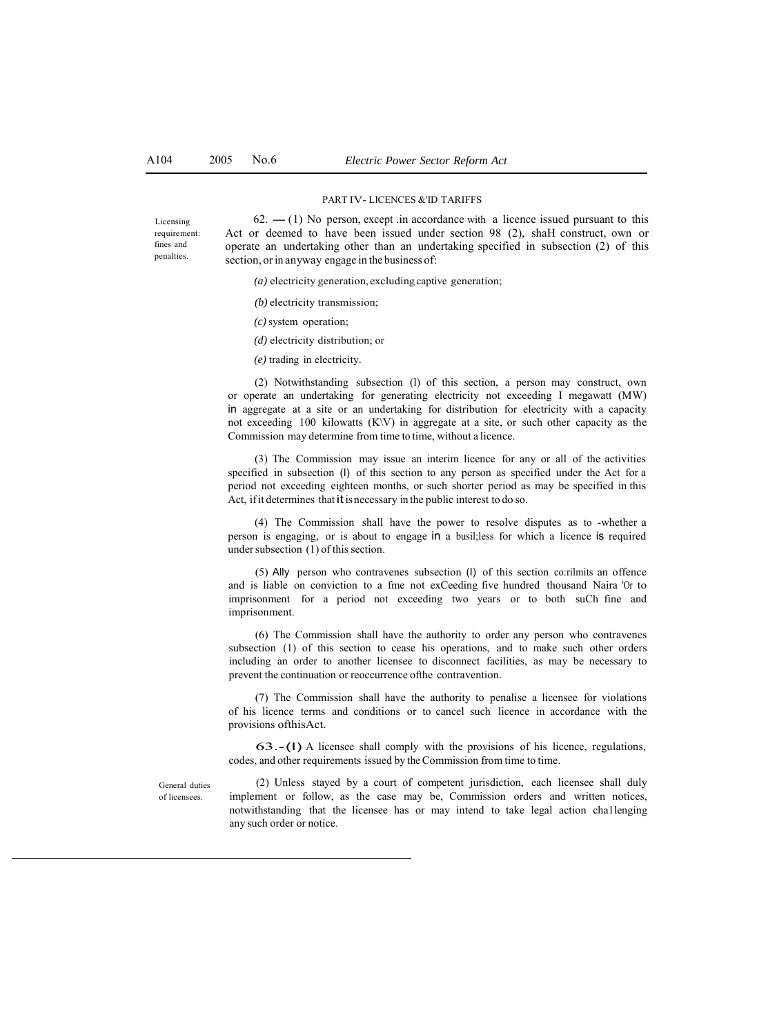## PART IV- LICENCES &'ID TARIFFS

Licensing requirement: fines and penalties.

62. — (1) No person, except .in accordance with a licence issued pursuant to this Act or deemed to have been issued under section 98 (2), shaH construct, own or operate an undertaking other than an undertaking specified in subsection (2) of this section, or in anyway engage in the business of:

*(a)* electricity generation, excluding captive generation;

*(b)* electricity transmission;

*(c)* system operation;

*(d)* electricity distribution; or

*(e)* trading in electricity.

(2) Notwithstanding subsection (l) of this section, a person may construct, own or operate an undertaking for generating electricity not exceeding I megawatt (MW) in aggregate at a site or an undertaking for distribution for electricity with a capacity not exceeding 100 kilowatts (K\V) in aggregate at a site, or such other capacity as the Commission may determine from time to time, without a licence.

(3) The Commission may issue an interim licence for any or all of the activities specified in subsection (l) of this section to any person as specified under the Act for a period not exceeding eighteen months, or such shorter period as may be specified in this Act, if it determines that it is necessary in the public interest to do so.

(4) The Commission shall have the power to resolve disputes as to -whether a person is engaging, or is about to engage in a busil;less for which a licence is required under subsection (1) of this section.

(5) Ally person who contravenes subsection (l) of this section co:rilmits an offence and is liable on conviction to a fme not exCeeding five hundred thousand Naira '0r to imprisonment for a period not exceeding two years or to both suCh fine and imprisonment.

(6) The Commission shall have the authority to order any person who contravenes subsection (1) of this section to cease his operations, and to make such other orders including an order to another licensee to disconnect facilities, as may be necessary to prevent the continuation or reoccurrence ofthe contravention.

(7) The Commission shall have the authority to penalise a licensee for violations of his licence terms and conditions or to cancel such licence in accordance with the provisions ofthisAct.

General duties of licensees.

63.-(l) A licensee shall comply with the provisions of his licence, regulations, codes, and other requirements issued by the Commission from time to time.

(2) Unless stayed by a court of competent jurisdiction, each licensee shall duly implement or follow, as the case may be, Commission orders and written notices, notwithstanding that the licensee has or may intend to take legal action cha1lenging any such order or notice.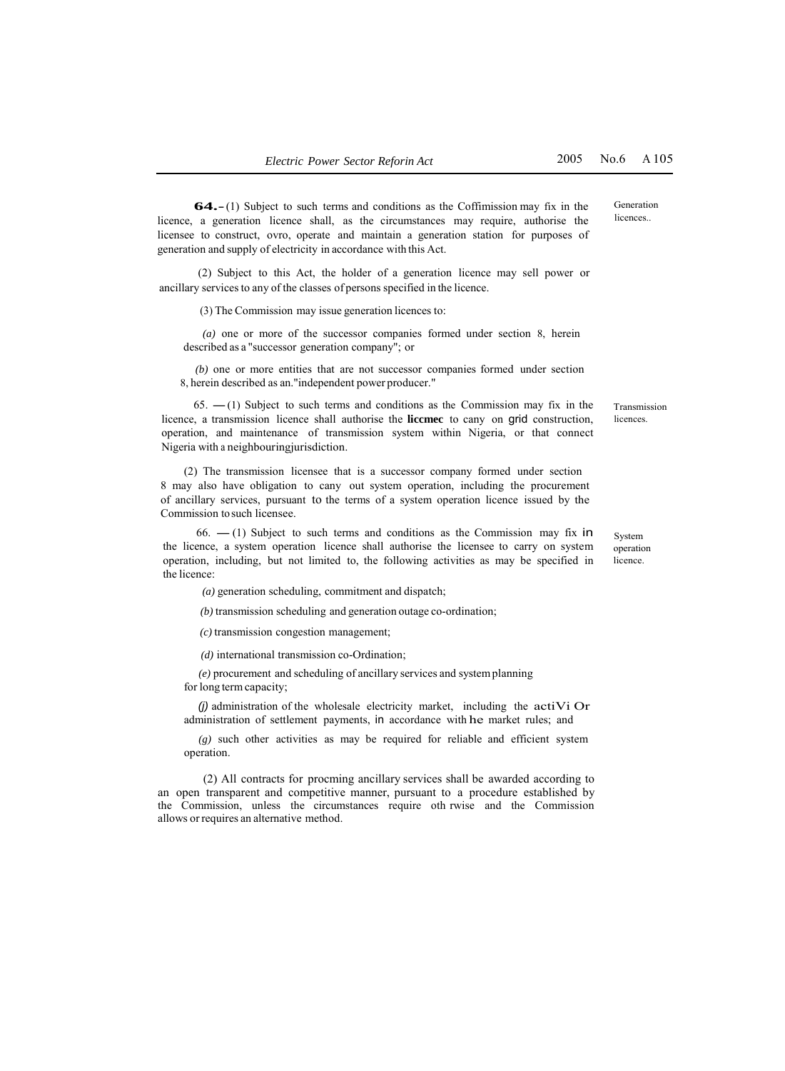**64.**-(1) Subject to such terms and conditions as the Coffimission may fix in the licence, a generation licence shall, as the circumstances may require, authorise the licensee to construct, ovro, operate and maintain a generation station for purposes of generation and supply of electricity in accordance with this Act.

Generation licences..

(2) Subject to this Act, the holder of a generation licence may sell power or ancillary services to any of the classes of persons specified in the licence.

(3) The Commission may issue generation licences to:

*(a)* one or more of the successor companies formed under section 8, herein described as a "successor generation company"; or

*(b)* one or more entities that are not successor companies formed under section 8, herein described as an."independent power producer."

65. —(1) Subject to such terms and conditions as the Commission may fix in the licence, a transmission licence shall authorise the **liccmec** to cany on grid construction, operation, and maintenance of transmission system within Nigeria, or that connect Nigeria with a neighbouringjurisdiction.

Transmission licences.

(2) The transmission licensee that is a successor company formed under section 8 may also have obligation to cany out system operation, including the procurement of ancillary services, pursuant to the terms of a system operation licence issued by the Commission to such licensee.

66. —(1) Subject to such terms and conditions as the Commission may fix in the licence, a system operation licence shall authorise the licensee to carry on system operation, including, but not limited to, the following activities as may be specified in the licence:

System operation licence.

*(a)* generation scheduling, commitment and dispatch;

*(b)* transmission scheduling and generation outage co-ordination;

*(c)* transmission congestion management;

*(d)* international transmission co-Ordination;

*(e)* procurement and scheduling of ancillary services and system planning for long term capacity;

*(j)* administration of the wholesale electricity market, including the actiVi Or administration of settlement payments, in accordance with he market rules; and

*(g)* such other activities as may be required for reliable and efficient system operation.

(2) All contracts for procming ancillary services shall be awarded according to an open transparent and competitive manner, pursuant to a procedure established by the Commission, unless the circumstances require oth rwise and the Commission allows or requires an alternative method.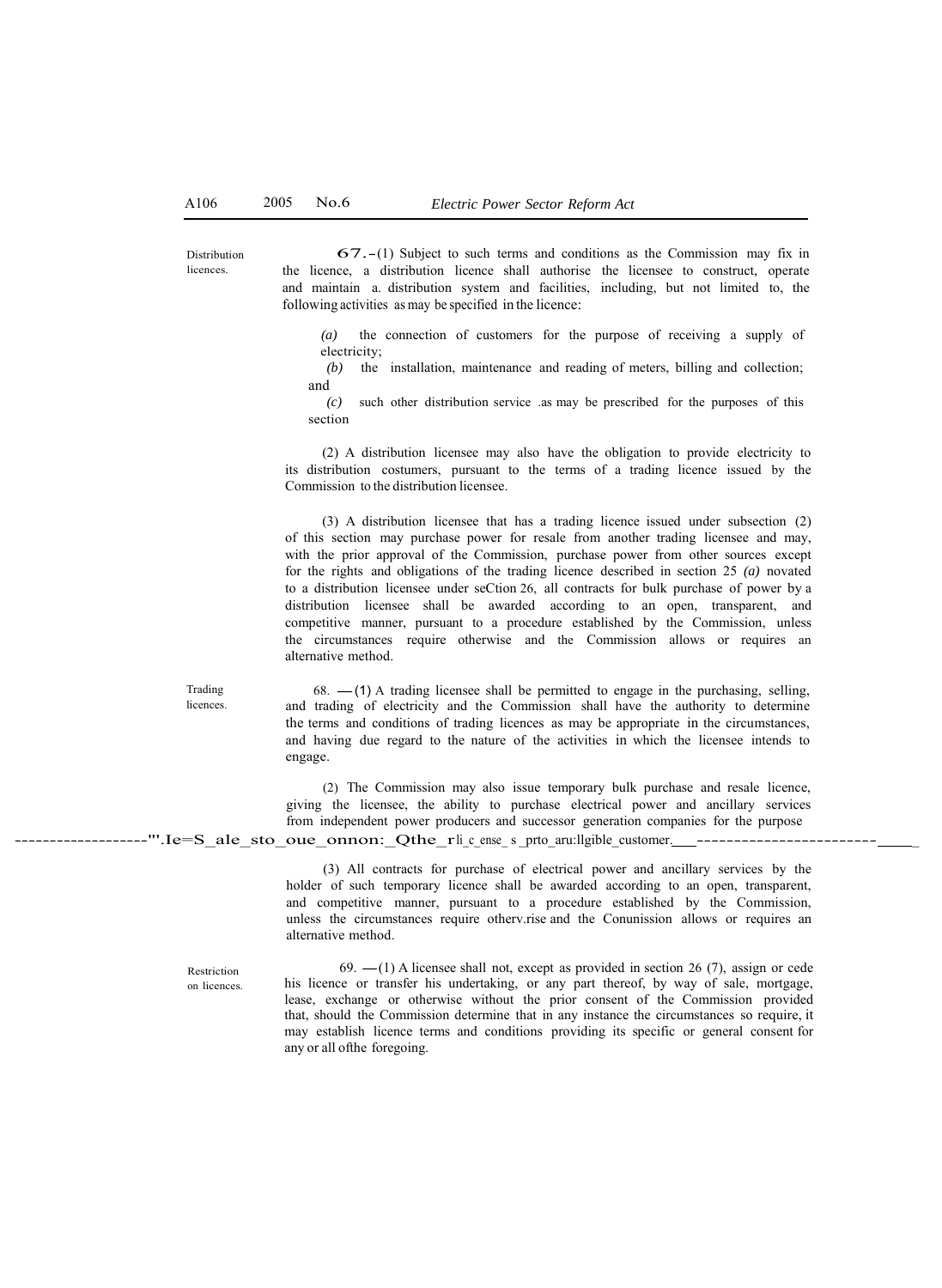Distribution licences.

**67.**–(1) Subject to such terms and conditions as the Commission may fix in the licence, a distribution licence shall authorise the licensee to construct, operate and maintain a. distribution system and facilities, including, but not limited to, the following activities as may be specified in the licence:

*(a)* the connection of customers for the purpose of receiving a supply of electricity;

*(b)* the installation, maintenance and reading of meters, billing and collection; and

*(c)* such other distribution service .as may be prescribed for the purposes of this section

(2) A distribution licensee may also have the obligation to provide electricity to its distribution costumers, pursuant to the terms of a trading licence issued by the Commission to the distribution licensee.

(3) A distribution licensee that has a trading licence issued under subsection (2) of this section may purchase power for resale from another trading licensee and may, with the prior approval of the Commission, purchase power from other sources except for the rights and obligations of the trading licence described in section 25 *(a)* novated to a distribution licensee under seCtion 26, all contracts for bulk purchase of power by a distribution licensee shall be awarded according to an open, transparent, and competitive manner, pursuant to a procedure established by the Commission, unless the circumstances require otherwise and the Commission allows or requires an alternative method.

Trading licences.

68. —(1) A trading licensee shall be permitted to engage in the purchasing, selling, and trading of electricity and the Commission shall have the authority to determine the terms and conditions of trading licences as may be appropriate in the circumstances, and having due regard to the nature of the activities in which the licensee intends to engage.

(2) The Commission may also issue temporary bulk purchase and resale licence, giving the licensee, the ability to purchase electrical power and ancillary services from independent power producers and successor generation companies for the purpose of resale to other licensees and to eligible customers.

(3) All contracts for purchase of electrical power and ancillary services by the holder of such temporary licence shall be awarded according to an open, transparent, and competitive manner, pursuant to a procedure established by the Commission, unless the circumstances require otherv.rise and the Conunission allows or requires an alternative method.

Restriction on licences.

69. —(1) A licensee shall not, except as provided in section 26 (7), assign or cede his licence or transfer his undertaking, or any part thereof, by way of sale, mortgage, lease, exchange or otherwise without the prior consent of the Commission provided that, should the Commission determine that in any instance the circumstances so require, it may establish licence terms and conditions providing its specific or general consent for any or all ofthe foregoing.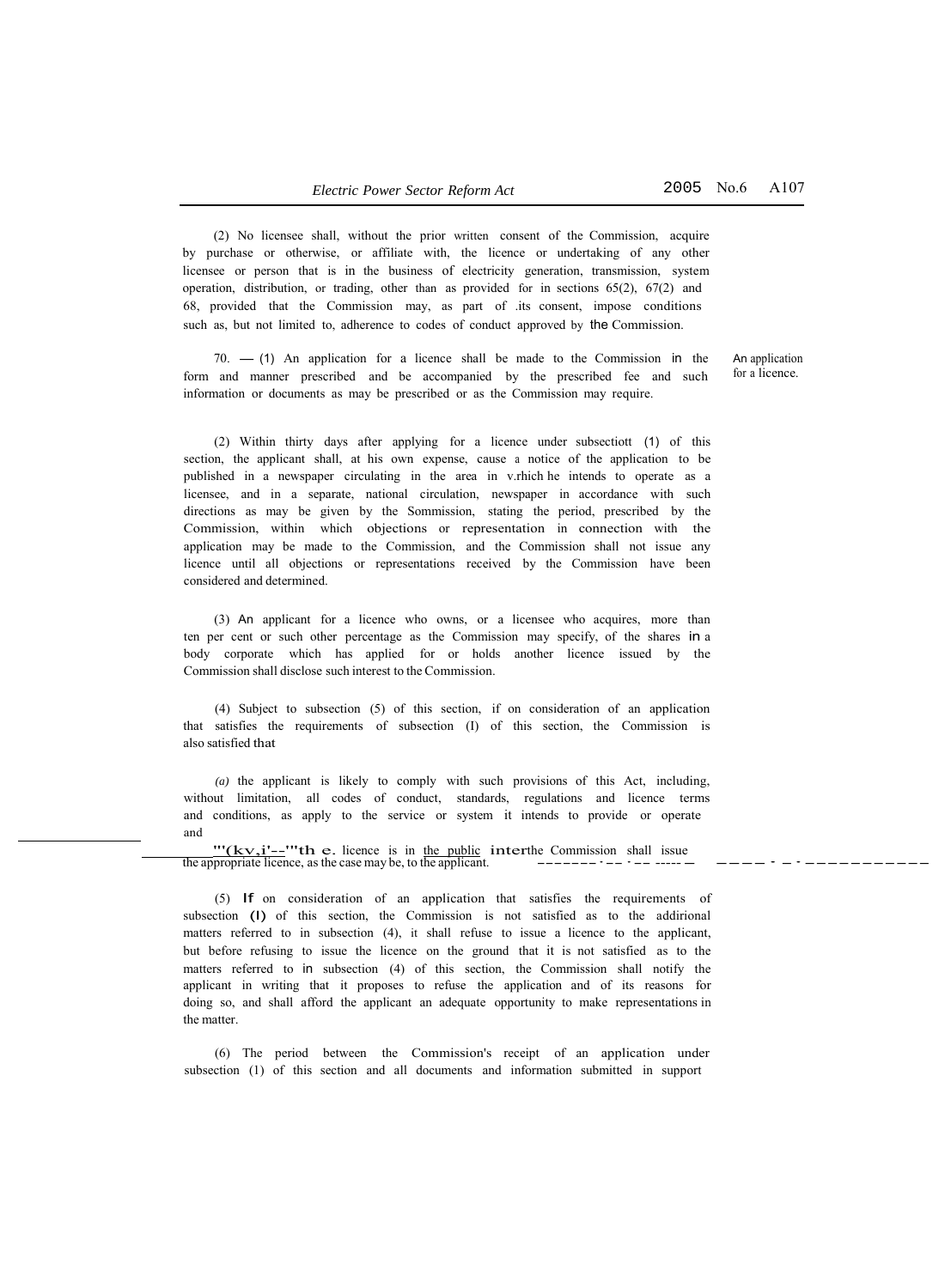(2) No licensee shall, without the prior written consent of the Commission, acquire by purchase or otherwise, or affiliate with, the licence or undertaking of any other licensee or person that is in the business of electricity generation, transmission, system operation, distribution, or trading, other than as provided for in sections 65(2), 67(2) and 68, provided that the Commission may, as part of .its consent, impose conditions such as, but not limited to, adherence to codes of conduct approved by the Commission.

An application for a licence.

70. — (1) An application for a licence shall be made to the Commission in the form and manner prescribed and be accompanied by the prescribed fee and such information or documents as may be prescribed or as the Commission may require.

(2) Within thirty days after applying for a licence under subsectiott (1) of this section, the applicant shall, at his own expense, cause a notice of the application to be published in a newspaper circulating in the area in v.rhich he intends to operate as a licensee, and in a separate, national circulation, newspaper in accordance with such directions as may be given by the Sommission, stating the period, prescribed by the Commission, within which objections or representation in connection with the application may be made to the Commission, and the Commission shall not issue any licence until all objections or representations received by the Commission have been considered and determined.

(3) An applicant for a licence who owns, or a licensee who acquires, more than ten per cent or such other percentage as the Commission may specify, of the shares in a body corporate which has applied for or holds another licence issued by the Commission shall disclose such interest to the Commission.

(4) Subject to subsection (5) of this section, if on consideration of an application that satisfies the requirements of subsection (I) of this section, the Commission is also satisfied that

*(a)* the applicant is likely to comply with such provisions of this Act, including, without limitation, all codes of conduct, standards, regulations and licence terms and conditions, as apply to the service or system it intends to provide or operate and

"'(kv,i'--"'th e. licence is in the public interthe Commission shall issue the appropriate licence, as the case may be, to the applicant.

(5) If on consideration of an application that satisfies the requirements of subsection (I) of this section, the Commission is not satisfied as to the addirional matters referred to in subsection (4), it shall refuse to issue a licence to the applicant, but before refusing to issue the licence on the ground that it is not satisfied as to the matters referred to in subsection (4) of this section, the Commission shall notify the applicant in writing that it proposes to refuse the application and of its reasons for doing so, and shall afford the applicant an adequate opportunity to make representations in the matter.

(6) The period between the Commission's receipt of an application under subsection (1) of this section and all documents and information submitted in support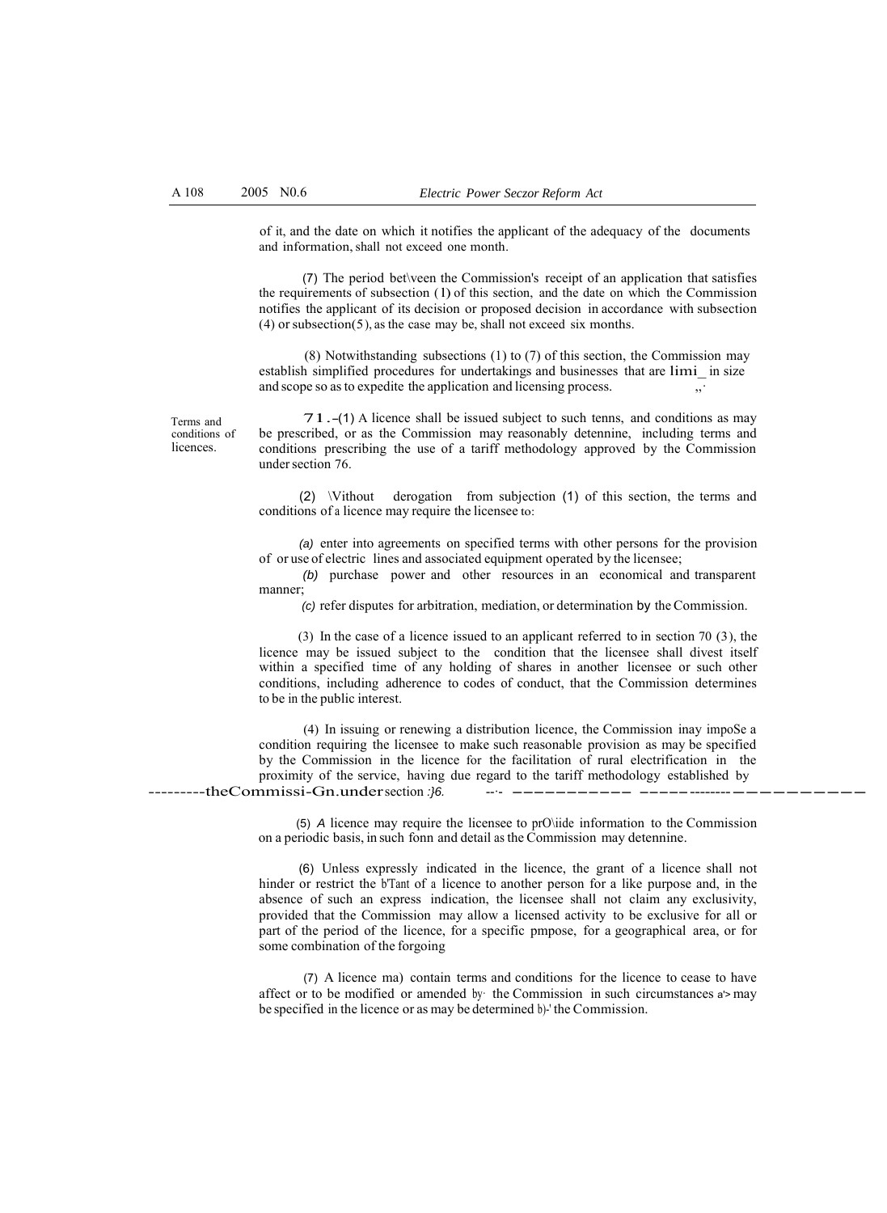of it, and the date on which it notifies the applicant of the adequacy of the documents and information, shall not exceed one month.

(7) The period between the Commission's receipt of an application that satisfies the requirements of subsection (1) of this section, and the date on which the Commission notifies the applicant of its decision or proposed decision in accordance with subsection (4) or subsection (5), as the case may be, shall not exceed six months.

(8) Notwithstanding subsections (1) to (7) of this section, the Commission may establish simplified procedures for undertakings and businesses that are limi_ in size and scope so as to expedite the application and licensing process.

**Terms and conditions of licences.**

71.–(1) A licence shall be issued subject to such tenns, and conditions as may be prescribed, or as the Commission may reasonably detennine, including terms and conditions prescribing the use of a tariff methodology approved by the Commission under section 76.

(2) Without derogation from subjection (1) of this section, the terms and conditions of a licence may require the licensee to:

*(a)* enter into agreements on specified terms with other persons for the provision of or use of electric lines and associated equipment operated by the licensee;

*(b)* purchase power and other resources in an economical and transparent manner;

*(c)* refer disputes for arbitration, mediation, or determination by the Commission.

(3) In the case of a licence issued to an applicant referred to in section 70 (3), the licence may be issued subject to the condition that the licensee shall divest itself within a specified time of any holding of shares in another licensee or such other conditions, including adherence to codes of conduct, that the Commission determines to be in the public interest.

(4) In issuing or renewing a distribution licence, the Commission inay impoSe a condition requiring the licensee to make such reasonable provision as may be specified by the Commission in the licence for the facilitation of rural electrification in the proximity of the service, having due regard to the tariff methodology established by the Commission under section 76.

(5) A licence may require the licensee to provide information to the Commission on a periodic basis, in such fonn and detail as the Commission may detennine.

(6) Unless expressly indicated in the licence, the grant of a licence shall not hinder or restrict the grant of a licence to another person for a like purpose and, in the absence of such an express indication, the licensee shall not claim any exclusivity, provided that the Commission may allow a licensed activity to be exclusive for all or part of the period of the licence, for a specific pmpose, for a geographical area, or for some combination of the forgoing

(7) A licence may contain terms and conditions for the licence to cease to have affect or to be modified or amended by the Commission in such circumstances as may be specified in the licence or as may be determined by the Commission.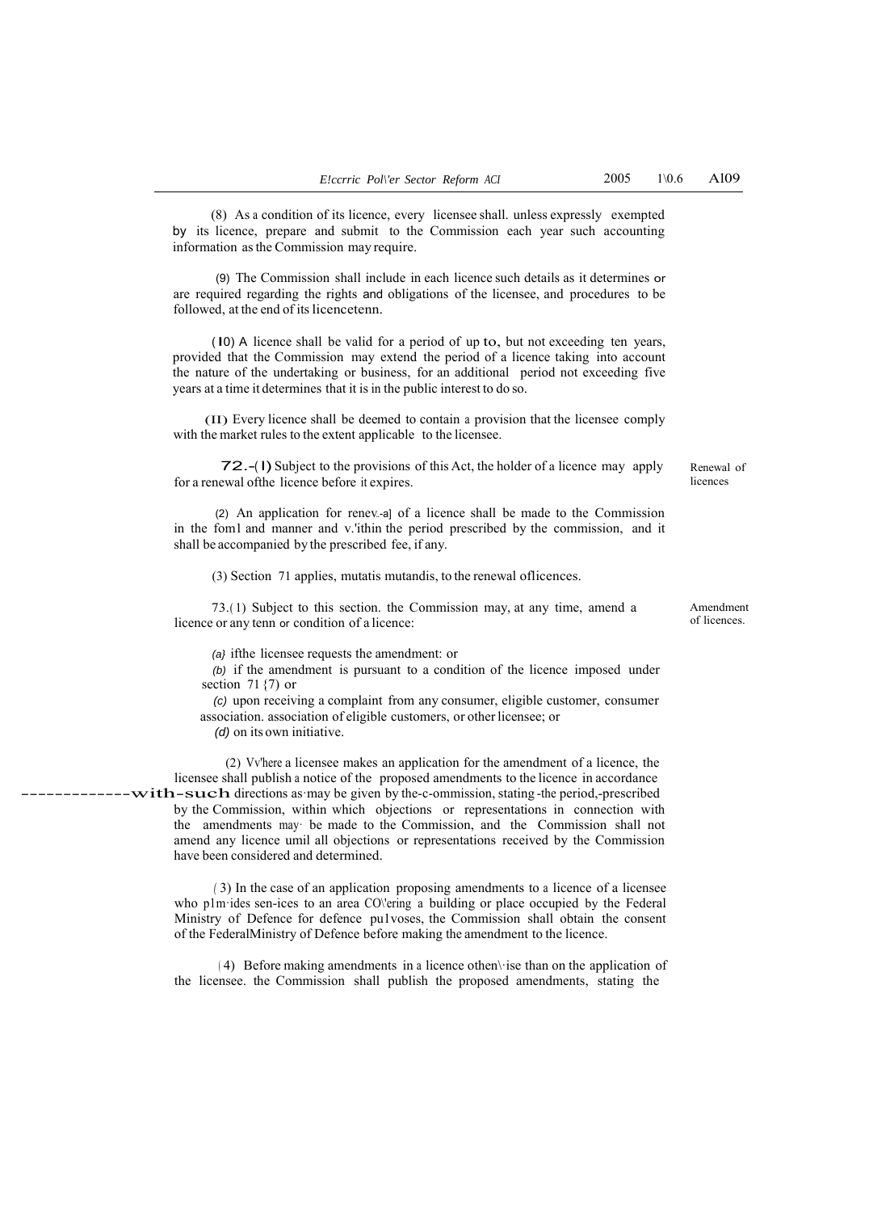(8) As a condition of its licence, every licensee shall. unless expressly exempted by its licence, prepare and submit to the Commission each year such accounting information as the Commission may require.

(9) The Commission shall include in each licence such details as it determines or are required regarding the rights and obligations of the licensee, and procedures to be followed, at the end of its licencetenn.

(10) A licence shall be valid for a period of up to, but not exceeding ten years, provided that the Commission may extend the period of a licence taking into account the nature of the undertaking or business, for an additional period not exceeding five years at a time it determines that it is in the public interest to do so.

(11) Every licence shall be deemed to contain a provision that the licensee comply with the market rules to the extent applicable to the licensee.

Renewal of licences

72.-(1) Subject to the provisions of this Act, the holder of a licence may apply for a renewal ofthe licence before it expires.

(2) An application for renev.-a] of a licence shall be made to the Commission in the fom1 and manner and v.'ithin the period prescribed by the commission, and it shall be accompanied by the prescribed fee, if any.

(3) Section 71 applies, mutatis mutandis, to the renewal oflicences.

Amendment of licences.

73.(1) Subject to this section. the Commission may, at any time, amend a licence or any tenn or condition of a licence:

(a) ifthe licensee requests the amendment: or

(b) if the amendment is pursuant to a condition of the licence imposed under section 71 (7) or

(c) upon receiving a complaint from any consumer, eligible customer, consumer association. association of eligible customers, or other licensee; or

(d) on its own initiative.

(2) Vv'here a licensee makes an application for the amendment of a licence, the licensee shall publish a notice of the proposed amendments to the licence in accordance with such directions as may be given by the Commission, stating the period prescribed by the Commission, within which objections or representations in connection with the amendments may be made to the Commission, and the Commission shall not amend any licence umil all objections or representations received by the Commission have been considered and determined.

(3) In the case of an application proposing amendments to a licence of a licensee who p1m·ides sen-ices to an area CO\'ering a building or place occupied by the Federal Ministry of Defence for defence pu1voses, the Commission shall obtain the consent of the FederalMinistry of Defence before making the amendment to the licence.

(4) Before making amendments in a licence othen\·ise than on the application of the licensee. the Commission shall publish the proposed amendments, stating the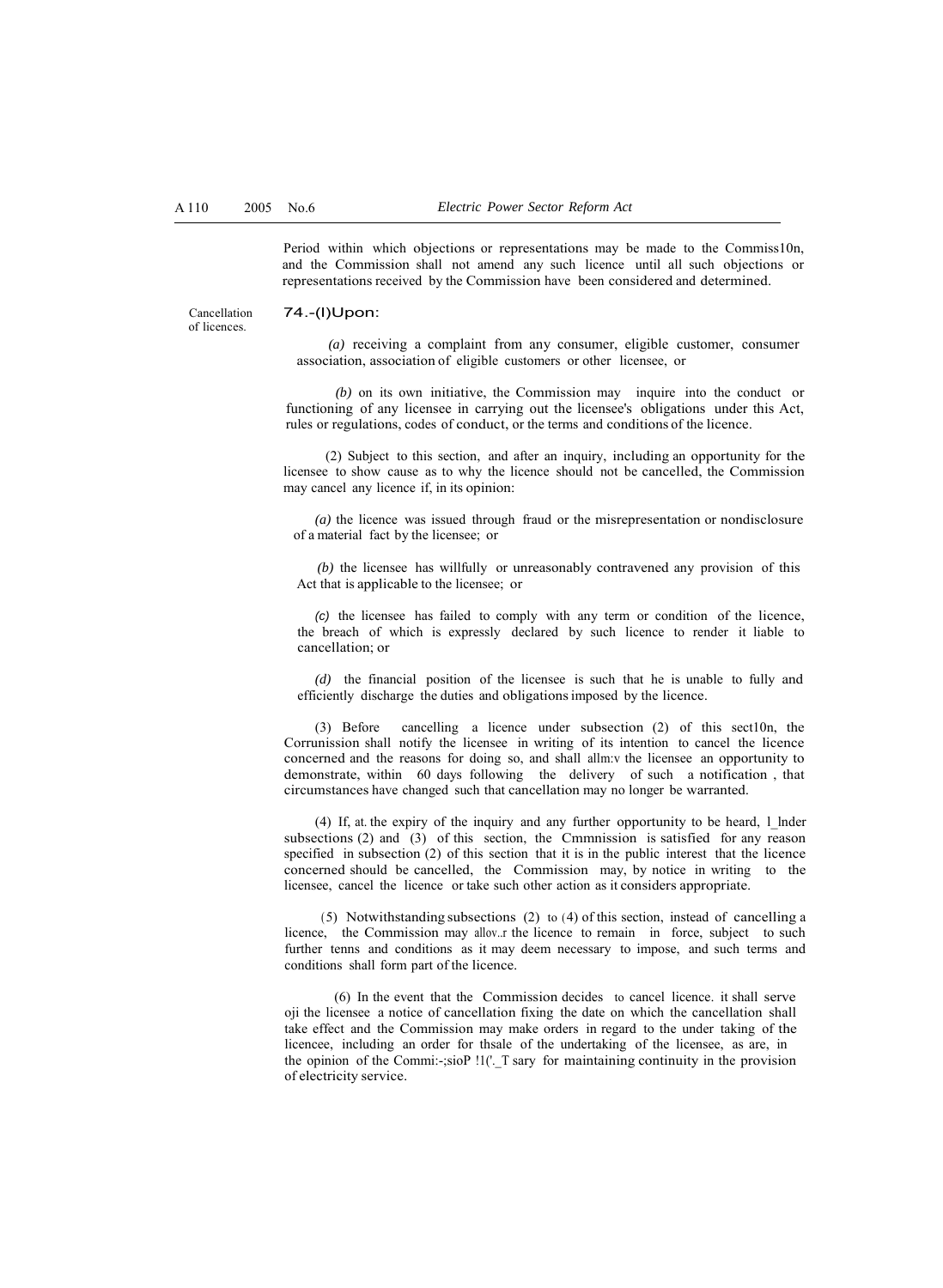Period within which objections or representations may be made to the Commiss10n, and the Commission shall not amend any such licence until all such objections or representations received by the Commission have been considered and determined.

Cancellation of licences.

74.-(l)Upon:

*(a)* receiving a complaint from any consumer, eligible customer, consumer association, association of eligible customers or other licensee, or

*(b)* on its own initiative, the Commission may inquire into the conduct or functioning of any licensee in carrying out the licensee's obligations under this Act, rules or regulations, codes of conduct, or the terms and conditions of the licence.

(2) Subject to this section, and after an inquiry, including an opportunity for the licensee to show cause as to why the licence should not be cancelled, the Commission may cancel any licence if, in its opinion:

*(a)* the licence was issued through fraud or the misrepresentation or nondisclosure of a material fact by the licensee; or

*(b)* the licensee has willfully or unreasonably contravened any provision of this Act that is applicable to the licensee; or

*(c)* the licensee has failed to comply with any term or condition of the licence, the breach of which is expressly declared by such licence to render it liable to cancellation; or

*(d)* the financial position of the licensee is such that he is unable to fully and efficiently discharge the duties and obligations imposed by the licence.

(3) Before cancelling a licence under subsection (2) of this sect10n, the Corrunission shall notify the licensee in writing of its intention to cancel the licence concerned and the reasons for doing so, and shall allm:v the licensee an opportunity to demonstrate, within 60 days following the delivery of such a notification , that circumstances have changed such that cancellation may no longer be warranted.

(4) If, at. the expiry of the inquiry and any further opportunity to be heard, l_lnder subsections (2) and (3) of this section, the Cmmnission is satisfied for any reason specified in subsection (2) of this section that it is in the public interest that the licence concerned should be cancelled, the Commission may, by notice in writing to the licensee, cancel the licence or take such other action as it considers appropriate.

(5) Notwithstanding subsections (2) to (4) of this section, instead of cancelling a licence, the Commission may allov..r the licence to remain in force, subject to such further tenns and conditions as it may deem necessary to impose, and such terms and conditions shall form part of the licence.

(6) In the event that the Commission decides to cancel licence. it shall serve oji the licensee a notice of cancellation fixing the date on which the cancellation shall take effect and the Commission may make orders in regard to the under taking of the licencee, including an order for thsale of the undertaking of the licensee, as are, in the opinion of the Commi:-;sioP !1('._T sary for maintaining continuity in the provision of electricity service.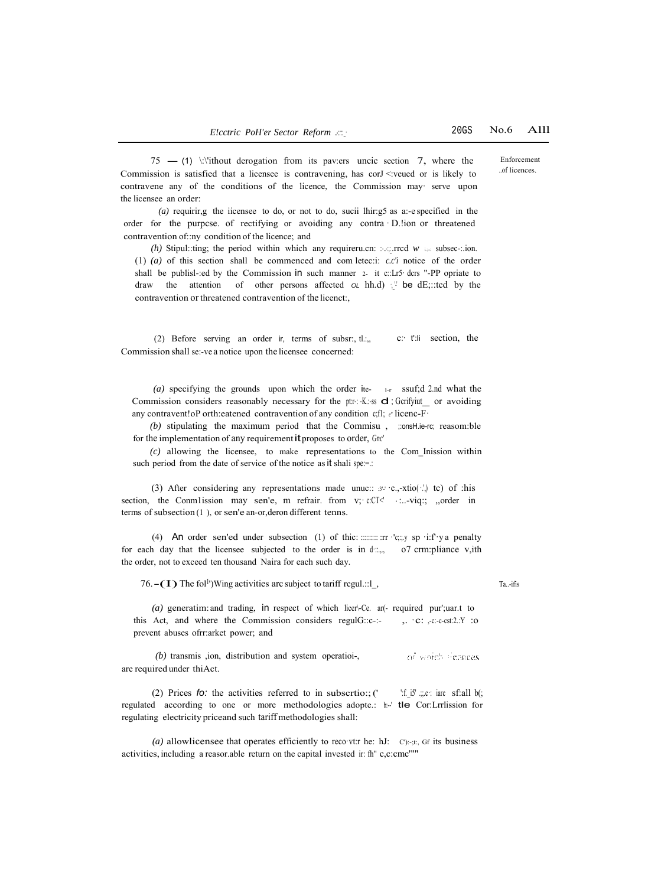**Enforcement of licences.**

75 — (1) Without derogation from its powers under section 7, where the Commission is satisfied that a licensee is contravening, has contravened or is likely to contravene any of the conditions of the licence, the Commission may serve upon the licensee an order:

*(a)* requiring the licensee to do, or not to do, such things as are specified in the order for the purpose of rectifying or avoiding any contravention or threatened contravention of any condition of the licence; and

*(b)* Stipulating the period within which any requirement imposed by subsection (1) *(a)* of this section shall be commenced and completed and notice of the order shall be published by the Commission in such manner as it considers appropriate to draw the attention of other persons affected or likely to be affected by the contravention or threatened contravention of the licence,

(2) Before serving an order in terms of subsection (1) of this section, the Commission shall serve a notice upon the licensee concerned:

*(a)* specifying the grounds upon which the order is to be issued and what the Commission considers reasonably necessary for the purposes of rectifying or avoiding any contravention or threatened contravention of any condition of the licence;

*(b)* stipulating the maximum period that the Commission considers reasonable for the implementation of any requirement it proposes to order, and

*(c)* allowing the licensee, to make representations to the Commission within such period from the date of service of the notice as it shall specify.

(3) After considering any representations made under subsection (2) (c) of this section, the Commission may serve, or refrain from serving, an order in terms of subsection (1), or serve an order on different terms.

(4) An order served under subsection (1) of this section may specify a penalty for each day that the licensee subjected to the order is in default of compliance with the order, not to exceed ten thousand Naira for each such day.

**Tariffs**

76. – (1) The following activities are subject to tariff regulation,

*(a)* generation and trading, in respect of which licences are required pursuant to this Act, and where the Commission considers regulation necessary to prevent abuses of market power; and

*(b)* transmission, distribution and system operation, of which licences are required under this Act.

(2) Prices for the activities referred to in subsection (1) of this section shall be regulated according to one or more methodologies adopted by the Commission for regulating electricity price and such tariff methodologies shall:

*(a)* allow licensee that operates efficiently to recover the full costs of its business activities, including a reasonable return on the capital invested in the business;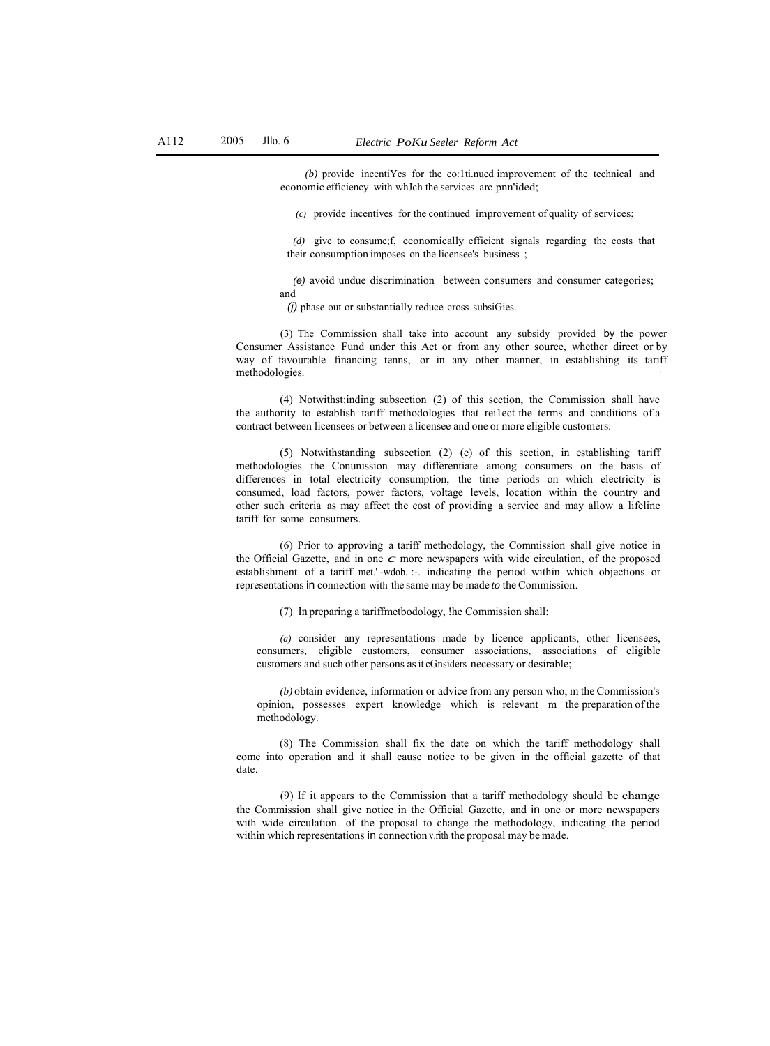(b) provide incentiYcs for the co:1ti.nued improvement of the technical and economic efficiency with whJch the services arc pnn'ided;

(c) provide incentives for the continued improvement of quality of services;

(d) give to consume;f, economically efficient signals regarding the costs that their consumption imposes on the licensee's business ;

(e) avoid undue discrimination between consumers and consumer categories; and

(j) phase out or substantially reduce cross subsiGies.

(3) The Commission shall take into account any subsidy provided by the power Consumer Assistance Fund under this Act or from any other source, whether direct or by way of favourable financing tenns, or in any other manner, in establishing its tariff methodologies.

(4) Notwithst:inding subsection (2) of this section, the Commission shall have the authority to establish tariff methodologies that rei1ect the terms and conditions of a contract between licensees or between a licensee and one or more eligible customers.

(5) Notwithstanding subsection (2) (e) of this section, in establishing tariff methodologies the Conunission may differentiate among consumers on the basis of differences in total electricity consumption, the time periods on which electricity is consumed, load factors, power factors, voltage levels, location within the country and other such criteria as may affect the cost of providing a service and may allow a lifeline tariff for some consumers.

(6) Prior to approving a tariff methodology, the Commission shall give notice in the Official Gazette, and in one c more newspapers with wide circulation, of the proposed establishment of a tariff met.' -wdob. :-. indicating the period within which objections or representations in connection with the same may be made to the Commission.

(7) In preparing a tariffmetbodology, !he Commission shall:

(a) consider any representations made by licence applicants, other licensees, consumers, eligible customers, consumer associations, associations of eligible customers and such other persons as it cGnsiders necessary or desirable;

(b) obtain evidence, information or advice from any person who, m the Commission's opinion, possesses expert knowledge which is relevant m the preparation of the methodology.

(8) The Commission shall fix the date on which the tariff methodology shall come into operation and it shall cause notice to be given in the official gazette of that date.

(9) If it appears to the Commission that a tariff methodology should be change the Commission shall give notice in the Official Gazette, and in one or more newspapers with wide circulation. of the proposal to change the methodology, indicating the period within which representations in connection v.rith the proposal may be made.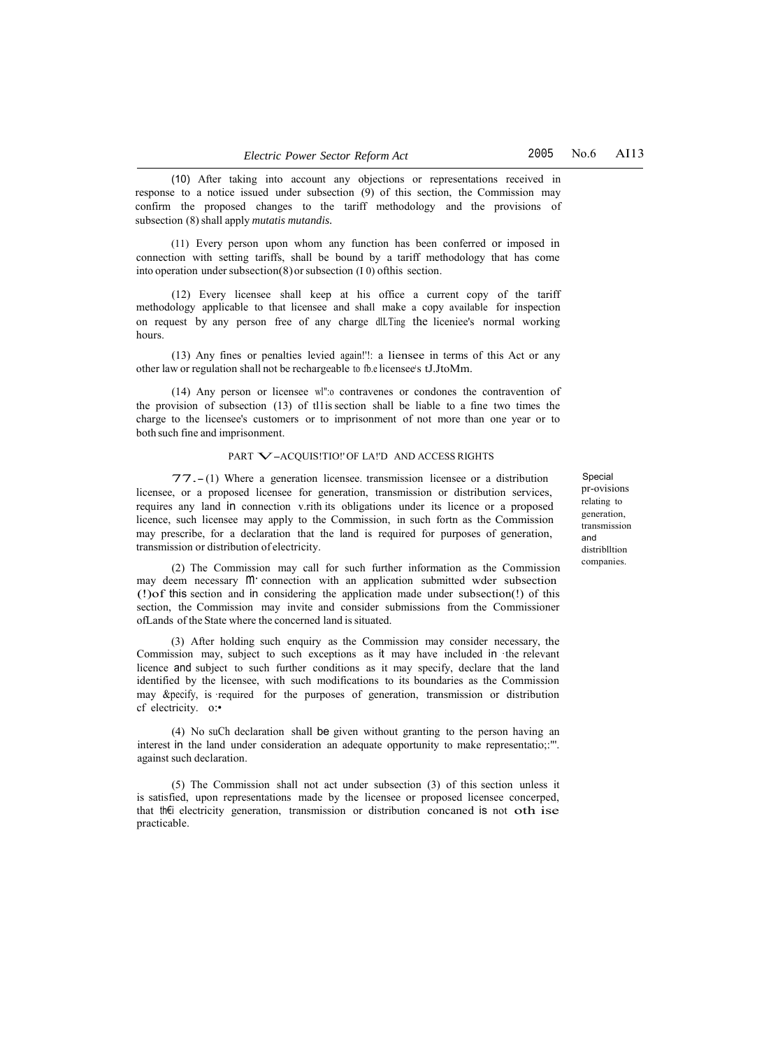(10) After taking into account any objections or representations received in response to a notice issued under subsection (9) of this section, the Commission may confirm the proposed changes to the tariff methodology and the provisions of subsection (8) shall apply *mutatis mutandis.*

(11) Every person upon whom any function has been conferred or imposed in connection with setting tariffs, shall be bound by a tariff methodology that has come into operation under subsection(8) or subsection (1 0) ofthis section.

(12) Every licensee shall keep at his office a current copy of the tariff methodology applicable to that licensee and shall make a copy available for inspection on request by any person free of any charge dlLTing the liceniee's normal working hours.

(13) Any fines or penalties levied again!'!: a liensee in terms of this Act or any other law or regulation shall not be rechargeable to fb.e licensee's tJ.JtoMm.

(14) Any person or licensee wl":o contravenes or condones the contravention of the provision of subsection (13) of tl1is section shall be liable to a fine two times the charge to the licensee's customers or to imprisonment of not more than one year or to both such fine and imprisonment.

## PART V–ACQUIS!TIO!' OF LA!'D AND ACCESS RIGHTS

Special pr-ovisions relating to generation, transmission and distriblltion companies.

77.–(1) Where a generation licensee. transmission licensee or a distribution licensee, or a proposed licensee for generation, transmission or distribution services, requires any land in connection v.rith its obligations under its licence or a proposed licence, such licensee may apply to the Commission, in such fortn as the Commission may prescribe, for a declaration that the land is required for purposes of generation, transmission or distribution of electricity.

(2) The Commission may call for such further information as the Commission may deem necessary m· connection with an application submitted wder subsection (!)of this section and in considering the application made under subsection(!) of this section, the Commission may invite and consider submissions from the Commissioner ofLands of the State where the concerned land is situated.

(3) After holding such enquiry as the Commission may consider necessary, the Commission may, subject to such exceptions as it may have included in ·the relevant licence and subject to such further conditions as it may specify, declare that the land identified by the licensee, with such modifications to its boundaries as the Commission may &pecify, is ·required for the purposes of generation, transmission or distribution cf electricity. o:•

(4) No suCh declaration shall be given without granting to the person having an interest in the land under consideration an adequate opportunity to make representatio;:'". against such declaration.

(5) The Commission shall not act under subsection (3) of this section unless it is satisfied, upon representations made by the licensee or proposed licensee concerped, that th€i electricity generation, transmission or distribution concaned is not oth ise practicable.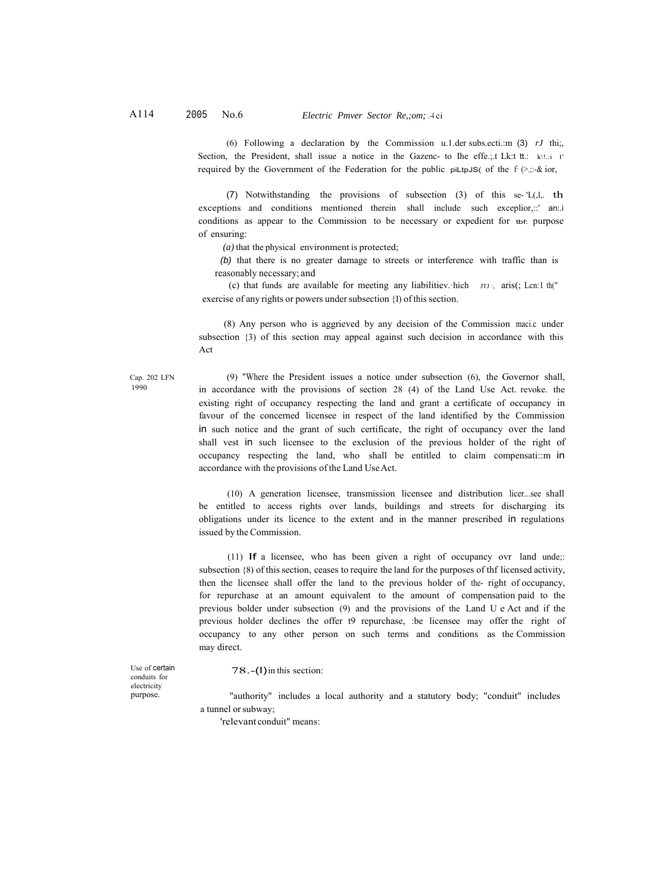(6) Following a declaration by the Commission u.1.der subs.ecti.:m (3) *rJ* thi;, Section, the President, shall issue a notice in the Gazenc- to Ihe effe.;.t Lk:t tt.: k\!.:i 1' required by the Government of the Federation for the public piLtpJS( of the f· (>.;:-& ior,

(7) Notwithstanding the provisions of subsection (3) of this se- 'L(,l,. th exceptions and conditions mentioned therein shall include such exceplior,::' an:.i conditions as appear to the Commission to be necessary or expedient for tbf: purpose of ensuring:

*(a)* that the physical environment is protected;

*(b)* that there is no greater damage to streets or interference with traffic than is reasonably necessary; and

(c) that funds are available for meeting any liabilitiev.·hich JTJ :, aris(; Lcn:1 th(" exercise of any rights or powers under subsection {I) of this section.

(8) Any person who is aggrieved by any decision of the Commission maci.c under subsection {3) of this section may appeal against such decision in accordance with this Act

Cap. 202 LFN 1990

(9) "Where the President issues a notice under subsection (6), the Governor shall, in accordance with the provisions of section 28 (4) of the Land Use Act. revoke. the existing right of occupancy respecting the land and grant a certificate of occupancy in favour of the concerned licensee in respect of the land identified by the Commission in such notice and the grant of such certificate, the right of occupancy over the land shall vest in such licensee to the exclusion of the previous holder of the right of occupancy respecting the land, who shall be entitled to claim compensati::m in accordance with the provisions of the Land Use Act.

(10) A generation licensee, transmission licensee and distribution licer...see shall be entitled to access rights over lands, buildings and streets for discharging its obligations under its licence to the extent and in the manner prescribed in regulations issued by the Commission.

(11) If a licensee, who has been given a right of occupancy ovr land unde;: subsection {8) of this section, ceases to require the land for the purposes of thf licensed activity, then the licensee shall offer the land to the previous holder of the- right of occupancy, for repurchase at an amount equivalent to the amount of compensation paid to the previous bolder under subsection (9) and the provisions of the Land U e Act and if the previous holder declines the offer t9 repurchase, :be licensee may offer the right of occupancy to any other person on such terms and conditions as the Commission may direct.

Use of certain conduits for electricity purpose.

78.-(l) in this section:

"authority" includes a local authority and a statutory body; "conduit" includes a tunnel or subway;

'relevant conduit" means: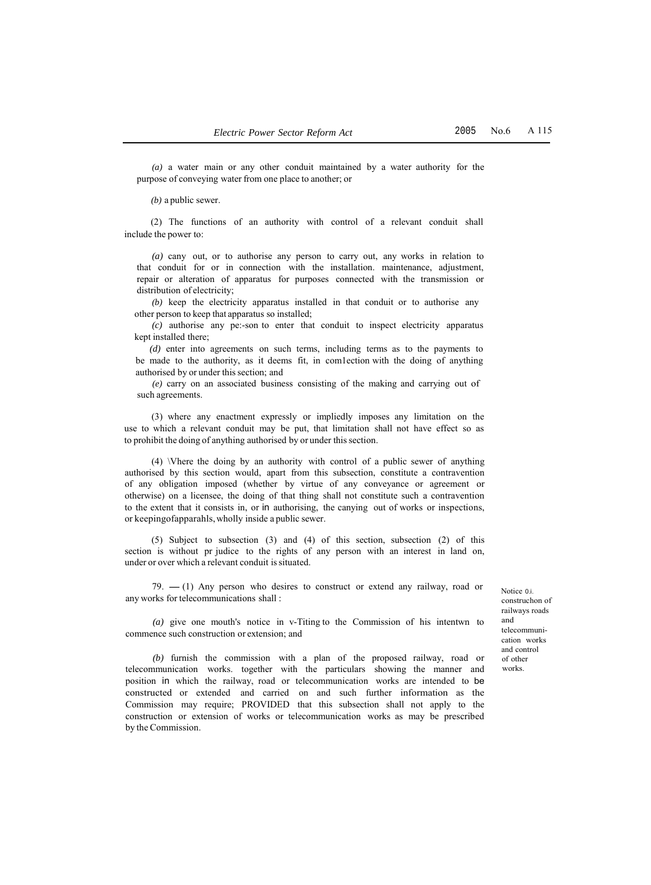*(a)* a water main or any other conduit maintained by a water authority for the purpose of conveying water from one place to another; or

*(b)* a public sewer.

(2) The functions of an authority with control of a relevant conduit shall include the power to:

*(a)* cany out, or to authorise any person to carry out, any works in relation to that conduit for or in connection with the installation. maintenance, adjustment, repair or alteration of apparatus for purposes connected with the transmission or distribution of electricity;

*(b)* keep the electricity apparatus installed in that conduit or to authorise any other person to keep that apparatus so installed;

*(c)* authorise any pe:-son to enter that conduit to inspect electricity apparatus kept installed there;

*(d)* enter into agreements on such terms, including terms as to the payments to be made to the authority, as it deems fit, in com1ection with the doing of anything authorised by or under this section; and

*(e)* carry on an associated business consisting of the making and carrying out of such agreements.

(3) where any enactment expressly or impliedly imposes any limitation on the use to which a relevant conduit may be put, that limitation shall not have effect so as to prohibit the doing of anything authorised by or under this section.

(4) \Vhere the doing by an authority with control of a public sewer of anything authorised by this section would, apart from this subsection, constitute a contravention of any obligation imposed (whether by virtue of any conveyance or agreement or otherwise) on a licensee, the doing of that thing shall not constitute such a contravention to the extent that it consists in, or in authorising, the canying out of works or inspections, or keepingofapparahls, wholly inside a public sewer.

(5) Subject to subsection (3) and (4) of this section, subsection (2) of this section is without pr judice to the rights of any person with an interest in land on, under or over which a relevant conduit is situated.

Notice 0.i. construchon of railways roads and telecommunication works and control of other works.

79. — (1) Any person who desires to construct or extend any railway, road or any works for telecommunications shall :

*(a)* give one mouth's notice in v-Titing to the Commission of his intentwn to commence such construction or extension; and

*(b)* furnish the commission with a plan of the proposed railway, road or telecommunication works. together with the particulars showing the manner and position in which the railway, road or telecommunication works are intended to be constructed or extended and carried on and such further information as the Commission may require; PROVIDED that this subsection shall not apply to the construction or extension of works or telecommunication works as may be prescribed by the Commission.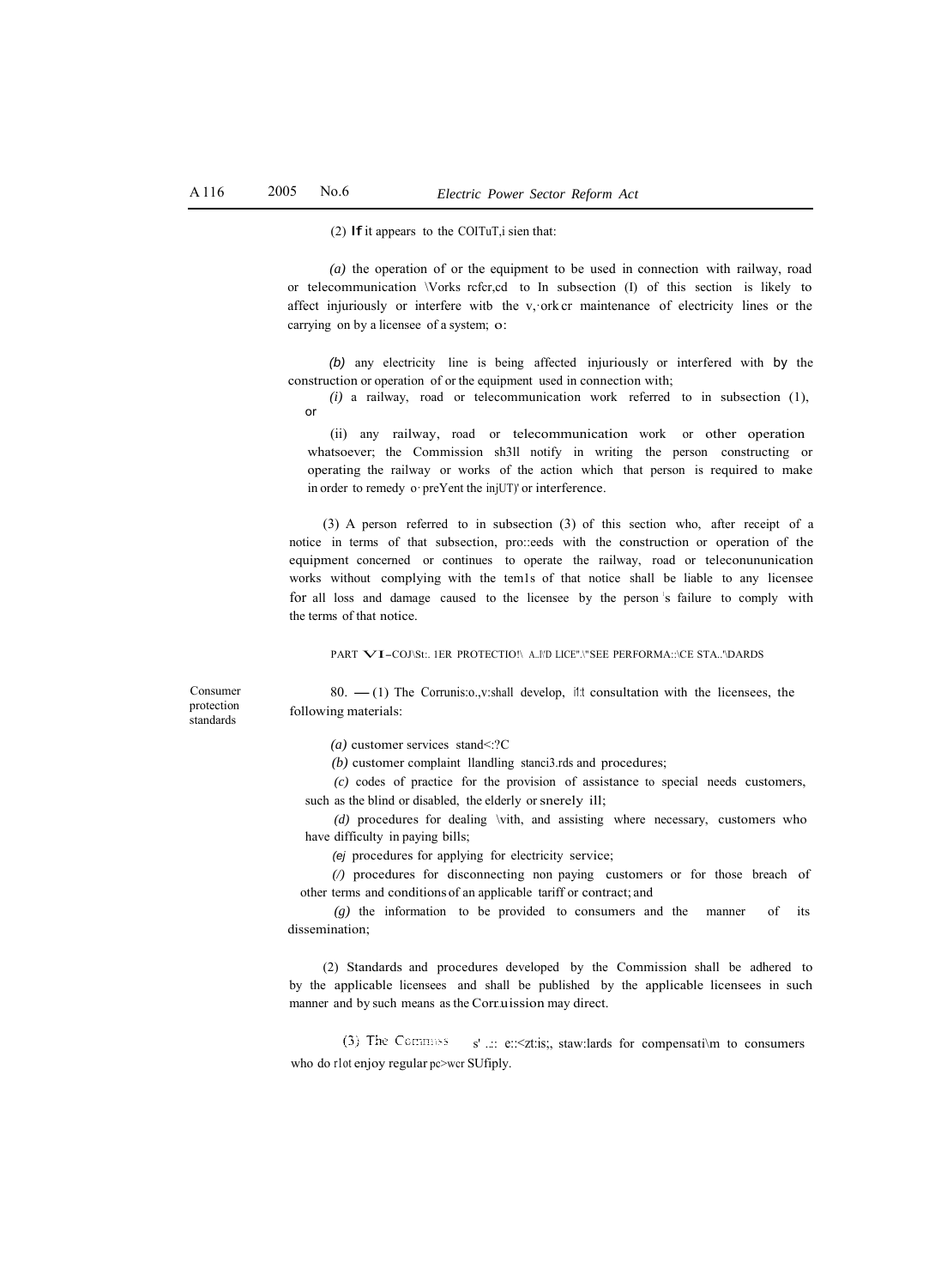(2) If it appears to the COITuT,i sien that:

*(a)* the operation of or the equipment to be used in connection with railway, road or telecommunication \Vorks rcfcr,cd to In subsection (I) of this section is likely to affect injuriously or interfere witb the v,·ork cr maintenance of electricity lines or the carrying on by a licensee of a system; o:

*(b)* any electricity line is being affected injuriously or interfered with by the construction or operation of or the equipment used in connection with;

*(i)* a railway, road or telecommunication work referred to in subsection (1), or

(ii) any railway, road or telecommunication work or other operation whatsoever; the Commission sh3ll notify in writing the person constructing or operating the railway or works of the action which that person is required to make in order to remedy o· preYent the injUT)' or interference.

(3) A person referred to in subsection (3) of this section who, after receipt of a notice in terms of that subsection, pro::eeds with the construction or operation of the equipment concerned or continues to operate the railway, road or teleconununication works without complying with the tem1s of that notice shall be liable to any licensee for all loss and damage caused to the licensee by the person 's failure to comply with the terms of that notice.

PART VI–COJ\St:. 1ER PROTECTIO!\ A..l\'D LICE".\"SEE PERFORMA::\CE STA..\DARDS

Consumer protection standards

80. —(1) The Corrunis:o.,v:shall develop, i!:t consultation with the licensees, the following materials:

*(a)* customer services stand<:?C

*(b)* customer complaint llandling stanci3.rds and procedures;

*(c)* codes of practice for the provision of assistance to special needs customers, such as the blind or disabled, the elderly or snerely ill;

*(d)* procedures for dealing \vith, and assisting where necessary, customers who have difficulty in paying bills;

*(e)* procedures for applying for electricity service;

*(f)* procedures for disconnecting non paying customers or for those breach of other terms and conditions of an applicable tariff or contract; and

*(g)* the information to be provided to consumers and the manner of its dissemination;

(2) Standards and procedures developed by the Commission shall be adhered to by the applicable licensees and shall be published by the applicable licensees in such manner and by such means as the Corr.uission may direct.

(3) The Commiss s' ..:: e::<zt:is;, staw:lards for compensati\m to consumers who do rlot enjoy regular pc>wer SUfiply.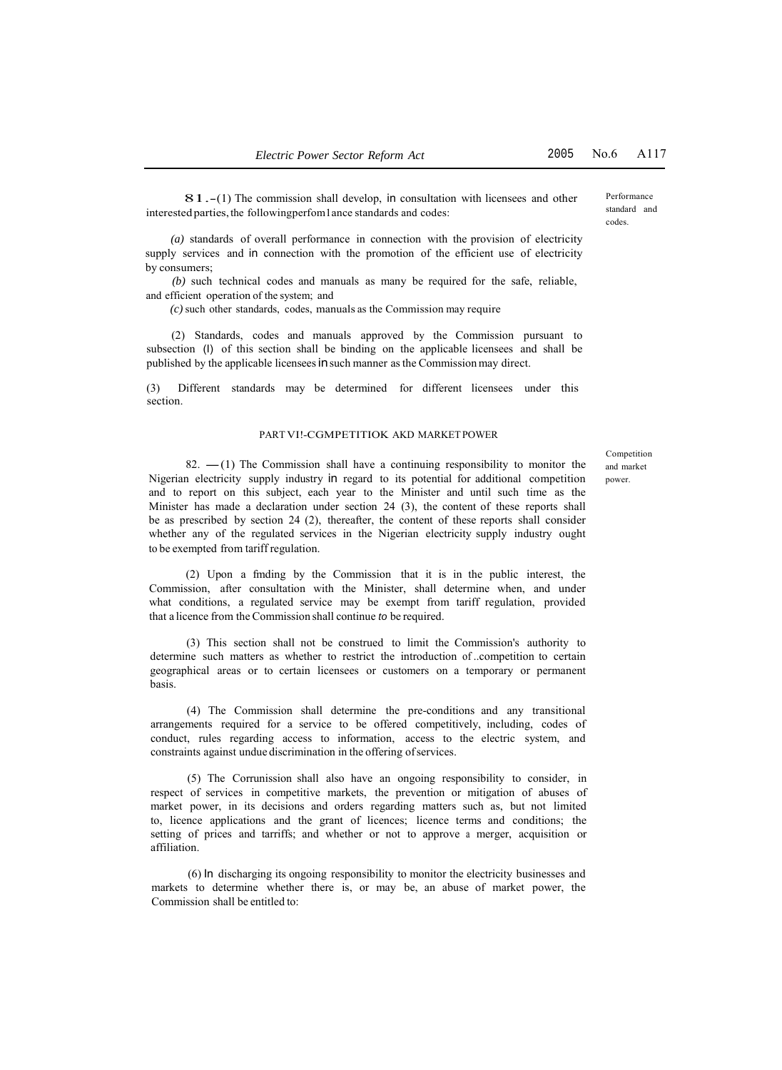**81.**-(1) The commission shall develop, in consultation with licensees and other interested parties, the followingperfom1ance standards and codes:

Performance standard and codes.

*(a)* standards of overall performance in connection with the provision of electricity supply services and in connection with the promotion of the efficient use of electricity by consumers;

*(b)* such technical codes and manuals as many be required for the safe, reliable, and efficient operation of the system; and

*(c)* such other standards, codes, manuals as the Commission may require

(2) Standards, codes and manuals approved by the Commission pursuant to subsection (l) of this section shall be binding on the applicable licensees and shall be published by the applicable licensees in such manner as the Commission may direct.

(3) Different standards may be determined for different licensees under this section.

## PART VI!-CGMPETITIOK AKD MARKET POWER

Competition and market power.

82. —(1) The Commission shall have a continuing responsibility to monitor the Nigerian electricity supply industry in regard to its potential for additional competition and to report on this subject, each year to the Minister and until such time as the Minister has made a declaration under section 24 (3), the content of these reports shall be as prescribed by section 24 (2), thereafter, the content of these reports shall consider whether any of the regulated services in the Nigerian electricity supply industry ought to be exempted from tariff regulation.

(2) Upon a fmding by the Commission that it is in the public interest, the Commission, after consultation with the Minister, shall determine when, and under what conditions, a regulated service may be exempt from tariff regulation, provided that a licence from the Commission shall continue *to* be required.

(3) This section shall not be construed to limit the Commission's authority to determine such matters as whether to restrict the introduction of ..competition to certain geographical areas or to certain licensees or customers on a temporary or permanent basis.

(4) The Commission shall determine the pre-conditions and any transitional arrangements required for a service to be offered competitively, including, codes of conduct, rules regarding access to information, access to the electric system, and constraints against undue discrimination in the offering of services.

(5) The Corrunission shall also have an ongoing responsibility to consider, in respect of services in competitive markets, the prevention or mitigation of abuses of market power, in its decisions and orders regarding matters such as, but not limited to, licence applications and the grant of licences; licence terms and conditions; the setting of prices and tarriffs; and whether or not to approve a merger, acquisition or affiliation.

(6) In discharging its ongoing responsibility to monitor the electricity businesses and markets to determine whether there is, or may be, an abuse of market power, the Commission shall be entitled to: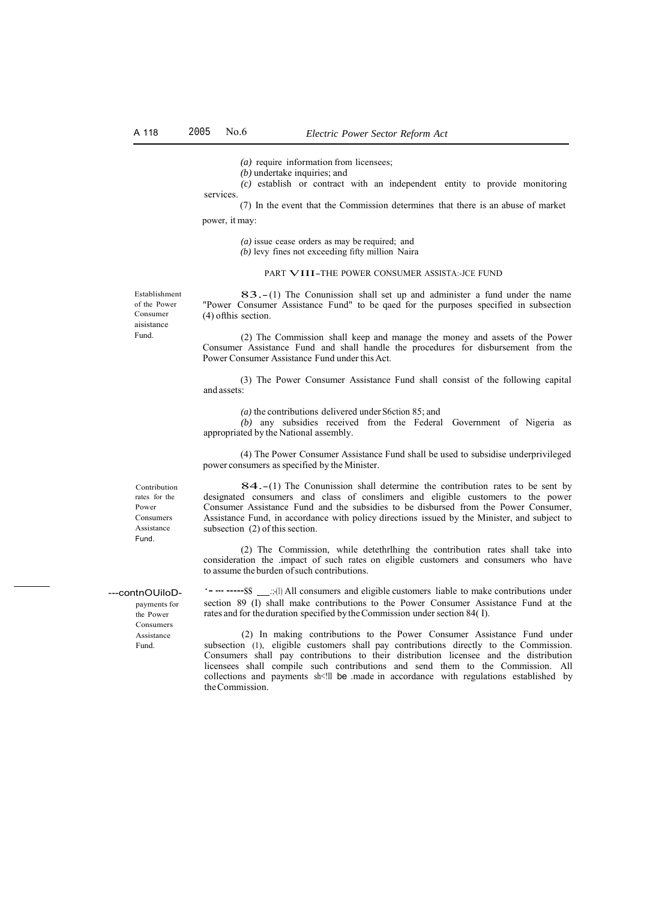(a) require information from licensees;

(b) undertake inquiries; and

(c) establish or contract with an independent entity to provide monitoring services.

(7) In the event that the Commission determines that there is an abuse of market power, it may:

(a) issue cease orders as may be required; and

(b) levy fines not exceeding fifty million Naira

## PART VIII-THE POWER CONSUMER ASSISTA:-JCE FUND

Establishment of the Power Consumer aisistance Fund.

**83.**-(1) The Conunission shall set up and administer a fund under the name "Power Consumer Assistance Fund" to be qaed for the purposes specified in subsection (4) ofthis section.

(2) The Commission shall keep and manage the money and assets of the Power Consumer Assistance Fund and shall handle the procedures for disbursement from the Power Consumer Assistance Fund under this Act.

(3) The Power Consumer Assistance Fund shall consist of the following capital and assets:

(a) the contributions delivered under S6ction 85; and

(b) any subsidies received from the Federal Government of Nigeria as appropriated by the National assembly.

(4) The Power Consumer Assistance Fund shall be used to subsidise underprivileged power consumers as specified by the Minister.

Contribution rates for the Power Consumers Assistance Fund.

**84.**-(1) The Conunission shall determine the contribution rates to be sent by designated consumers and class of conslimers and eligible customers to the power Consumer Assistance Fund and the subsidies to be disbursed from the Power Consumer, Assistance Fund, in accordance with policy directions issued by the Minister, and subject to subsection (2) of this section.

(2) The Commission, while detethrlhing the contribution rates shall take into consideration the .impact of such rates on eligible customers and consumers who have to assume the burden of such contributions.

---contnOUiloD- payments for the Power Consumers Assistance Fund.

·- --- -----$$ ___.:;-(1) All consumers and eligible customers liable to make contributions under section 89 (I) shall make contributions to the Power Consumer Assistance Fund at the rates and for the duration specified by the Commission under section 84( I).

(2) In making contributions to the Power Consumer Assistance Fund under subsection (1), eligible customers shall pay contributions directly to the Commission. Consumers shall pay contributions to their distribution licensee and the distribution licensees shall compile such contributions and send them to the Commission. All collections and payments sh<!ll be .made in accordance with regulations established by the Commission.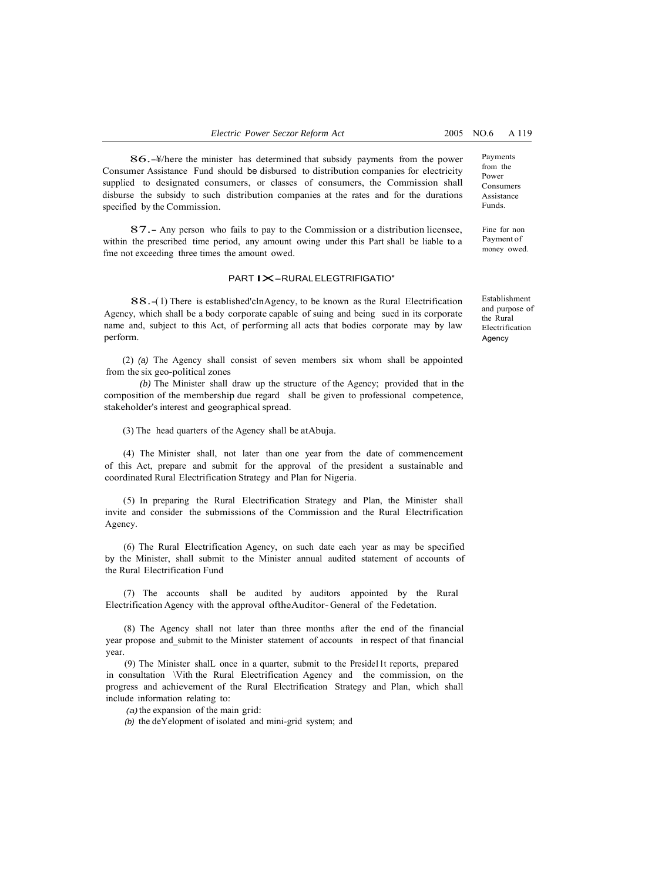**86.**–¥/here the minister has determined that subsidy payments from the power Consumer Assistance Fund should be disbursed to distribution companies for electricity supplied to designated consumers, or classes of consumers, the Commission shall disburse the subsidy to such distribution companies at the rates and for the durations specified by the Commission.

*Payments from the Power Consumers Assistance Funds.*

**87.**– Any person who fails to pay to the Commission or a distribution licensee, within the prescribed time period, any amount owing under this Part shall be liable to a fme not exceeding three times the amount owed.

*Fine for non Payment of money owed.*

## PART IX–RURAL ELEGTRIFIGATIO"

**88.**–(1) There is established'clnAgency, to be known as the Rural Electrification Agency, which shall be a body corporate capable of suing and being sued in its corporate name and, subject to this Act, of performing all acts that bodies corporate may by law perform.

*Establishment and purpose of the Rural Electrification Agency*

(2) *(a)* The Agency shall consist of seven members six whom shall be appointed from the six geo-political zones

*(b)* The Minister shall draw up the structure of the Agency; provided that in the composition of the membership due regard shall be given to professional competence, stakeholder's interest and geographical spread.

(3) The head quarters of the Agency shall be atAbuja.

(4) The Minister shall, not later than one year from the date of commencement of this Act, prepare and submit for the approval of the president a sustainable and coordinated Rural Electrification Strategy and Plan for Nigeria.

(5) In preparing the Rural Electrification Strategy and Plan, the Minister shall invite and consider the submissions of the Commission and the Rural Electrification Agency.

(6) The Rural Electrification Agency, on such date each year as may be specified by the Minister, shall submit to the Minister annual audited statement of accounts of the Rural Electrification Fund

(7) The accounts shall be audited by auditors appointed by the Rural Electrification Agency with the approval oftheAuditor-General of the Fedetation.

(8) The Agency shall not later than three months after the end of the financial year propose and_submit to the Minister statement of accounts in respect of that financial year.

(9) The Minister shalL once in a quarter, submit to the Preside11t reports, prepared in consultation \Vith the Rural Electrification Agency and the commission, on the progress and achievement of the Rural Electrification Strategy and Plan, which shall include information relating to:

*(a)* the expansion of the main grid:

*(b)* the deYelopment of isolated and mini-grid system; and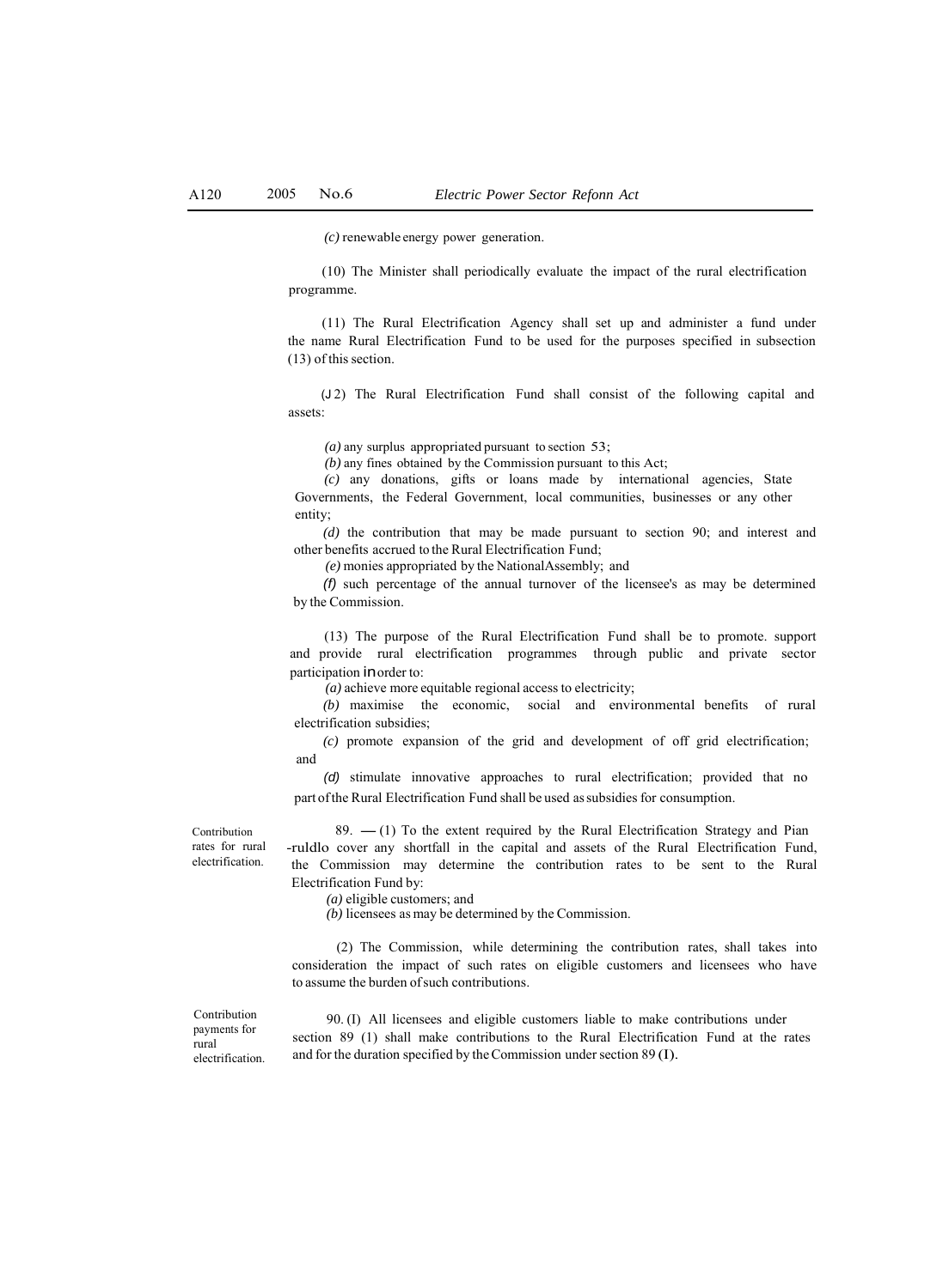*(c)* renewable energy power generation.

(10) The Minister shall periodically evaluate the impact of the rural electrification programme.

(11) The Rural Electrification Agency shall set up and administer a fund under the name Rural Electrification Fund to be used for the purposes specified in subsection (13) of this section.

(J2) The Rural Electrification Fund shall consist of the following capital and assets:

*(a)* any surplus appropriated pursuant to section 53;

*(b)* any fines obtained by the Commission pursuant to this Act;

*(c)* any donations, gifts or loans made by international agencies, State Governments, the Federal Government, local communities, businesses or any other entity;

*(d)* the contribution that may be made pursuant to section 90; and interest and other benefits accrued to the Rural Electrification Fund;

*(e)* monies appropriated by the NationalAssembly; and

*(f)* such percentage of the annual turnover of the licensee's as may be determined by the Commission.

(13) The purpose of the Rural Electrification Fund shall be to promote. support and provide rural electrification programmes through public and private sector participation in order to:

*(a)* achieve more equitable regional access to electricity;

*(b)* maximise the economic, social and environmental benefits of rural electrification subsidies;

*(c)* promote expansion of the grid and development of off grid electrification; and

*(d)* stimulate innovative approaches to rural electrification; provided that no part of the Rural Electrification Fund shall be used as subsidies for consumption.

Contribution rates for rural electrification.

89. —(1) To the extent required by the Rural Electrification Strategy and Pian -ruldlo cover any shortfall in the capital and assets of the Rural Electrification Fund, the Commission may determine the contribution rates to be sent to the Rural Electrification Fund by:

*(a)* eligible customers; and

*(b)* licensees as may be determined by the Commission.

(2) The Commission, while determining the contribution rates, shall takes into consideration the impact of such rates on eligible customers and licensees who have to assume the burden of such contributions.

Contribution payments for rural electrification.

90. (I) All licensees and eligible customers liable to make contributions under section 89 (1) shall make contributions to the Rural Electrification Fund at the rates and for the duration specified by the Commission under section 89 (I).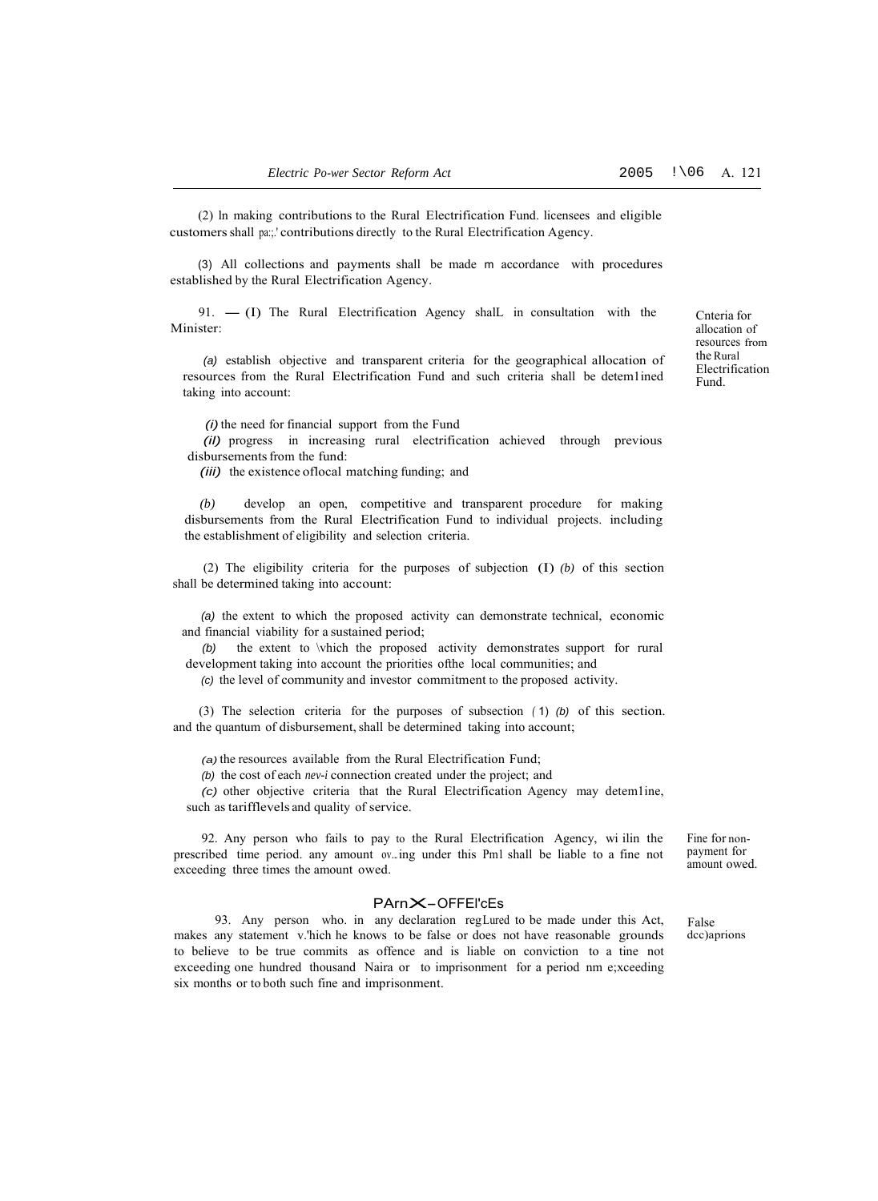(2) In making contributions to the Rural Electrification Fund. licensees and eligible customers shall pa:;.' contributions directly to the Rural Electrification Agency.

(3) All collections and payments shall be made m accordance with procedures established by the Rural Electrification Agency.

Cnteria for allocation of resources from the Rural Electrification Fund.

91. — (1) The Rural Electrification Agency shalL in consultation with the Minister:

*(a)* establish objective and transparent criteria for the geographical allocation of resources from the Rural Electrification Fund and such criteria shall be detem1ined taking into account:

*(i)* the need for financial support from the Fund

*(ii)* progress in increasing rural electrification achieved through previous disbursements from the fund:

*(iii)* the existence oflocal matching funding; and

*(b)* develop an open, competitive and transparent procedure for making disbursements from the Rural Electrification Fund to individual projects. including the establishment of eligibility and selection criteria.

(2) The eligibility criteria for the purposes of subjection (1) *(b)* of this section shall be determined taking into account:

*(a)* the extent to which the proposed activity can demonstrate technical, economic and financial viability for a sustained period;

*(b)* the extent to \which the proposed activity demonstrates support for rural development taking into account the priorities ofthe local communities; and

*(c)* the level of community and investor commitment to the proposed activity.

(3) The selection criteria for the purposes of subsection (1) *(b)* of this section. and the quantum of disbursement, shall be determined taking into account;

*(a)* the resources available from the Rural Electrification Fund;

*(b)* the cost of each *nev-i* connection created under the project; and

*(c)* other objective criteria that the Rural Electrification Agency may detem1ine, such as tarifflevels and quality of service.

Fine for non-payment for amount owed.

92. Any person who fails to pay to the Rural Electrification Agency, wi ilin the prescribed time period. any amount ov..ing under this Pm1 shall be liable to a fine not exceeding three times the amount owed.

## PArn X – OFFEI'cEs

False dcc)aprions

93. Any person who. in any declaration regLured to be made under this Act, makes any statement v.'hich he knows to be false or does not have reasonable grounds to believe to be true commits as offence and is liable on conviction to a tine not exceeding one hundred thousand Naira or to imprisonment for a period nm e;xceeding six months or to both such fine and imprisonment.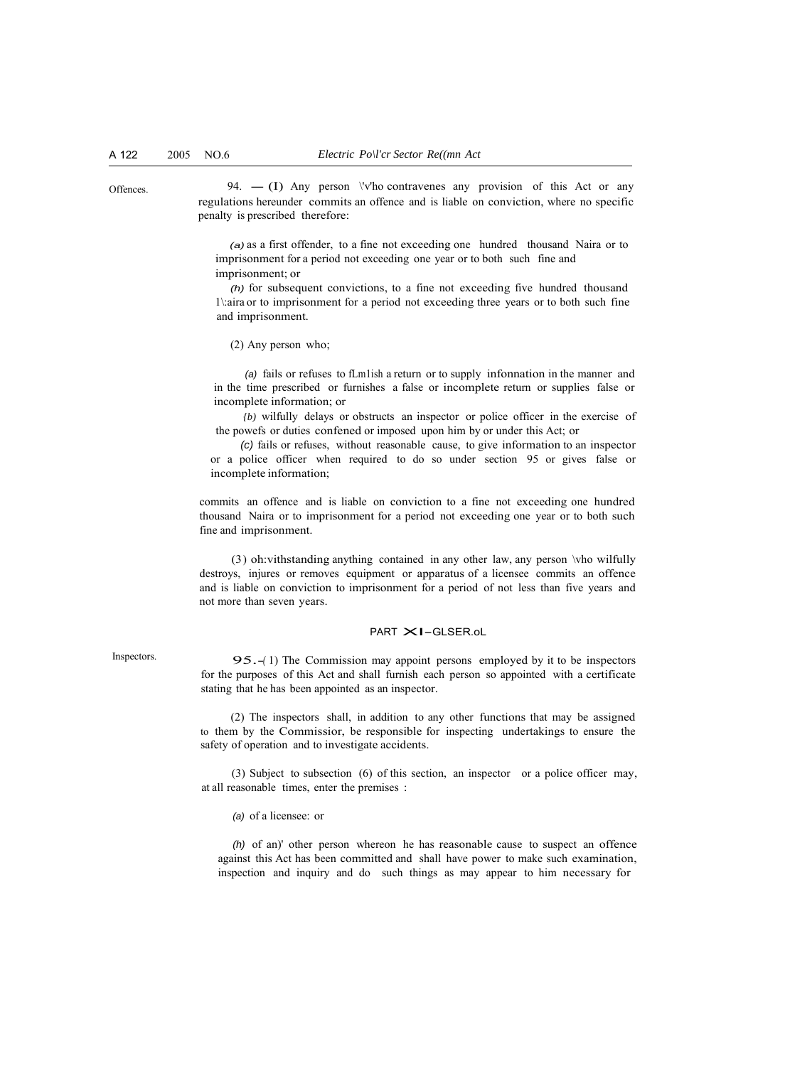Offences.

94. — (1) Any person \'v'ho contravenes any provision of this Act or any regulations hereunder commits an offence and is liable on conviction, where no specific penalty is prescribed therefore:

*(a)* as a first offender, to a fine not exceeding one hundred thousand Naira or to imprisonment for a period not exceeding one year or to both such fine and imprisonment; or

*(h)* for subsequent convictions, to a fine not exceeding five hundred thousand 1\:aira or to imprisonment for a period not exceeding three years or to both such fine and imprisonment.

(2) Any person who;

*(a)* fails or refuses to fLm1ish a return or to supply infonnation in the manner and in the time prescribed or furnishes a false or incomplete return or supplies false or incomplete information; or

*{b)* wilfully delays or obstructs an inspector or police officer in the exercise of the powefs or duties confened or imposed upon him by or under this Act; or

*(c)* fails or refuses, without reasonable cause, to give information to an inspector or a police officer when required to do so under section 95 or gives false or incomplete information;

commits an offence and is liable on conviction to a fine not exceeding one hundred thousand Naira or to imprisonment for a period not exceeding one year or to both such fine and imprisonment.

(3) oh:vithstanding anything contained in any other law, any person \vho wilfully destroys, injures or removes equipment or apparatus of a licensee commits an offence and is liable on conviction to imprisonment for a period of not less than five years and not more than seven years.

## PART XI–GLSER.oL

Inspectors.

95.–(1) The Commission may appoint persons employed by it to be inspectors for the purposes of this Act and shall furnish each person so appointed with a certificate stating that he has been appointed as an inspector.

(2) The inspectors shall, in addition to any other functions that may be assigned to them by the Commissior, be responsible for inspecting undertakings to ensure the safety of operation and to investigate accidents.

(3) Subject to subsection (6) of this section, an inspector or a police officer may, at all reasonable times, enter the premises :

*(a)* of a licensee: or

*(h)* of an)' other person whereon he has reasonable cause to suspect an offence against this Act has been committed and shall have power to make such examination, inspection and inquiry and do such things as may appear to him necessary for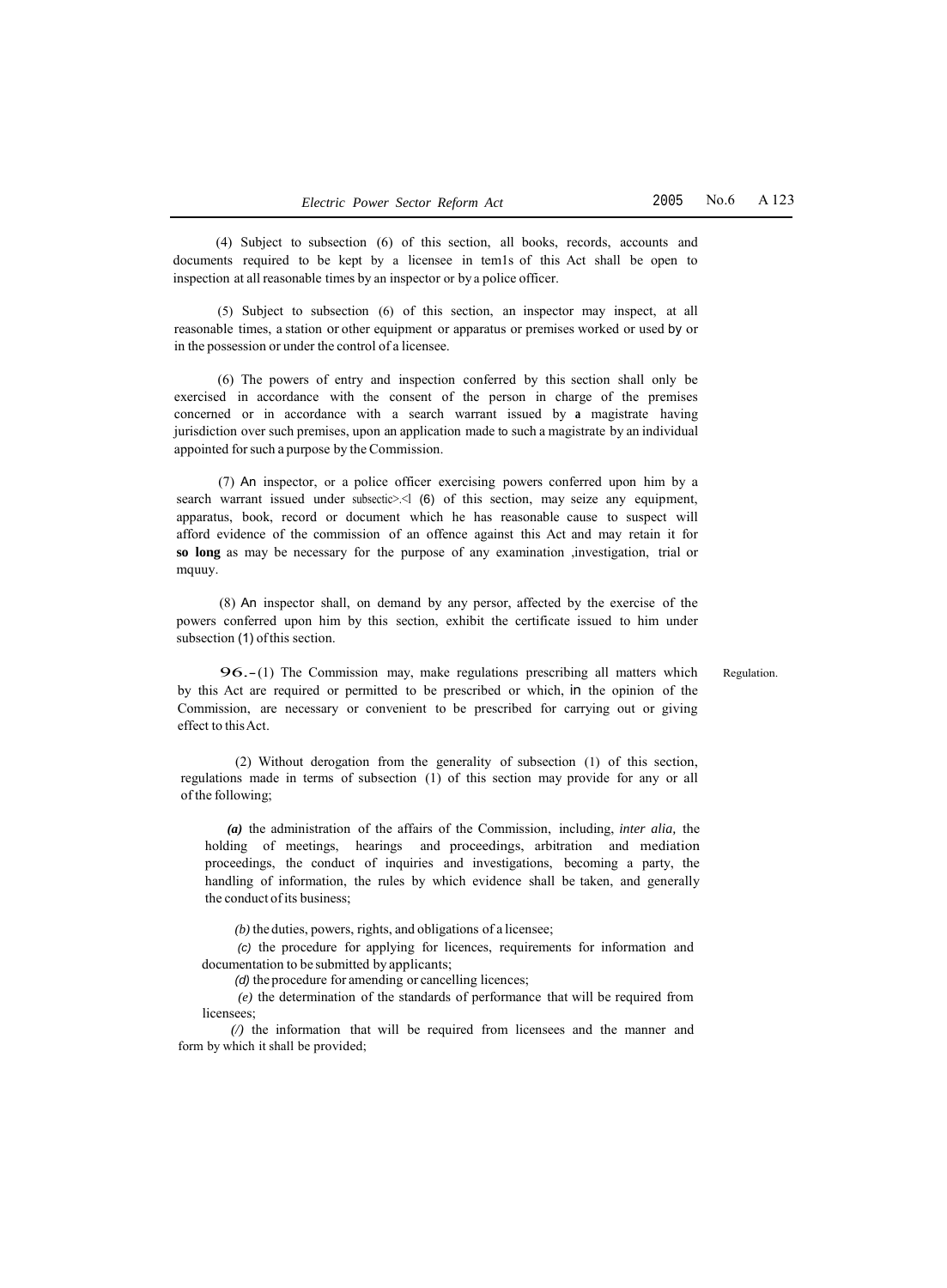(4) Subject to subsection (6) of this section, all books, records, accounts and documents required to be kept by a licensee in tem1s of this Act shall be open to inspection at all reasonable times by an inspector or by a police officer.

(5) Subject to subsection (6) of this section, an inspector may inspect, at all reasonable times, a station or other equipment or apparatus or premises worked or used by or in the possession or under the control of a licensee.

(6) The powers of entry and inspection conferred by this section shall only be exercised in accordance with the consent of the person in charge of the premises concerned or in accordance with a search warrant issued by **a** magistrate having jurisdiction over such premises, upon an application made to such a magistrate by an individual appointed for such a purpose by the Commission.

(7) An inspector, or a police officer exercising powers conferred upon him by a search warrant issued under subsectic>.<l (6) of this section, may seize any equipment, apparatus, book, record or document which he has reasonable cause to suspect will afford evidence of the commission of an offence against this Act and may retain it for **so long** as may be necessary for the purpose of any examination ,investigation, trial or mquuy.

(8) An inspector shall, on demand by any persor, affected by the exercise of the powers conferred upon him by this section, exhibit the certificate issued to him under subsection (1) of this section.

Regulation.

96.-(1) The Commission may, make regulations prescribing all matters which by this Act are required or permitted to be prescribed or which, in the opinion of the Commission, are necessary or convenient to be prescribed for carrying out or giving effect to this Act.

(2) Without derogation from the generality of subsection (1) of this section, regulations made in terms of subsection (1) of this section may provide for any or all of the following;

***(a)*** the administration of the affairs of the Commission, including, *inter alia,* the holding of meetings, hearings and proceedings, arbitration and mediation proceedings, the conduct of inquiries and investigations, becoming a party, the handling of information, the rules by which evidence shall be taken, and generally the conduct of its business;

*(b)* the duties, powers, rights, and obligations of a licensee;

*(c)* the procedure for applying for licences, requirements for information and documentation to be submitted by applicants;

*(d)* the procedure for amending or cancelling licences;

*(e)* the determination of the standards of performance that will be required from licensees;

*(/)* the information that will be required from licensees and the manner and form by which it shall be provided;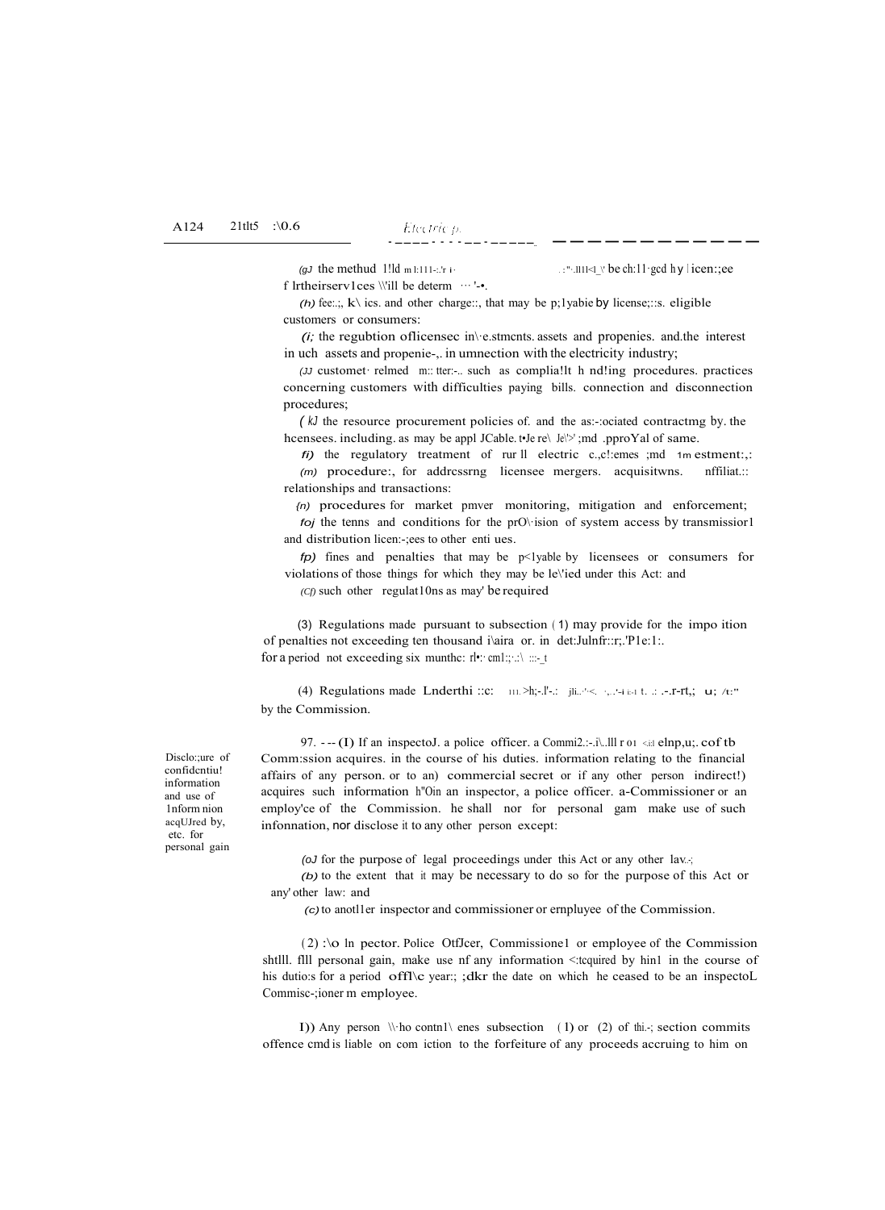(g) the method and manner in which the tariffs and charges to be charged by licensees for their services will be determined;

(h) fees, levies, and other charges, that may be payable by licensees, eligible customers or consumers:

(i) the regulation of licensee investments, assets and properties, and the interest in such assets and properties in connection with the electricity industry;

(j) customer related matters such as complaint handling procedures, practices concerning customers with difficulties paying bills, connection and disconnection procedures;

(k) the resource procurement policies of, and the associated contracting by, the licensees, including, as may be applicable, the review and approval of same.

(l) the regulatory treatment of rural electric companies and investments;

(m) procedures for addressing licensee mergers, acquisitions, affiliate relationships and transactions:

(n) procedures for market power monitoring, mitigation and enforcement;

(o) the terms and conditions for the provision of system access by transmission and distribution licensees to other entities.

(p) fines and penalties that may be payable by licensees or consumers for violations of those things for which they may be levied under this Act: and

(q) such other regulations as may be required

(3) Regulations made pursuant to subsection (1) may provide for the imposition of penalties not exceeding ten thousand dollars or, in default of payment, imprisonment for a period not exceeding six months.

(4) Regulations made under this section shall be subject to ... by the Commission.

Disclosure of confidential information and use of information acquired by, etc. for personal gain

97. —(1) If an inspector, a police officer, a Commissioner or an employee of the Commission acquires, in the course of his duties, information relating to the financial affairs of any person, or to any commercial secret or if any other person indirectly acquires such information from an inspector, a police officer, a Commissioner or an employee of the Commission, he shall not for personal gain make use of such information, nor disclose it to any other person except:

(a) for the purpose of legal proceedings under this Act or any other law;

(b) to the extent that it may be necessary to do so for the purpose of this Act or any other law: and

(c) to another inspector and commissioner or employee of the Commission.

(2) No Inspector, Police Officer, Commissioner or employee of the Commission shall, for personal gain, make use of any information acquired by him in the course of his duties for a period of one year, after the date on which he ceased to be an inspector, Commissioner or employee.

(3) Any person who contravenes subsection (1) or (2) of this section commits an offence and is liable on conviction to the forfeiture of any proceeds accruing to him on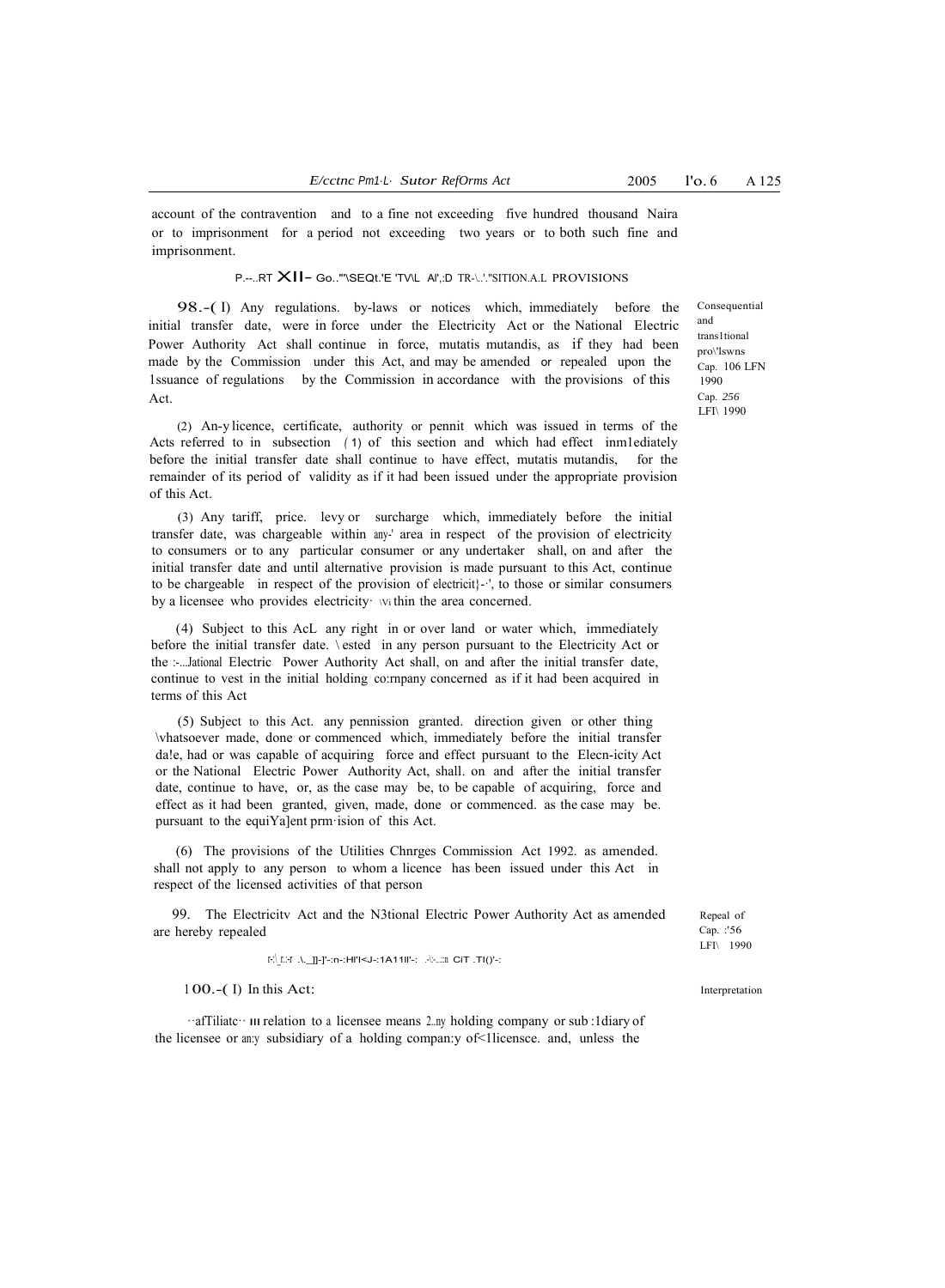account of the contravention and to a fine not exceeding five hundred thousand Naira or to imprisonment for a period not exceeding two years or to both such fine and imprisonment.

## PART XII– CONSEQUENTIAL AND TRANSITIONAL PROVISIONS

*Consequential and transitional provisions Cap. 106 LFN 1990 Cap. 256 LFN 1990*

98.-(1) Any regulations. by-laws or notices which, immediately before the initial transfer date, were in force under the Electricity Act or the National Electric Power Authority Act shall continue in force, mutatis mutandis, as if they had been made by the Commission under this Act, and may be amended or repealed upon the issuance of regulations by the Commission in accordance with the provisions of this Act.

(2) Any licence, certificate, authority or permit which was issued in terms of the Acts referred to in subsection (1) of this section and which had effect immediately before the initial transfer date shall continue to have effect, mutatis mutandis, for the remainder of its period of validity as if it had been issued under the appropriate provision of this Act.

(3) Any tariff, price. levy or surcharge which, immediately before the initial transfer date, was chargeable within any area in respect of the provision of electricity to consumers or to any particular consumer or any undertaker shall, on and after the initial transfer date and until alternative provision is made pursuant to this Act, continue to be chargeable in respect of the provision of electricity, to those or similar consumers by a licensee who provides electricity within the area concerned.

(4) Subject to this Act any right in or over land or water which, immediately before the initial transfer date. vested in any person pursuant to the Electricity Act or the National Electric Power Authority Act shall, on and after the initial transfer date, continue to vest in the initial holding company concerned as if it had been acquired in terms of this Act

(5) Subject to this Act. any permission granted. direction given or other thing whatsoever made, done or commenced which, immediately before the initial transfer date, had or was capable of acquiring force and effect pursuant to the Electricity Act or the National Electric Power Authority Act, shall. on and after the initial transfer date, continue to have, or, as the case may be, to be capable of acquiring, force and effect as it had been granted, given, made, done or commenced. as the case may be. pursuant to the equivalent provision of this Act.

(6) The provisions of the Utilities Charges Commission Act 1992. as amended. shall not apply to any person to whom a licence has been issued under this Act in respect of the licensed activities of that person

*Repeal of Cap. 256 LFN 1990*

99. The Electricity Act and the National Electric Power Authority Act as amended are hereby repealed

## PART XIII– INTERPRETATION

*Interpretation*

100.-(1) In this Act:

"affiliate" in relation to a licensee means any holding company or subsidiary of the licensee or any subsidiary of a holding company of a licensee. and, unless the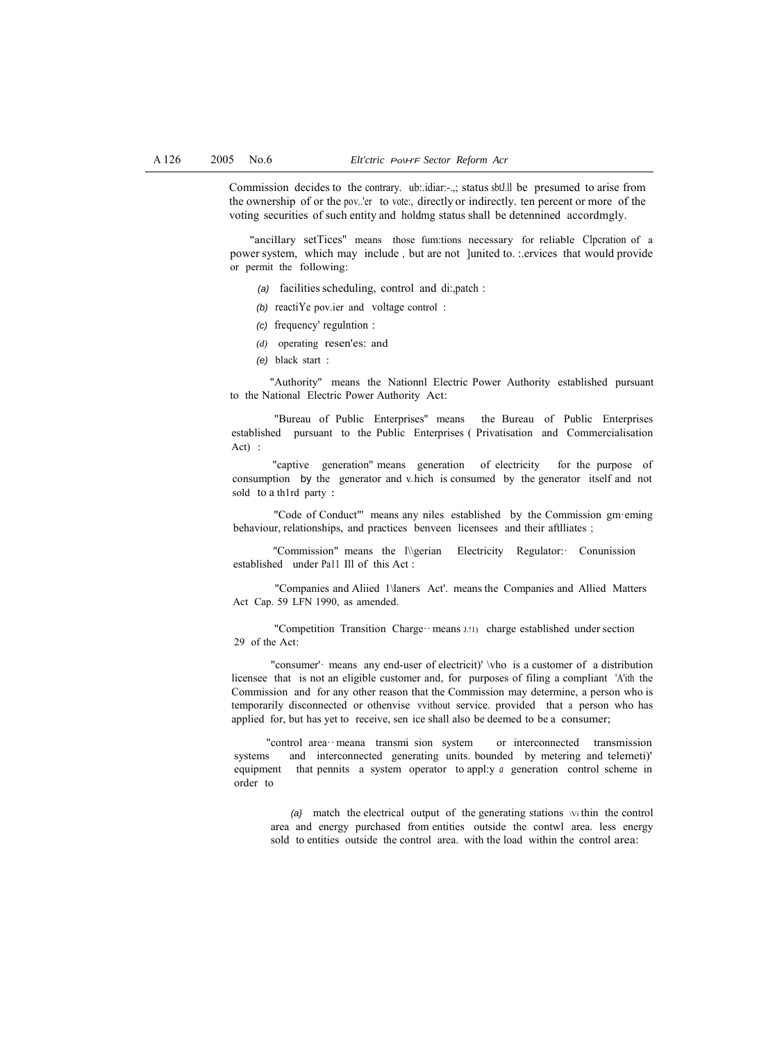Commission decides to the contrary. ub:.idiar:-.,; status sbtJ.ll be presumed to arise from the ownership of or the pov..'er to vote:, directly or indirectly. ten percent or more of the voting securities of such entity and holdmg status shall be detennined accordmgly.

"ancillary setTices" means those fum:tions necessary for reliable Clpcration of a power system, which may include , but are not ]united to. :.ervices that would provide or permit the following:

(a) facilities scheduling, control and di:,patch :

(b) reactiYe pov.ier and voltage control :

(c) frequency' regulntion :

(d) operating resen'es: and

(e) black start :

"Authority" means the Nationnl Electric Power Authority established pursuant to the National Electric Power Authority Act:

"Bureau of Public Enterprises" means the Bureau of Public Enterprises established pursuant to the Public Enterprises ( Privatisation and Commercialisation Act) :

"captive generation" means generation of electricity for the purpose of consumption by the generator and v..hich is consumed by the generator itself and not sold to a th1rd party :

"Code of Conduct'" means any niles established by the Commission gm·eming behaviour, relationships, and practices benveen licensees and their aftlliates ;

"Commission" means the l\\gerian Electricity Regulator:· Conunission established under Pa11 Ill of this Act :

"Companies and Aliied 1\laners Act'. means the Companies and Allied Matters Act Cap. 59 LFN 1990, as amended.

"Competition Transition Charge·· means J.!1) charge established under section 29 of the Act:

"consumer'· means any end-user of electricit)' \vho is a customer of a distribution licensee that is not an eligible customer and, for purposes of filing a compliant 'A'ith the Commission and for any other reason that the Commission may determine, a person who is temporarily disconnected or othenvise vvithout service. provided that a person who has applied for, but has yet to receive, sen ice shall also be deemed to be a consumer;

"control area·· meana transmi sion system or interconnected transmission systems and interconnected generating units. bounded by metering and telemeti)' equipment that pennits a system operator to appl:y a generation control scheme in order to

(a} match the electrical output of the generating stations \Vi thin the control area and energy purchased from entities outside the contwl area. less energy sold to entities outside the control area. with the load within the control area: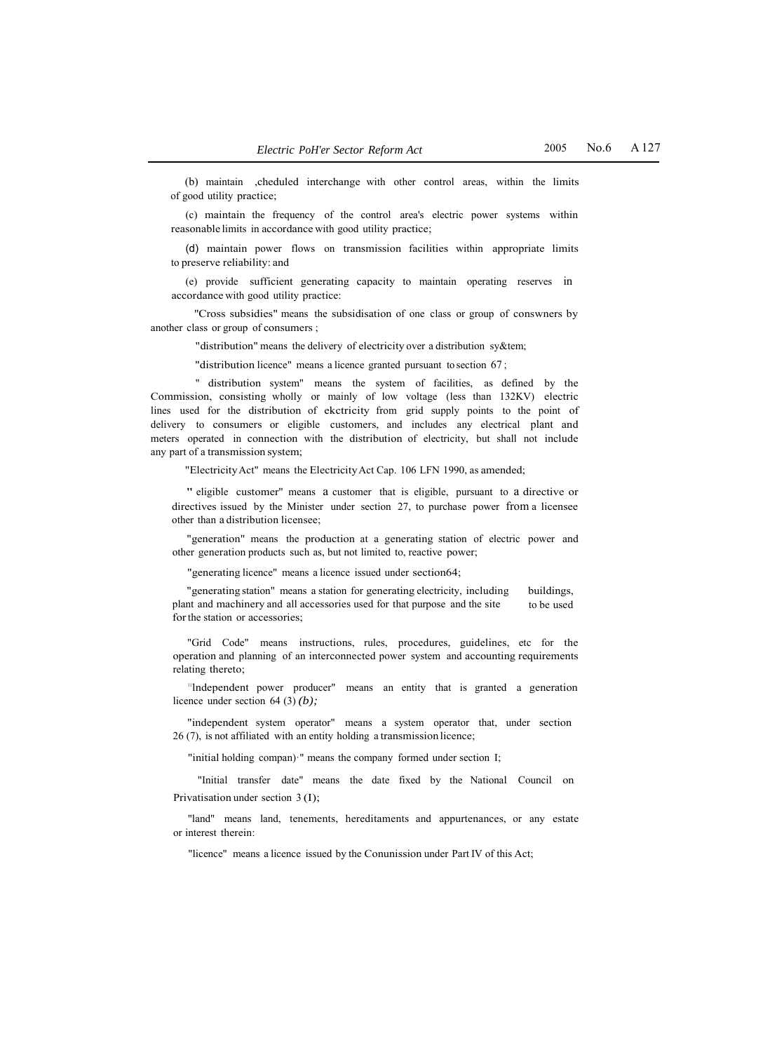(b) maintain ,cheduled interchange with other control areas, within the limits of good utility practice;

(c) maintain the frequency of the control area's electric power systems within reasonable limits in accordance with good utility practice;

(d) maintain power flows on transmission facilities within appropriate limits to preserve reliability: and

(e) provide sufficient generating capacity to maintain operating reserves in accordance with good utility practice:

"Cross subsidies" means the subsidisation of one class or group of conswners by another class or group of consumers ;

"distribution" means the delivery of electricity over a distribution sy&tem;

"distribution licence" means a licence granted pursuant to section 67 ;

" distribution system" means the system of facilities, as defined by the Commission, consisting wholly or mainly of low voltage (less than 132KV) electric lines used for the distribution of ekctricity from grid supply points to the point of delivery to consumers or eligible customers, and includes any electrical plant and meters operated in connection with the distribution of electricity, but shall not include any part of a transmission system;

"Electricity Act" means the Electricity Act Cap. 106 LFN 1990, as amended;

" eligible customer" means a customer that is eligible, pursuant to a directive or directives issued by the Minister under section 27, to purchase power from a licensee other than a distribution licensee;

"generation" means the production at a generating station of electric power and other generation products such as, but not limited to, reactive power;

"generating licence" means a licence issued under section64;

"generating station" means a station for generating electricity, including buildings, plant and machinery and all accessories used for that purpose and the site to be used for the station or accessories;

"Grid Code" means instructions, rules, procedures, guidelines, etc for the operation and planning of an interconnected power system and accounting requirements relating thereto;

"Independent power producer" means an entity that is granted a generation licence under section 64 (3) *(b);*

"independent system operator" means a system operator that, under section 26 (7), is not affiliated with an entity holding a transmission licence;

"initial holding compan)·" means the company formed under section I;

"Initial transfer date" means the date fixed by the National Council on Privatisation under section 3 (I);

"land" means land, tenements, hereditaments and appurtenances, or any estate or interest therein:

"licence" means a licence issued by the Conunission under Part IV of this Act;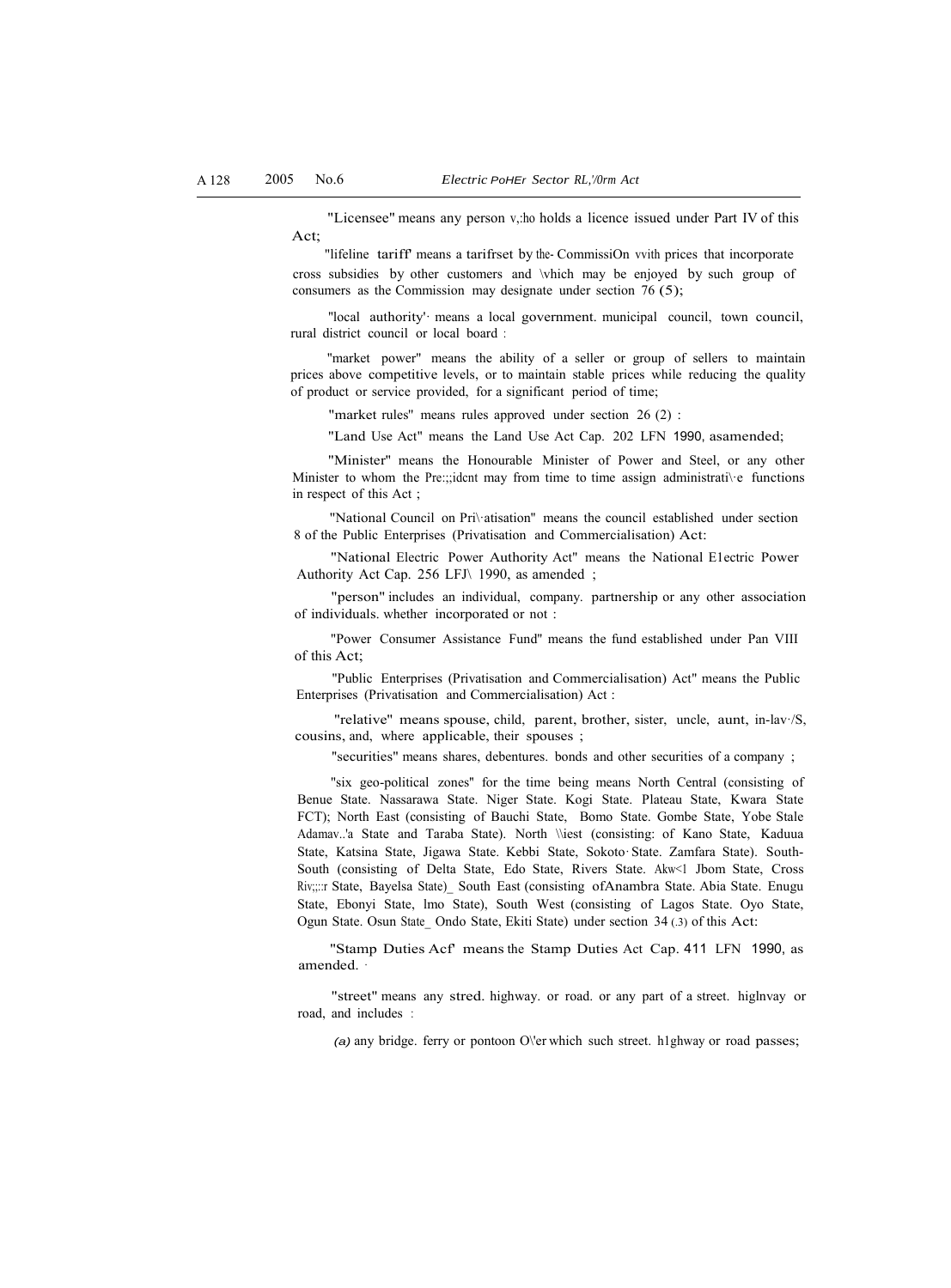"Licensee" means any person who holds a licence issued under Part IV of this Act;

"lifeline tariff" means a tariff set by the Commission with prices that incorporate cross subsidies by other customers and which may be enjoyed by such group of consumers as the Commission may designate under section 76 (5);

"local authority" means a local government, municipal council, town council, rural district council or local board ;

"market power" means the ability of a seller or group of sellers to maintain prices above competitive levels, or to maintain stable prices while reducing the quality of product or service provided, for a significant period of time;

"market rules" means rules approved under section 26 (2) :

"Land Use Act" means the Land Use Act Cap. 202 LFN 1990, as amended;

"Minister" means the Honourable Minister of Power and Steel, or any other Minister to whom the President may from time to time assign administrative functions in respect of this Act ;

"National Council on Privatisation" means the council established under section 8 of the Public Enterprises (Privatisation and Commercialisation) Act:

"National Electric Power Authority Act" means the National Electric Power Authority Act Cap. 256 LFN 1990, as amended ;

"person" includes an individual, company, partnership or any other association of individuals, whether incorporated or not :

"Power Consumer Assistance Fund" means the fund established under Part VIII of this Act;

"Public Enterprises (Privatisation and Commercialisation) Act" means the Public Enterprises (Privatisation and Commercialisation) Act :

"relative" means spouse, child, parent, brother, sister, uncle, aunt, in-laws, cousins, and, where applicable, their spouses ;

"securities" means shares, debentures, bonds and other securities of a company ;

"six geo-political zones" for the time being means North Central (consisting of Benue State, Nassarawa State, Niger State, Kogi State, Plateau State, Kwara State FCT); North East (consisting of Bauchi State, Borno State, Gombe State, Yobe State Adamawa State and Taraba State), North West (consisting: of Kano State, Kaduna State, Katsina State, Jigawa State, Kebbi State, Sokoto State, Zamfara State), South-South (consisting of Delta State, Edo State, Rivers State, Akwa Ibom State, Cross River State, Bayelsa State) South East (consisting of Anambra State, Abia State, Enugu State, Ebonyi State, Imo State), South West (consisting of Lagos State, Oyo State, Ogun State, Osun State, Ondo State, Ekiti State) under section 34 (3) of this Act:

"Stamp Duties Act" means the Stamp Duties Act Cap. 411 LFN 1990, as amended.

"street" means any street, highway, or road, or any part of a street, highway or road, and includes :

(a) any bridge, ferry or pontoon over which such street, highway or road passes;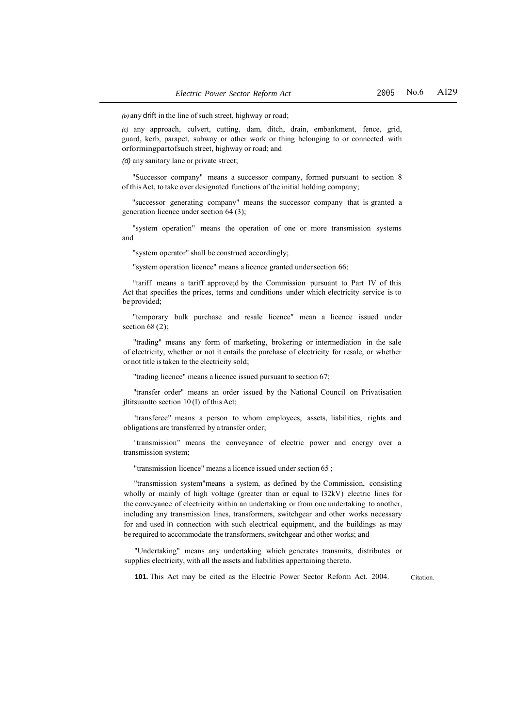*(b)* any drift in the line of such street, highway or road;

*(c)* any approach, culvert, cutting, dam, ditch, drain, embankment, fence, grid, guard, kerb, parapet, subway or other work or thing belonging to or connected with orformingpartofsuch street, highway or road; and

*(d)* any sanitary lane or private street;

"Successor company" means a successor company, formed pursuant to section 8 of this Act, to take over designated functions of the initial holding company;

"successor generating company" means the successor company that is granted a generation licence under section 64 (3);

"system operation" means the operation of one or more transmission systems and

"system operator" shall be construed accordingly;

"system operation licence" means a licence granted under section 66;

"tariff means a tariff approve;d by the Commission pursuant to Part IV of this Act that specifies the prices, terms and conditions under which electricity service is to be provided;

"temporary bulk purchase and resale licence" mean a licence issued under section 68 (2);

"trading" means any form of marketing, brokering or intermediation in the sale of electricity, whether or not it entails the purchase of electricity for resale, or whether or not title is taken to the electricity sold;

"trading licence" means a licence issued pursuant to section 67;

"transfer order" means an order issued by the National Council on Privatisation jltitsuantto section 10 (I) of this Act;

"transferee" means a person to whom employees, assets, liabilities, rights and obligations are transferred by a transfer order;

"transmission" means the conveyance of electric power and energy over a transmission system;

"transmission licence" means a licence issued under section 65 ;

"transmission system"means a system, as defined by the Commission, consisting wholly or mainly of high voltage (greater than or equal to l32kV) electric lines for the conveyance of electricity within an undertaking or from one undertaking to another, including any transmission lines, transformers, switchgear and other works necessary for and used in connection with such electrical equipment, and the buildings as may be required to accommodate the transformers, switchgear and other works; and

"Undertaking" means any undertaking which generates transmits, distributes or supplies electricity, with all the assets and liabilities appertaining thereto.

Citation.

**101.** This Act may be cited as the Electric Power Sector Reform Act. 2004.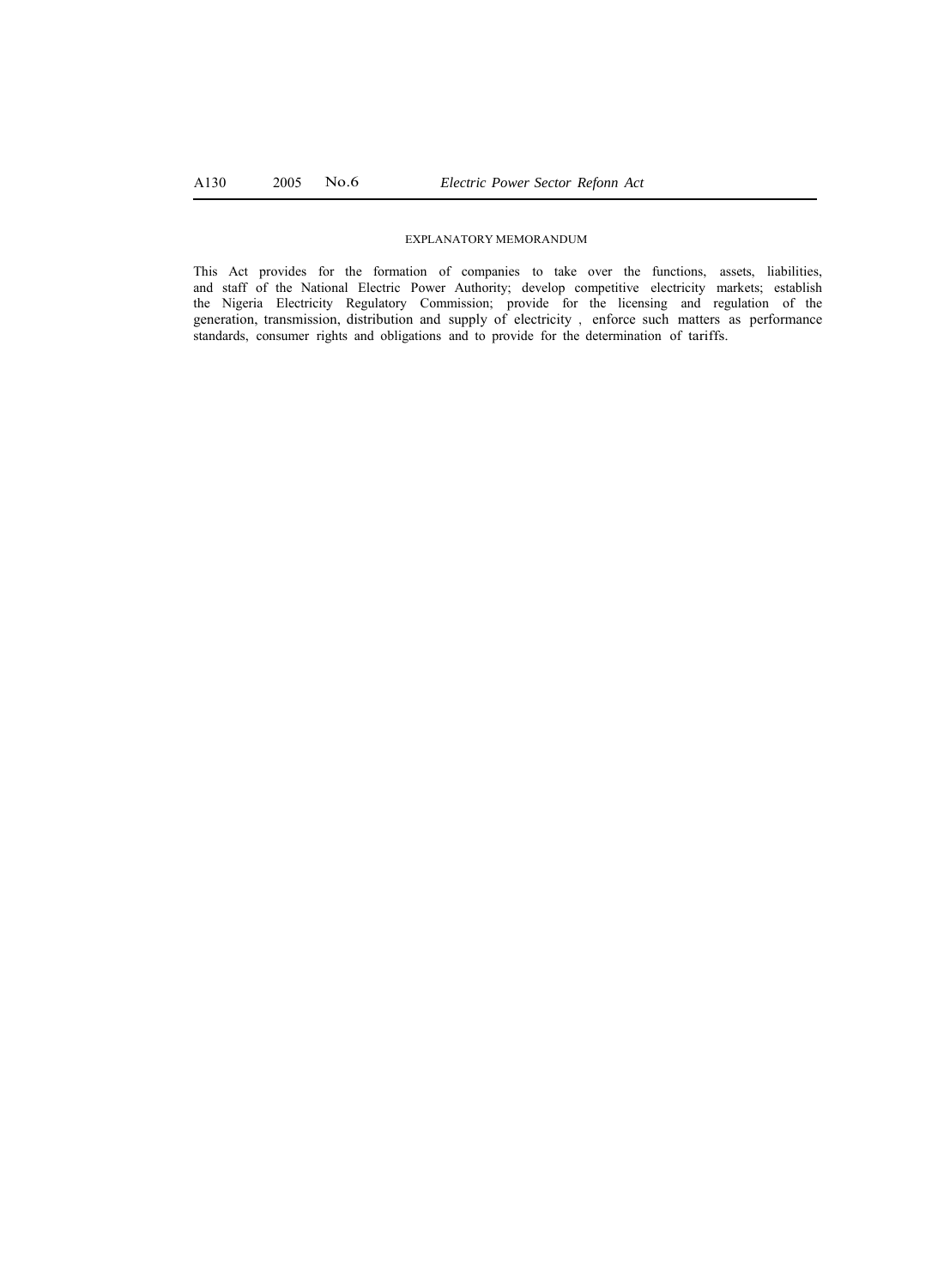EXPLANATORY MEMORANDUM

This Act provides for the formation of companies to take over the functions, assets, liabilities, and staff of the National Electric Power Authority; develop competitive electricity markets; establish the Nigeria Electricity Regulatory Commission; provide for the licensing and regulation of the generation, transmission, distribution and supply of electricity , enforce such matters as performance standards, consumer rights and obligations and to provide for the determination of tariffs.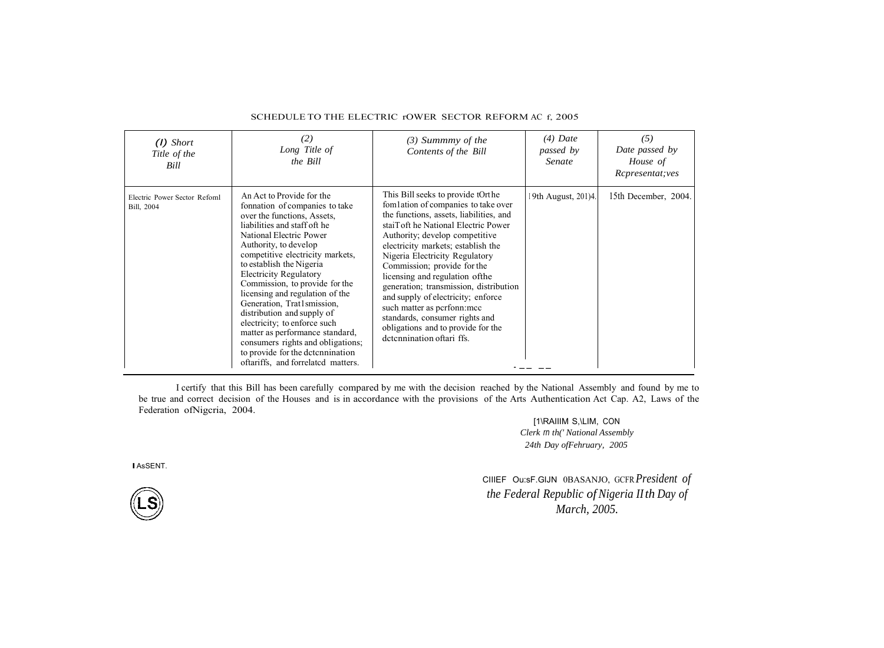SCHEDULE TO THE ELECTRIC rOWER SECTOR REFORM AC f, 2005

| *(I) Short Title of the Bill* | *(2) Long Title of the Bill* | *(3) Summmy of the Contents of the Bill* | *(4) Date passed by Senate* | *(5) Date passed by House of Rcpresentat;ves* |
|---|---|---|---|---|
| Electric Power Sector Refoml Bill, 2004 | An Act to Provide for the fonnation of companies to take over the functions, Assets, liabilities and staff oft he National Electric Power Authority, to develop competitive electricity markets, to establish the Nigeria Electricity Regulatory Commission, to provide for the licensing and regulation of the Generation, Trat1smission, distribution and supply of electricity; to enforce such matter as performance standard, consumers rights and obligations; to provide for the dctcnnination oftariffs, and forrelatcd matters. | This Bill seeks to provide tOrt he fom1ation of companies to take over the functions, assets, liabilities, and staiT oft he National Electric Power Authority; develop competitive electricity markets; establish the Nigeria Electricity Regulatory Commission; provide for the licensing and regulation ofthe generation; transmission, distribution and supply of electricity; enforce such matter as pcrfonn:mcc standards, consumer rights and obligations and to provide for the dctcnnination oftari ffs. | 19th August, 201)4. | 15th December, 2004. |

I certify that this Bill has been carefully compared by me with the decision reached by the National Assembly and found by me to be true and correct decision of the Houses and is in accordance with the provisions of the Arts Authentication Act Cap. A2, Laws of the Federation ofNigcria, 2004.

[1\RAIIIM S,\LIM, CON
*Clerk tn th(' National Assembly*
*24th Day ofFehruary, 2005*

I AsSENT.

CIIIEF Ou:sF.GIJN 0BASANJO, GCFR *President of the Federal Republic of Nigeria II th Day of March, 2005.*

LS